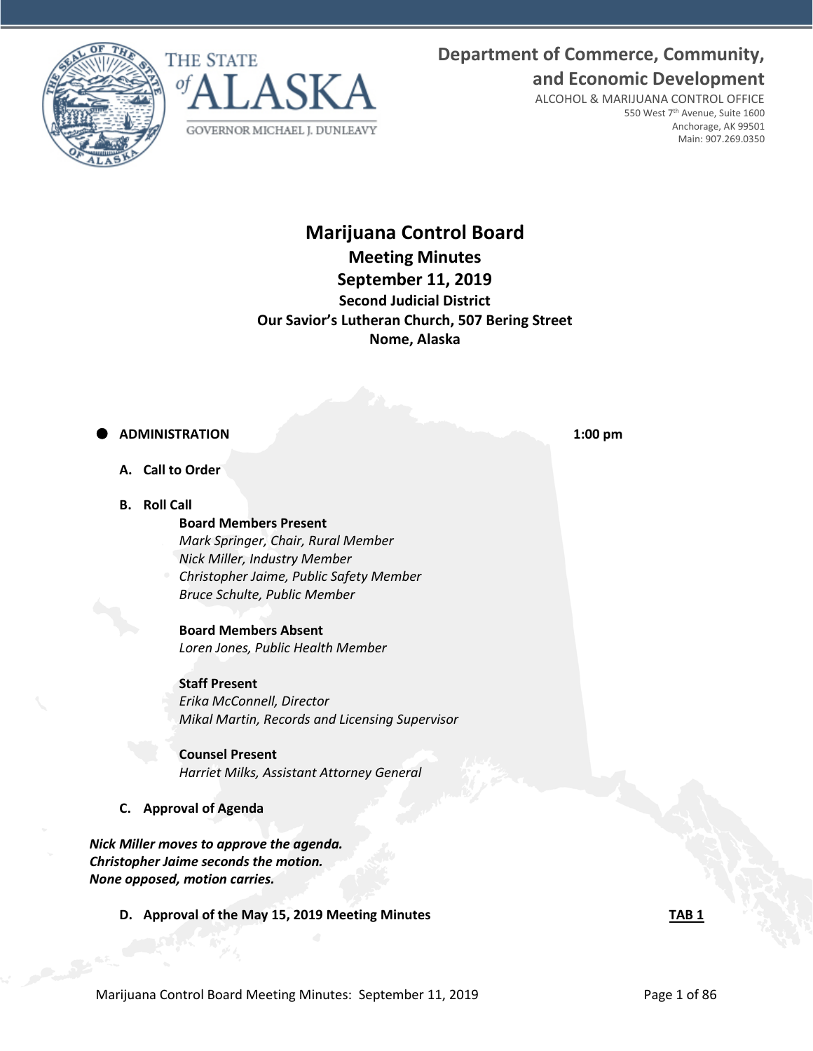THE STATE of ALASKA

GOVERNOR MICHAEL J. DUNLEAVY

**Department of Commerce, Community, and Economic Development**

ALCOHOL & MARIJUANA CONTROL OFFICE
550 West 7th Avenue, Suite 1600
Anchorage, AK 99501
Main: 907.269.0350

# Marijuana Control Board

## Meeting Minutes

## September 11, 2019

### Second Judicial District

### Our Savior's Lutheran Church, 507 Bering Street

### Nome, Alaska

- **ADMINISTRATION** **1:00 pm**

   **A. Call to Order**

   **B. Roll Call**

   **Board Members Present**
   *Mark Springer, Chair, Rural Member*
   *Nick Miller, Industry Member*
   *Christopher Jaime, Public Safety Member*
   *Bruce Schulte, Public Member*

   **Board Members Absent**
   *Loren Jones, Public Health Member*

   **Staff Present**
   *Erika McConnell, Director*
   *Mikal Martin, Records and Licensing Supervisor*

   **Counsel Present**
   *Harriet Milks, Assistant Attorney General*

   **C. Approval of Agenda**

***Nick Miller moves to approve the agenda.***
***Christopher Jaime seconds the motion.***
***None opposed, motion carries.***

   **D. Approval of the May 15, 2019 Meeting Minutes** **TAB 1**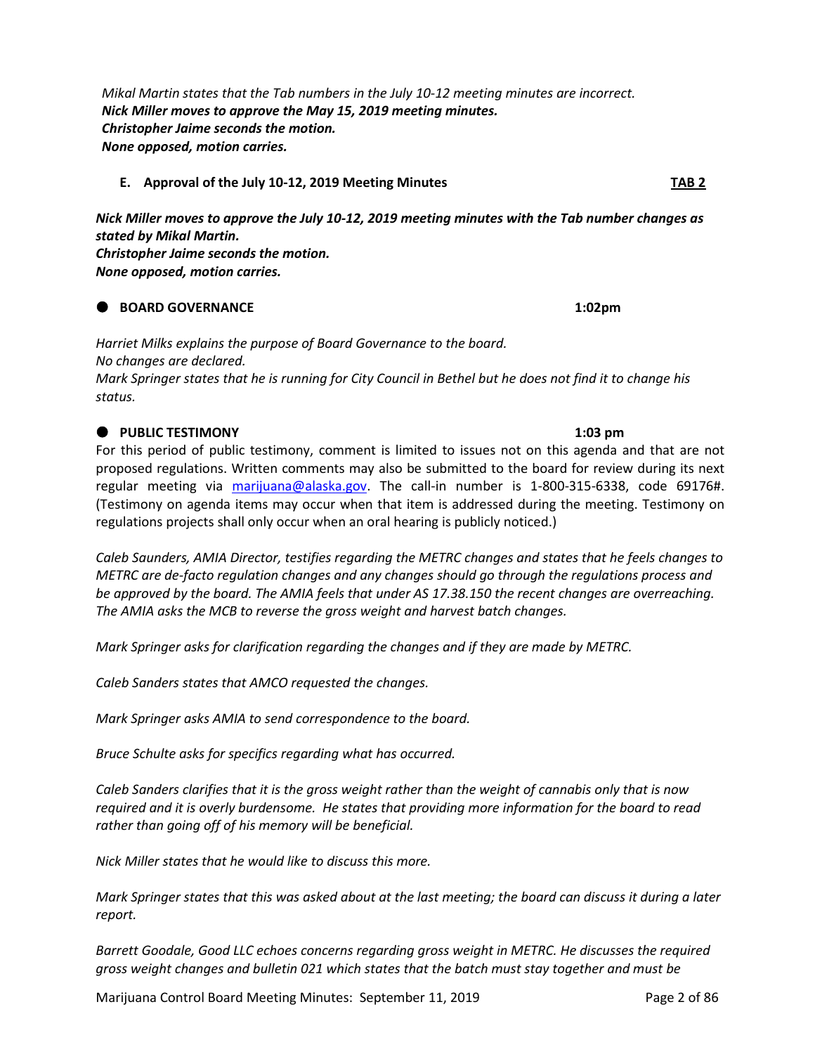*Mikal Martin states that the Tab numbers in the July 10-12 meeting minutes are incorrect.*
***Nick Miller moves to approve the May 15, 2019 meeting minutes.***
***Christopher Jaime seconds the motion.***
***None opposed, motion carries.***

**E. Approval of the July 10-12, 2019 Meeting Minutes** **TAB 2**

***Nick Miller moves to approve the July 10-12, 2019 meeting minutes with the Tab number changes as stated by Mikal Martin.***
***Christopher Jaime seconds the motion.***
***None opposed, motion carries.***

## BOARD GOVERNANCE 1:02pm

*Harriet Milks explains the purpose of Board Governance to the board.*
*No changes are declared.*
*Mark Springer states that he is running for City Council in Bethel but he does not find it to change his status.*

## PUBLIC TESTIMONY 1:03 pm

For this period of public testimony, comment is limited to issues not on this agenda and that are not proposed regulations. Written comments may also be submitted to the board for review during its next regular meeting via marijuana@alaska.gov. The call-in number is 1-800-315-6338, code 69176#. (Testimony on agenda items may occur when that item is addressed during the meeting. Testimony on regulations projects shall only occur when an oral hearing is publicly noticed.)

*Caleb Saunders, AMIA Director, testifies regarding the METRC changes and states that he feels changes to METRC are de-facto regulation changes and any changes should go through the regulations process and be approved by the board. The AMIA feels that under AS 17.38.150 the recent changes are overreaching. The AMIA asks the MCB to reverse the gross weight and harvest batch changes.*

*Mark Springer asks for clarification regarding the changes and if they are made by METRC.*

*Caleb Sanders states that AMCO requested the changes.*

*Mark Springer asks AMIA to send correspondence to the board.*

*Bruce Schulte asks for specifics regarding what has occurred.*

*Caleb Sanders clarifies that it is the gross weight rather than the weight of cannabis only that is now required and it is overly burdensome. He states that providing more information for the board to read rather than going off of his memory will be beneficial.*

*Nick Miller states that he would like to discuss this more.*

*Mark Springer states that this was asked about at the last meeting; the board can discuss it during a later report.*

*Barrett Goodale, Good LLC echoes concerns regarding gross weight in METRC. He discusses the required gross weight changes and bulletin 021 which states that the batch must stay together and must be*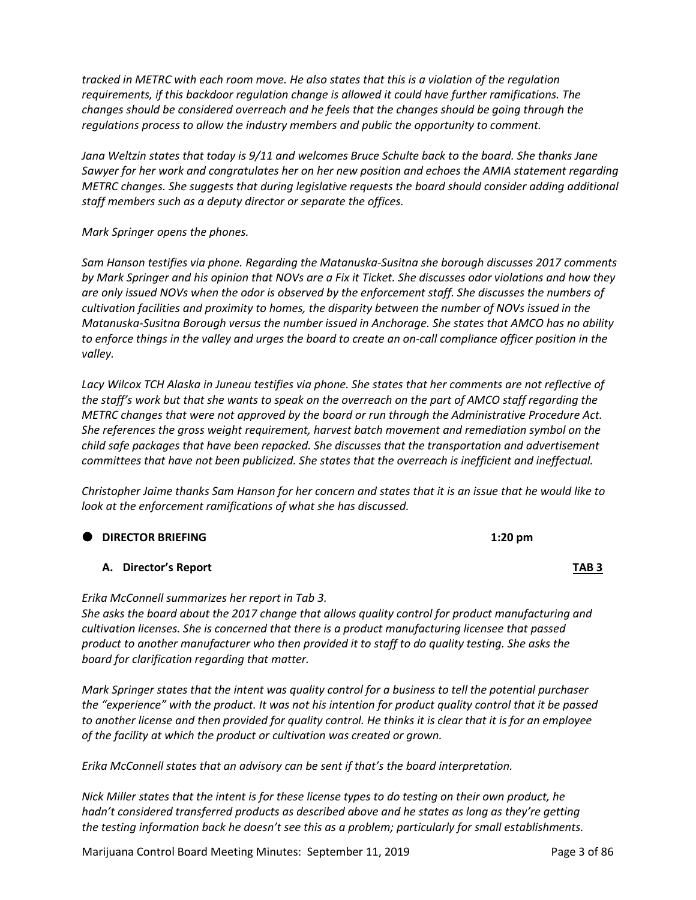*tracked in METRC with each room move. He also states that this is a violation of the regulation requirements, if this backdoor regulation change is allowed it could have further ramifications. The changes should be considered overreach and he feels that the changes should be going through the regulations process to allow the industry members and public the opportunity to comment.*

*Jana Weltzin states that today is 9/11 and welcomes Bruce Schulte back to the board. She thanks Jane Sawyer for her work and congratulates her on her new position and echoes the AMIA statement regarding METRC changes. She suggests that during legislative requests the board should consider adding additional staff members such as a deputy director or separate the offices.*

*Mark Springer opens the phones.*

*Sam Hanson testifies via phone. Regarding the Matanuska-Susitna she borough discusses 2017 comments by Mark Springer and his opinion that NOVs are a Fix it Ticket. She discusses odor violations and how they are only issued NOVs when the odor is observed by the enforcement staff. She discusses the numbers of cultivation facilities and proximity to homes, the disparity between the number of NOVs issued in the Matanuska-Susitna Borough versus the number issued in Anchorage. She states that AMCO has no ability to enforce things in the valley and urges the board to create an on-call compliance officer position in the valley.*

*Lacy Wilcox TCH Alaska in Juneau testifies via phone. She states that her comments are not reflective of the staff's work but that she wants to speak on the overreach on the part of AMCO staff regarding the METRC changes that were not approved by the board or run through the Administrative Procedure Act. She references the gross weight requirement, harvest batch movement and remediation symbol on the child safe packages that have been repacked. She discusses that the transportation and advertisement committees that have not been publicized. She states that the overreach is inefficient and ineffectual.*

*Christopher Jaime thanks Sam Hanson for her concern and states that it is an issue that he would like to look at the enforcement ramifications of what she has discussed.*

## ● DIRECTOR BRIEFING — 1:20 pm

### A. Director's Report — TAB 3

*Erika McConnell summarizes her report in Tab 3.*
*She asks the board about the 2017 change that allows quality control for product manufacturing and cultivation licenses. She is concerned that there is a product manufacturing licensee that passed product to another manufacturer who then provided it to staff to do quality testing. She asks the board for clarification regarding that matter.*

*Mark Springer states that the intent was quality control for a business to tell the potential purchaser the "experience" with the product. It was not his intention for product quality control that it be passed to another license and then provided for quality control. He thinks it is clear that it is for an employee of the facility at which the product or cultivation was created or grown.*

*Erika McConnell states that an advisory can be sent if that's the board interpretation.*

*Nick Miller states that the intent is for these license types to do testing on their own product, he hadn't considered transferred products as described above and he states as long as they're getting the testing information back he doesn't see this as a problem; particularly for small establishments.*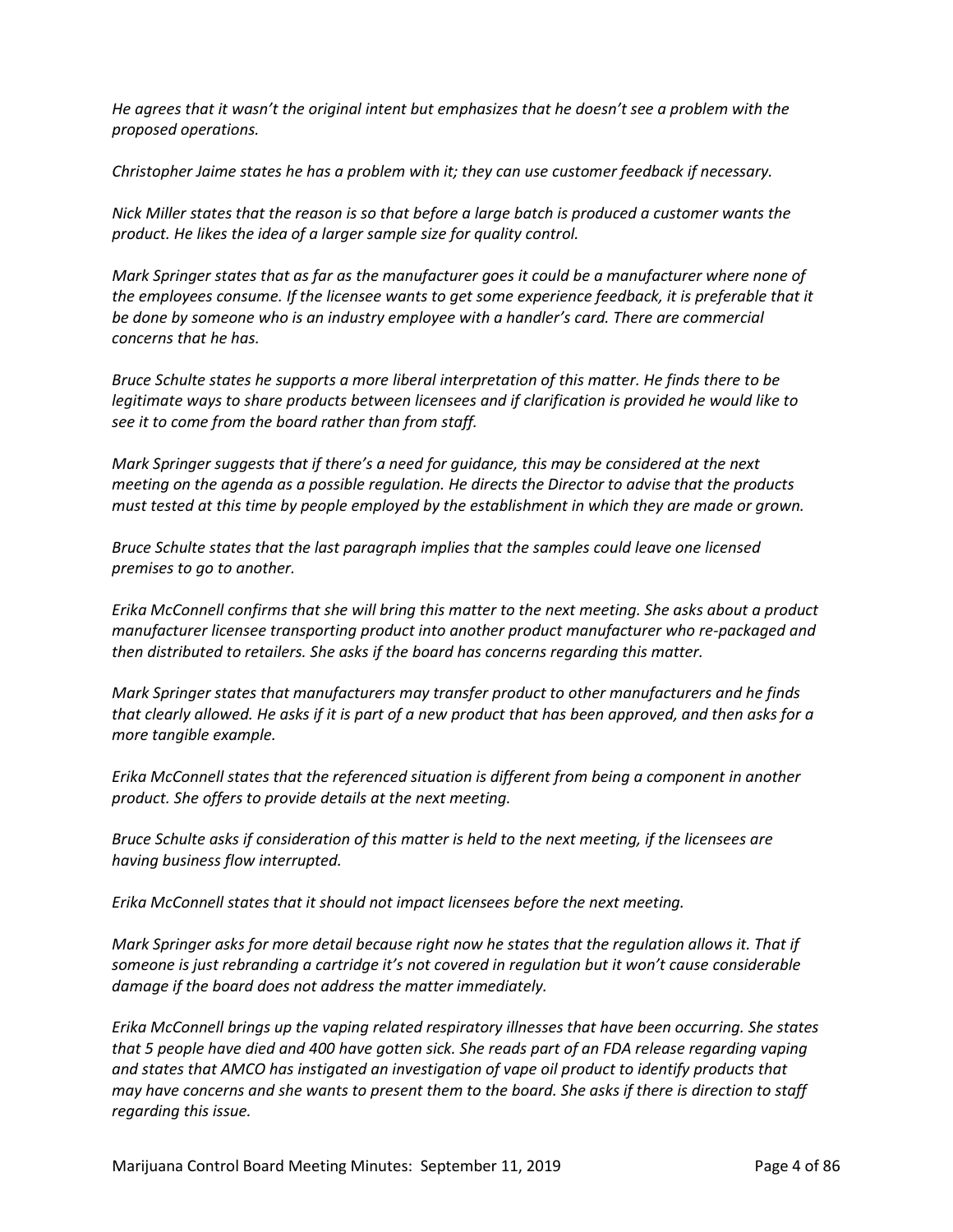*He agrees that it wasn't the original intent but emphasizes that he doesn't see a problem with the proposed operations.*

*Christopher Jaime states he has a problem with it; they can use customer feedback if necessary.*

*Nick Miller states that the reason is so that before a large batch is produced a customer wants the product. He likes the idea of a larger sample size for quality control.*

*Mark Springer states that as far as the manufacturer goes it could be a manufacturer where none of the employees consume. If the licensee wants to get some experience feedback, it is preferable that it be done by someone who is an industry employee with a handler's card. There are commercial concerns that he has.*

*Bruce Schulte states he supports a more liberal interpretation of this matter. He finds there to be legitimate ways to share products between licensees and if clarification is provided he would like to see it to come from the board rather than from staff.*

*Mark Springer suggests that if there's a need for guidance, this may be considered at the next meeting on the agenda as a possible regulation. He directs the Director to advise that the products must tested at this time by people employed by the establishment in which they are made or grown.*

*Bruce Schulte states that the last paragraph implies that the samples could leave one licensed premises to go to another.*

*Erika McConnell confirms that she will bring this matter to the next meeting. She asks about a product manufacturer licensee transporting product into another product manufacturer who re-packaged and then distributed to retailers. She asks if the board has concerns regarding this matter.*

*Mark Springer states that manufacturers may transfer product to other manufacturers and he finds that clearly allowed. He asks if it is part of a new product that has been approved, and then asks for a more tangible example.*

*Erika McConnell states that the referenced situation is different from being a component in another product. She offers to provide details at the next meeting.*

*Bruce Schulte asks if consideration of this matter is held to the next meeting, if the licensees are having business flow interrupted.*

*Erika McConnell states that it should not impact licensees before the next meeting.*

*Mark Springer asks for more detail because right now he states that the regulation allows it. That if someone is just rebranding a cartridge it's not covered in regulation but it won't cause considerable damage if the board does not address the matter immediately.*

*Erika McConnell brings up the vaping related respiratory illnesses that have been occurring. She states that 5 people have died and 400 have gotten sick. She reads part of an FDA release regarding vaping and states that AMCO has instigated an investigation of vape oil product to identify products that may have concerns and she wants to present them to the board. She asks if there is direction to staff regarding this issue.*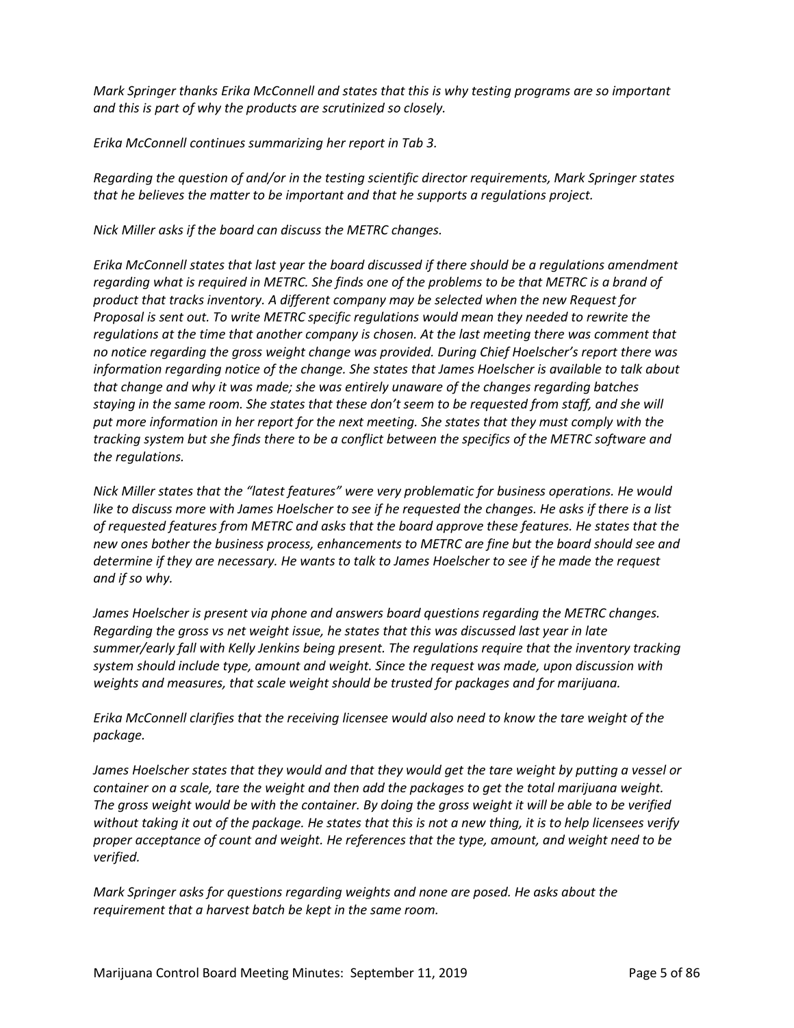*Mark Springer thanks Erika McConnell and states that this is why testing programs are so important and this is part of why the products are scrutinized so closely.*

*Erika McConnell continues summarizing her report in Tab 3.*

*Regarding the question of and/or in the testing scientific director requirements, Mark Springer states that he believes the matter to be important and that he supports a regulations project.*

*Nick Miller asks if the board can discuss the METRC changes.*

*Erika McConnell states that last year the board discussed if there should be a regulations amendment regarding what is required in METRC. She finds one of the problems to be that METRC is a brand of product that tracks inventory. A different company may be selected when the new Request for Proposal is sent out. To write METRC specific regulations would mean they needed to rewrite the regulations at the time that another company is chosen. At the last meeting there was comment that no notice regarding the gross weight change was provided. During Chief Hoelscher's report there was information regarding notice of the change. She states that James Hoelscher is available to talk about that change and why it was made; she was entirely unaware of the changes regarding batches staying in the same room. She states that these don't seem to be requested from staff, and she will put more information in her report for the next meeting. She states that they must comply with the tracking system but she finds there to be a conflict between the specifics of the METRC software and the regulations.*

*Nick Miller states that the "latest features" were very problematic for business operations. He would like to discuss more with James Hoelscher to see if he requested the changes. He asks if there is a list of requested features from METRC and asks that the board approve these features. He states that the new ones bother the business process, enhancements to METRC are fine but the board should see and determine if they are necessary. He wants to talk to James Hoelscher to see if he made the request and if so why.*

*James Hoelscher is present via phone and answers board questions regarding the METRC changes. Regarding the gross vs net weight issue, he states that this was discussed last year in late summer/early fall with Kelly Jenkins being present. The regulations require that the inventory tracking system should include type, amount and weight. Since the request was made, upon discussion with weights and measures, that scale weight should be trusted for packages and for marijuana.*

*Erika McConnell clarifies that the receiving licensee would also need to know the tare weight of the package.*

*James Hoelscher states that they would and that they would get the tare weight by putting a vessel or container on a scale, tare the weight and then add the packages to get the total marijuana weight. The gross weight would be with the container. By doing the gross weight it will be able to be verified without taking it out of the package. He states that this is not a new thing, it is to help licensees verify proper acceptance of count and weight. He references that the type, amount, and weight need to be verified.*

*Mark Springer asks for questions regarding weights and none are posed. He asks about the requirement that a harvest batch be kept in the same room.*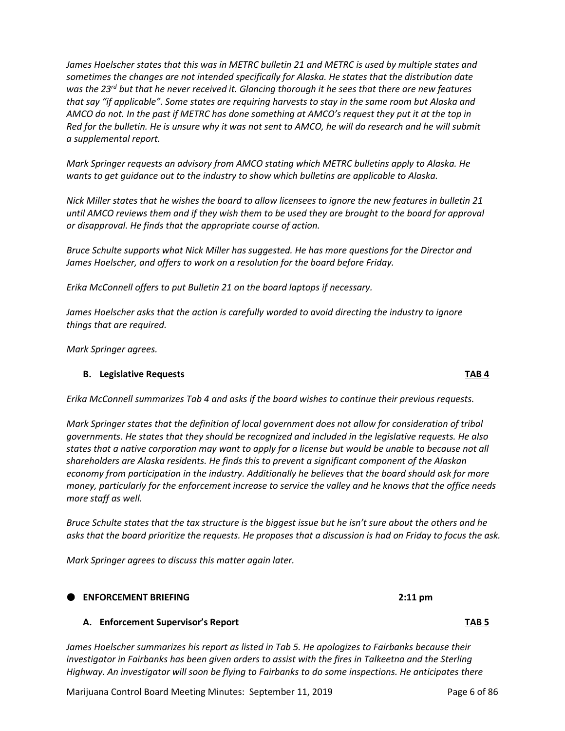*James Hoelscher states that this was in METRC bulletin 21 and METRC is used by multiple states and sometimes the changes are not intended specifically for Alaska. He states that the distribution date was the 23rd but that he never received it. Glancing thorough it he sees that there are new features that say "if applicable". Some states are requiring harvests to stay in the same room but Alaska and AMCO do not. In the past if METRC has done something at AMCO's request they put it at the top in Red for the bulletin. He is unsure why it was not sent to AMCO, he will do research and he will submit a supplemental report.*

*Mark Springer requests an advisory from AMCO stating which METRC bulletins apply to Alaska. He wants to get guidance out to the industry to show which bulletins are applicable to Alaska.*

*Nick Miller states that he wishes the board to allow licensees to ignore the new features in bulletin 21 until AMCO reviews them and if they wish them to be used they are brought to the board for approval or disapproval. He finds that the appropriate course of action.*

*Bruce Schulte supports what Nick Miller has suggested. He has more questions for the Director and James Hoelscher, and offers to work on a resolution for the board before Friday.*

*Erika McConnell offers to put Bulletin 21 on the board laptops if necessary.*

*James Hoelscher asks that the action is carefully worded to avoid directing the industry to ignore things that are required.*

*Mark Springer agrees.*

**B. Legislative Requests** **TAB 4**

*Erika McConnell summarizes Tab 4 and asks if the board wishes to continue their previous requests.*

*Mark Springer states that the definition of local government does not allow for consideration of tribal governments. He states that they should be recognized and included in the legislative requests. He also states that a native corporation may want to apply for a license but would be unable to because not all shareholders are Alaska residents. He finds this to prevent a significant component of the Alaskan economy from participation in the industry. Additionally he believes that the board should ask for more money, particularly for the enforcement increase to service the valley and he knows that the office needs more staff as well.*

*Bruce Schulte states that the tax structure is the biggest issue but he isn't sure about the others and he asks that the board prioritize the requests. He proposes that a discussion is had on Friday to focus the ask.*

*Mark Springer agrees to discuss this matter again later.*

- **ENFORCEMENT BRIEFING** **2:11 pm**

**A. Enforcement Supervisor's Report** **TAB 5**

*James Hoelscher summarizes his report as listed in Tab 5. He apologizes to Fairbanks because their investigator in Fairbanks has been given orders to assist with the fires in Talkeetna and the Sterling Highway. An investigator will soon be flying to Fairbanks to do some inspections. He anticipates there*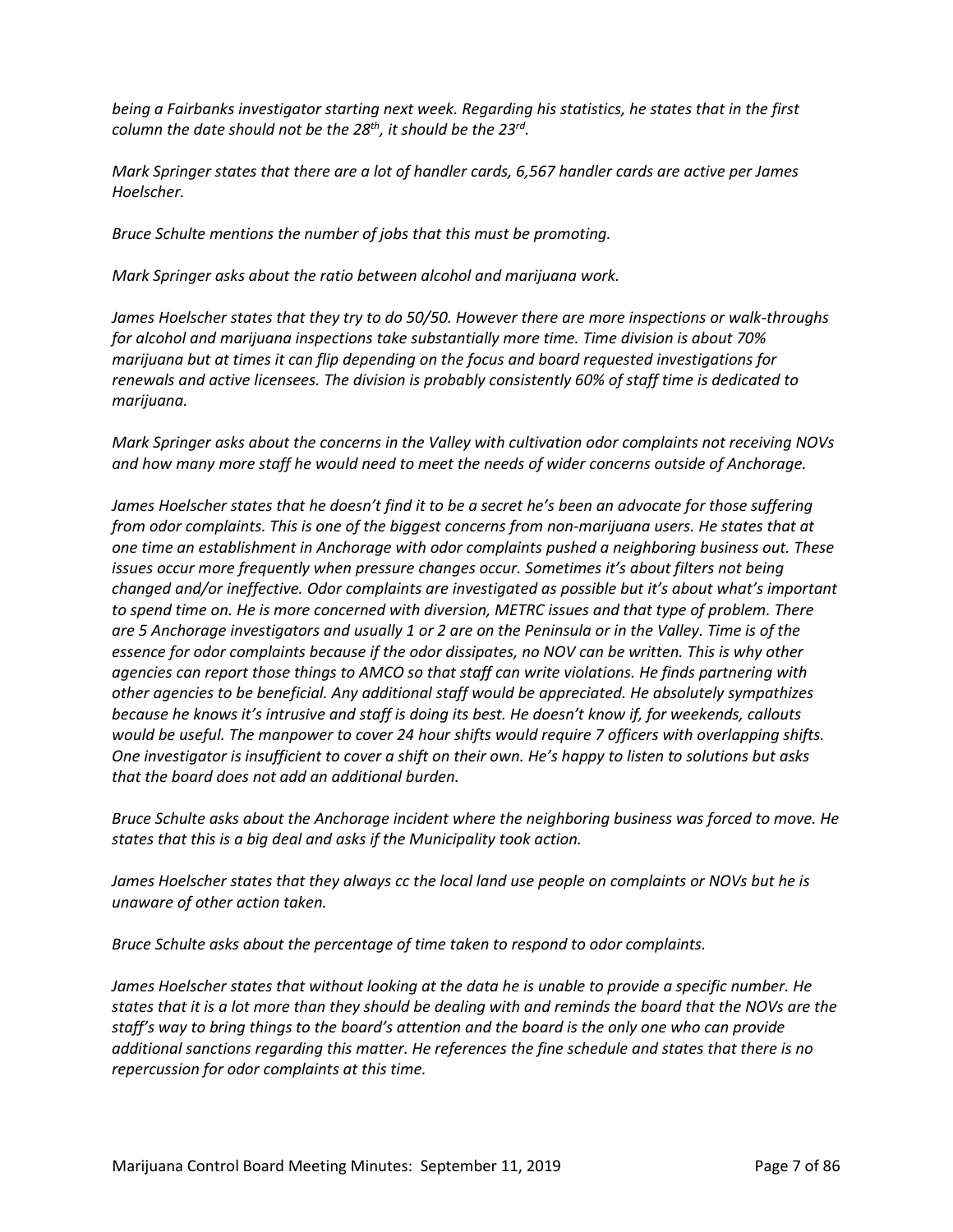*being a Fairbanks investigator starting next week. Regarding his statistics, he states that in the first column the date should not be the 28th, it should be the 23rd.*

*Mark Springer states that there are a lot of handler cards, 6,567 handler cards are active per James Hoelscher.*

*Bruce Schulte mentions the number of jobs that this must be promoting.*

*Mark Springer asks about the ratio between alcohol and marijuana work.*

*James Hoelscher states that they try to do 50/50. However there are more inspections or walk-throughs for alcohol and marijuana inspections take substantially more time. Time division is about 70% marijuana but at times it can flip depending on the focus and board requested investigations for renewals and active licensees. The division is probably consistently 60% of staff time is dedicated to marijuana.*

*Mark Springer asks about the concerns in the Valley with cultivation odor complaints not receiving NOVs and how many more staff he would need to meet the needs of wider concerns outside of Anchorage.*

*James Hoelscher states that he doesn't find it to be a secret he's been an advocate for those suffering from odor complaints. This is one of the biggest concerns from non-marijuana users. He states that at one time an establishment in Anchorage with odor complaints pushed a neighboring business out. These issues occur more frequently when pressure changes occur. Sometimes it's about filters not being changed and/or ineffective. Odor complaints are investigated as possible but it's about what's important to spend time on. He is more concerned with diversion, METRC issues and that type of problem. There are 5 Anchorage investigators and usually 1 or 2 are on the Peninsula or in the Valley. Time is of the essence for odor complaints because if the odor dissipates, no NOV can be written. This is why other agencies can report those things to AMCO so that staff can write violations. He finds partnering with other agencies to be beneficial. Any additional staff would be appreciated. He absolutely sympathizes because he knows it's intrusive and staff is doing its best. He doesn't know if, for weekends, callouts would be useful. The manpower to cover 24 hour shifts would require 7 officers with overlapping shifts. One investigator is insufficient to cover a shift on their own. He's happy to listen to solutions but asks that the board does not add an additional burden.*

*Bruce Schulte asks about the Anchorage incident where the neighboring business was forced to move. He states that this is a big deal and asks if the Municipality took action.*

*James Hoelscher states that they always cc the local land use people on complaints or NOVs but he is unaware of other action taken.*

*Bruce Schulte asks about the percentage of time taken to respond to odor complaints.*

*James Hoelscher states that without looking at the data he is unable to provide a specific number. He states that it is a lot more than they should be dealing with and reminds the board that the NOVs are the staff's way to bring things to the board's attention and the board is the only one who can provide additional sanctions regarding this matter. He references the fine schedule and states that there is no repercussion for odor complaints at this time.*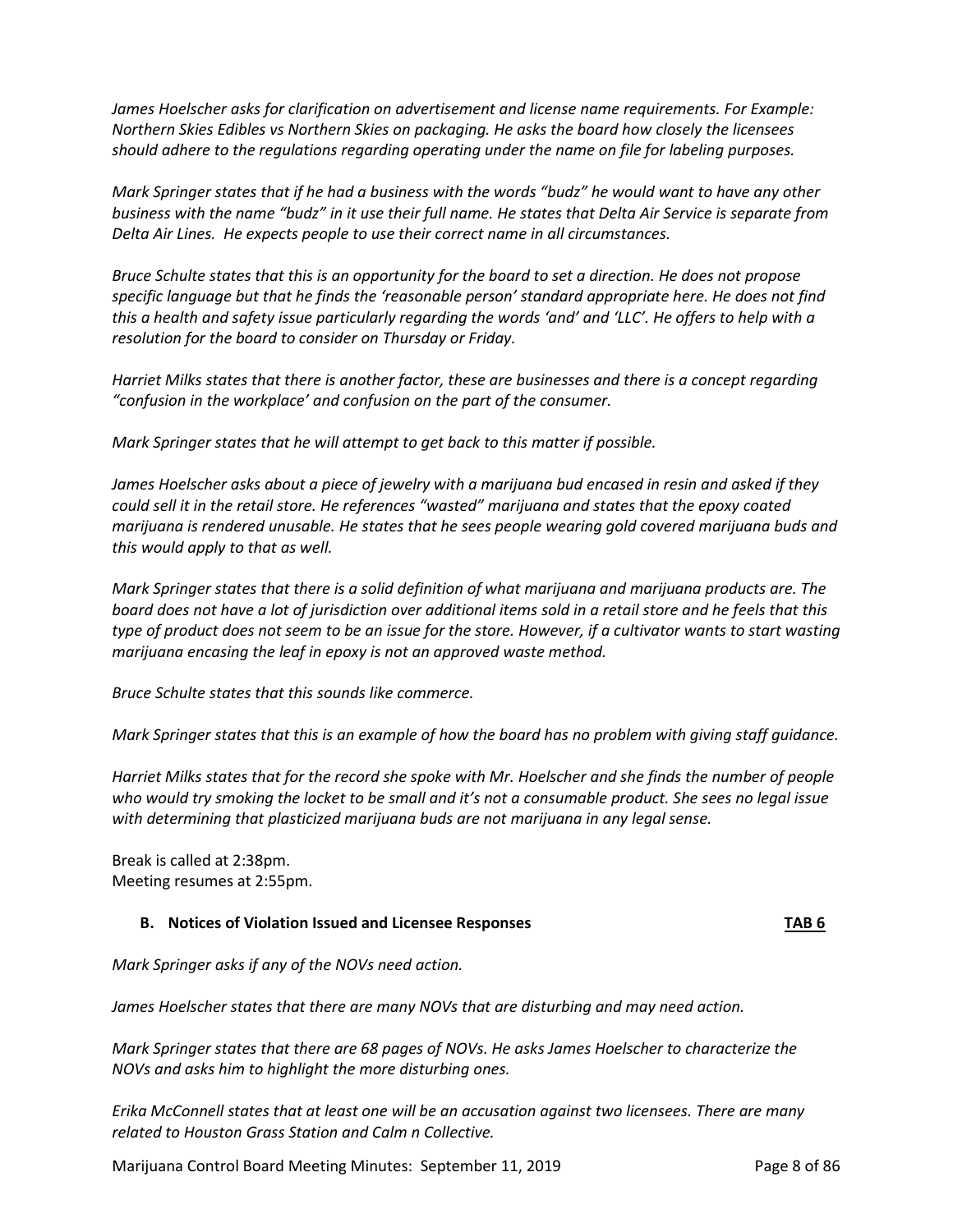*James Hoelscher asks for clarification on advertisement and license name requirements. For Example: Northern Skies Edibles vs Northern Skies on packaging. He asks the board how closely the licensees should adhere to the regulations regarding operating under the name on file for labeling purposes.*

*Mark Springer states that if he had a business with the words "budz" he would want to have any other business with the name "budz" in it use their full name. He states that Delta Air Service is separate from Delta Air Lines. He expects people to use their correct name in all circumstances.*

*Bruce Schulte states that this is an opportunity for the board to set a direction. He does not propose specific language but that he finds the 'reasonable person' standard appropriate here. He does not find this a health and safety issue particularly regarding the words 'and' and 'LLC'. He offers to help with a resolution for the board to consider on Thursday or Friday.*

*Harriet Milks states that there is another factor, these are businesses and there is a concept regarding "confusion in the workplace' and confusion on the part of the consumer.*

*Mark Springer states that he will attempt to get back to this matter if possible.*

*James Hoelscher asks about a piece of jewelry with a marijuana bud encased in resin and asked if they could sell it in the retail store. He references "wasted" marijuana and states that the epoxy coated marijuana is rendered unusable. He states that he sees people wearing gold covered marijuana buds and this would apply to that as well.*

*Mark Springer states that there is a solid definition of what marijuana and marijuana products are. The board does not have a lot of jurisdiction over additional items sold in a retail store and he feels that this type of product does not seem to be an issue for the store. However, if a cultivator wants to start wasting marijuana encasing the leaf in epoxy is not an approved waste method.*

*Bruce Schulte states that this sounds like commerce.*

*Mark Springer states that this is an example of how the board has no problem with giving staff guidance.*

*Harriet Milks states that for the record she spoke with Mr. Hoelscher and she finds the number of people who would try smoking the locket to be small and it's not a consumable product. She sees no legal issue with determining that plasticized marijuana buds are not marijuana in any legal sense.*

Break is called at 2:38pm.
Meeting resumes at 2:55pm.

### B. Notices of Violation Issued and Licensee Responses — TAB 6

*Mark Springer asks if any of the NOVs need action.*

*James Hoelscher states that there are many NOVs that are disturbing and may need action.*

*Mark Springer states that there are 68 pages of NOVs. He asks James Hoelscher to characterize the NOVs and asks him to highlight the more disturbing ones.*

*Erika McConnell states that at least one will be an accusation against two licensees. There are many related to Houston Grass Station and Calm n Collective.*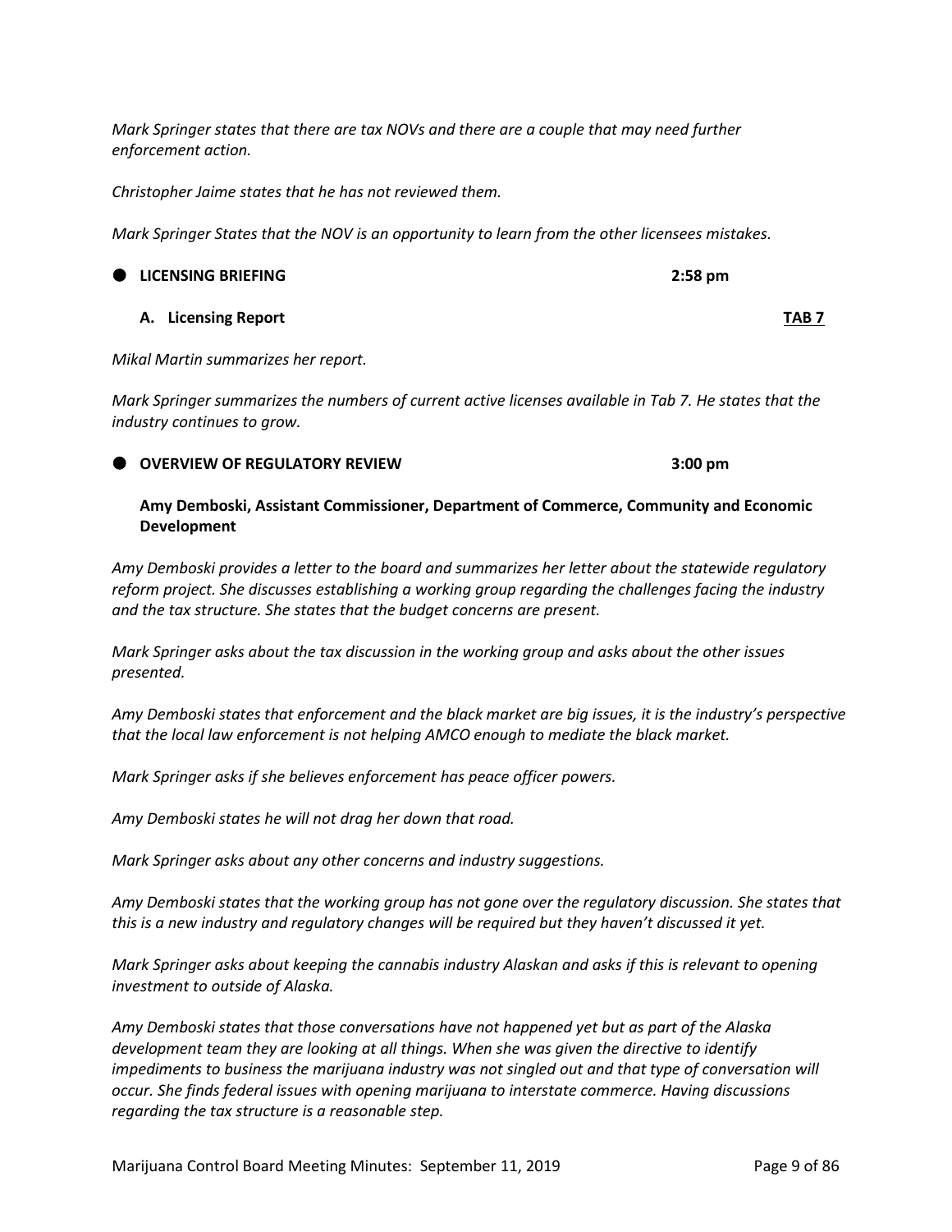*Mark Springer states that there are tax NOVs and there are a couple that may need further enforcement action.*

*Christopher Jaime states that he has not reviewed them.*

*Mark Springer States that the NOV is an opportunity to learn from the other licensees mistakes.*

- **LICENSING BRIEFING** **2:58 pm**

  **A. Licensing Report** **TAB 7**

*Mikal Martin summarizes her report.*

*Mark Springer summarizes the numbers of current active licenses available in Tab 7. He states that the industry continues to grow.*

- **OVERVIEW OF REGULATORY REVIEW** **3:00 pm**

  **Amy Demboski, Assistant Commissioner, Department of Commerce, Community and Economic Development**

*Amy Demboski provides a letter to the board and summarizes her letter about the statewide regulatory reform project. She discusses establishing a working group regarding the challenges facing the industry and the tax structure. She states that the budget concerns are present.*

*Mark Springer asks about the tax discussion in the working group and asks about the other issues presented.*

*Amy Demboski states that enforcement and the black market are big issues, it is the industry's perspective that the local law enforcement is not helping AMCO enough to mediate the black market.*

*Mark Springer asks if she believes enforcement has peace officer powers.*

*Amy Demboski states he will not drag her down that road.*

*Mark Springer asks about any other concerns and industry suggestions.*

*Amy Demboski states that the working group has not gone over the regulatory discussion. She states that this is a new industry and regulatory changes will be required but they haven't discussed it yet.*

*Mark Springer asks about keeping the cannabis industry Alaskan and asks if this is relevant to opening investment to outside of Alaska.*

*Amy Demboski states that those conversations have not happened yet but as part of the Alaska development team they are looking at all things. When she was given the directive to identify impediments to business the marijuana industry was not singled out and that type of conversation will occur. She finds federal issues with opening marijuana to interstate commerce. Having discussions regarding the tax structure is a reasonable step.*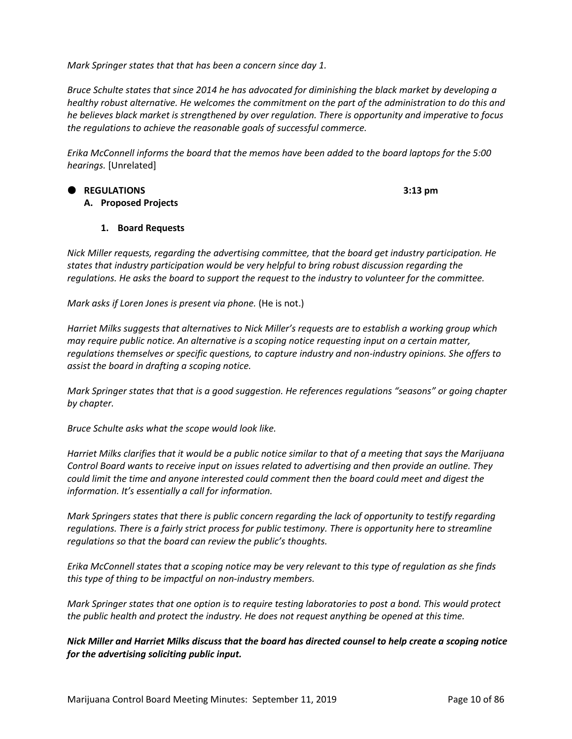*Mark Springer states that that has been a concern since day 1.*

*Bruce Schulte states that since 2014 he has advocated for diminishing the black market by developing a healthy robust alternative. He welcomes the commitment on the part of the administration to do this and he believes black market is strengthened by over regulation. There is opportunity and imperative to focus the regulations to achieve the reasonable goals of successful commerce.*

*Erika McConnell informs the board that the memos have been added to the board laptops for the 5:00 hearings.* [Unrelated]

- **REGULATIONS** **3:13 pm**

**A. Proposed Projects**

**1. Board Requests**

*Nick Miller requests, regarding the advertising committee, that the board get industry participation. He states that industry participation would be very helpful to bring robust discussion regarding the regulations. He asks the board to support the request to the industry to volunteer for the committee.*

*Mark asks if Loren Jones is present via phone.* (He is not.)

*Harriet Milks suggests that alternatives to Nick Miller's requests are to establish a working group which may require public notice. An alternative is a scoping notice requesting input on a certain matter, regulations themselves or specific questions, to capture industry and non-industry opinions. She offers to assist the board in drafting a scoping notice.*

*Mark Springer states that that is a good suggestion. He references regulations "seasons" or going chapter by chapter.*

*Bruce Schulte asks what the scope would look like.*

*Harriet Milks clarifies that it would be a public notice similar to that of a meeting that says the Marijuana Control Board wants to receive input on issues related to advertising and then provide an outline. They could limit the time and anyone interested could comment then the board could meet and digest the information. It's essentially a call for information.*

*Mark Springers states that there is public concern regarding the lack of opportunity to testify regarding regulations. There is a fairly strict process for public testimony. There is opportunity here to streamline regulations so that the board can review the public's thoughts.*

*Erika McConnell states that a scoping notice may be very relevant to this type of regulation as she finds this type of thing to be impactful on non-industry members.*

*Mark Springer states that one option is to require testing laboratories to post a bond. This would protect the public health and protect the industry. He does not request anything be opened at this time.*

***Nick Miller and Harriet Milks discuss that the board has directed counsel to help create a scoping notice for the advertising soliciting public input.***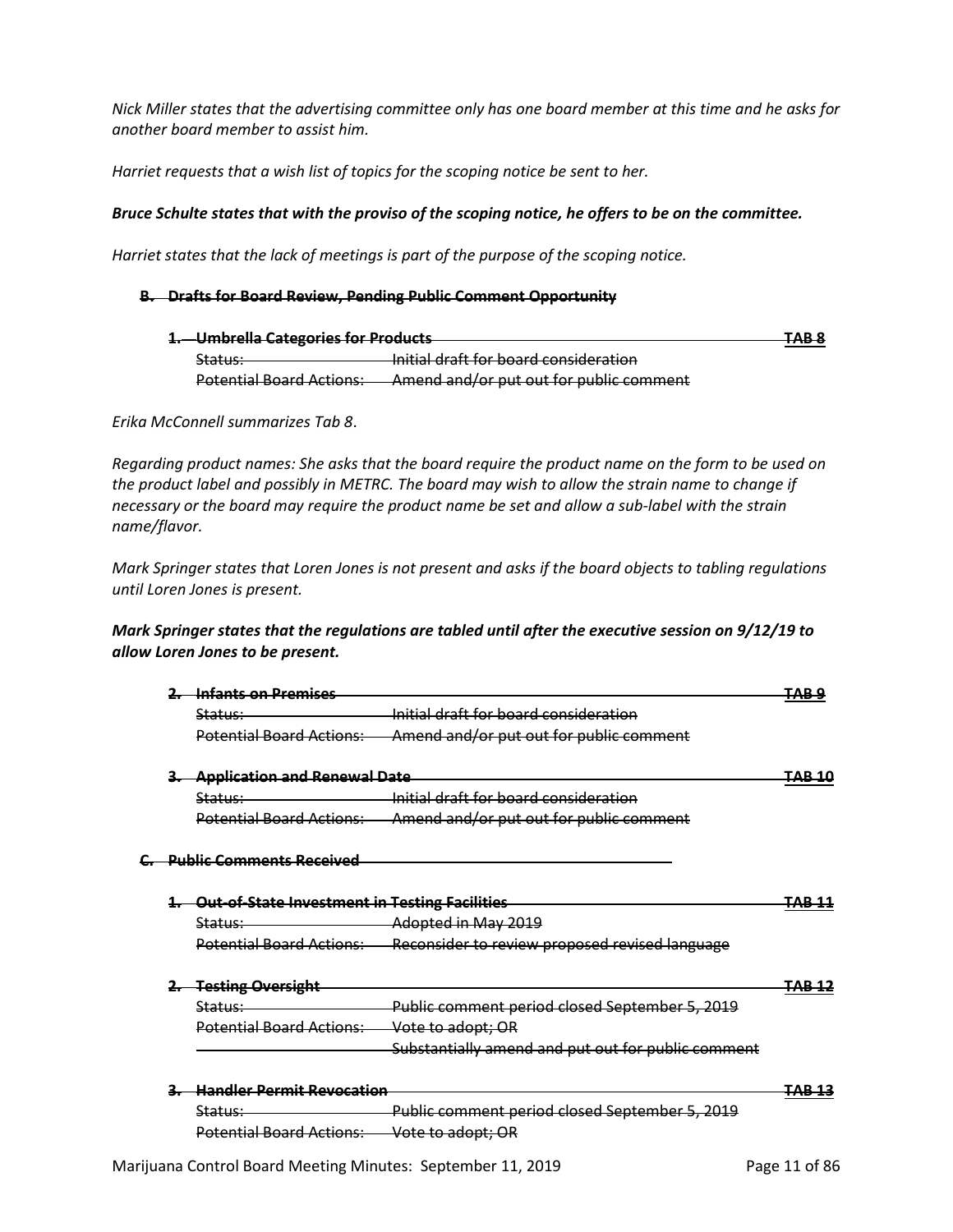*Nick Miller states that the advertising committee only has one board member at this time and he asks for another board member to assist him.*

*Harriet requests that a wish list of topics for the scoping notice be sent to her.*

***Bruce Schulte states that with the proviso of the scoping notice, he offers to be on the committee.***

*Harriet states that the lack of meetings is part of the purpose of the scoping notice.*

**~~B. Drafts for Board Review, Pending Public Comment Opportunity~~**

**~~1. Umbrella Categories for Products~~** **~~TAB 8~~**

~~Status:~~ ~~Initial draft for board consideration~~
~~Potential Board Actions:~~ ~~Amend and/or put out for public comment~~

*Erika McConnell summarizes Tab 8.*

*Regarding product names: She asks that the board require the product name on the form to be used on the product label and possibly in METRC. The board may wish to allow the strain name to change if necessary or the board may require the product name be set and allow a sub-label with the strain name/flavor.*

*Mark Springer states that Loren Jones is not present and asks if the board objects to tabling regulations until Loren Jones is present.*

***Mark Springer states that the regulations are tabled until after the executive session on 9/12/19 to allow Loren Jones to be present.***

**~~2. Infants on Premises~~** **~~TAB 9~~**

~~Status:~~ ~~Initial draft for board consideration~~
~~Potential Board Actions:~~ ~~Amend and/or put out for public comment~~

**~~3. Application and Renewal Date~~** **~~TAB 10~~**

~~Status:~~ ~~Initial draft for board consideration~~
~~Potential Board Actions:~~ ~~Amend and/or put out for public comment~~

**~~C. Public Comments Received~~**

**~~1. Out-of-State Investment in Testing Facilities~~** **~~TAB 11~~**

~~Status:~~ ~~Adopted in May 2019~~
~~Potential Board Actions:~~ ~~Reconsider to review proposed revised language~~

**~~2. Testing Oversight~~** **~~TAB 12~~**

~~Status:~~ ~~Public comment period closed September 5, 2019~~
~~Potential Board Actions:~~ ~~Vote to adopt; OR~~
~~Substantially amend and put out for public comment~~

**~~3. Handler Permit Revocation~~** **~~TAB 13~~**

~~Status:~~ ~~Public comment period closed September 5, 2019~~
~~Potential Board Actions:~~ ~~Vote to adopt; OR~~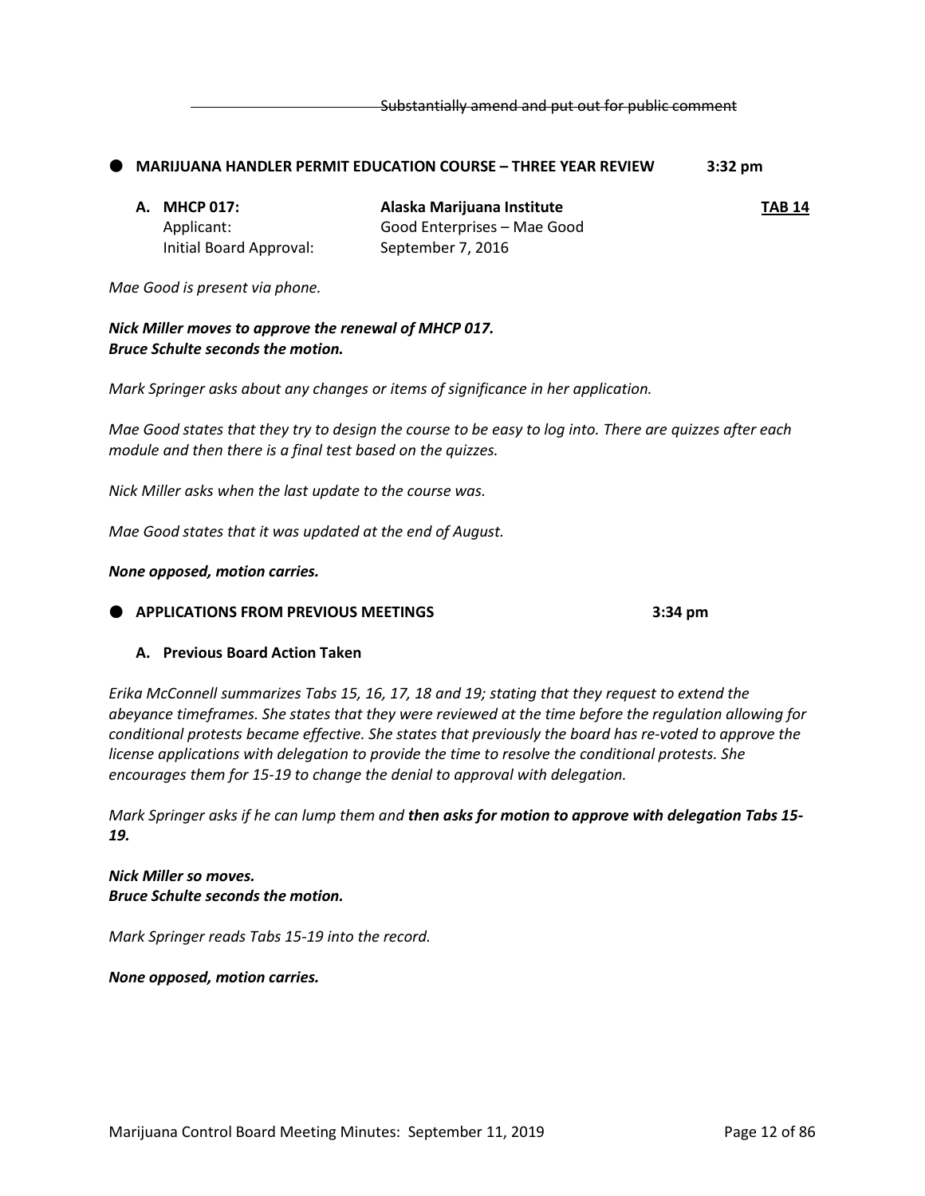~~Substantially amend and put out for public comment~~

## ● MARIJUANA HANDLER PERMIT EDUCATION COURSE – THREE YEAR REVIEW 3:32 pm

**A. MHCP 017:** **Alaska Marijuana Institute** **TAB 14**
Applicant: Good Enterprises – Mae Good
Initial Board Approval: September 7, 2016

*Mae Good is present via phone.*

***Nick Miller moves to approve the renewal of MHCP 017.***
***Bruce Schulte seconds the motion.***

*Mark Springer asks about any changes or items of significance in her application.*

*Mae Good states that they try to design the course to be easy to log into. There are quizzes after each module and then there is a final test based on the quizzes.*

*Nick Miller asks when the last update to the course was.*

*Mae Good states that it was updated at the end of August.*

***None opposed, motion carries.***

## ● APPLICATIONS FROM PREVIOUS MEETINGS 3:34 pm

**A. Previous Board Action Taken**

*Erika McConnell summarizes Tabs 15, 16, 17, 18 and 19; stating that they request to extend the abeyance timeframes. She states that they were reviewed at the time before the regulation allowing for conditional protests became effective. She states that previously the board has re-voted to approve the license applications with delegation to provide the time to resolve the conditional protests. She encourages them for 15-19 to change the denial to approval with delegation.*

*Mark Springer asks if he can lump them and **then asks for motion to approve with delegation Tabs 15-19.***

***Nick Miller so moves.***
***Bruce Schulte seconds the motion.***

*Mark Springer reads Tabs 15-19 into the record.*

***None opposed, motion carries.***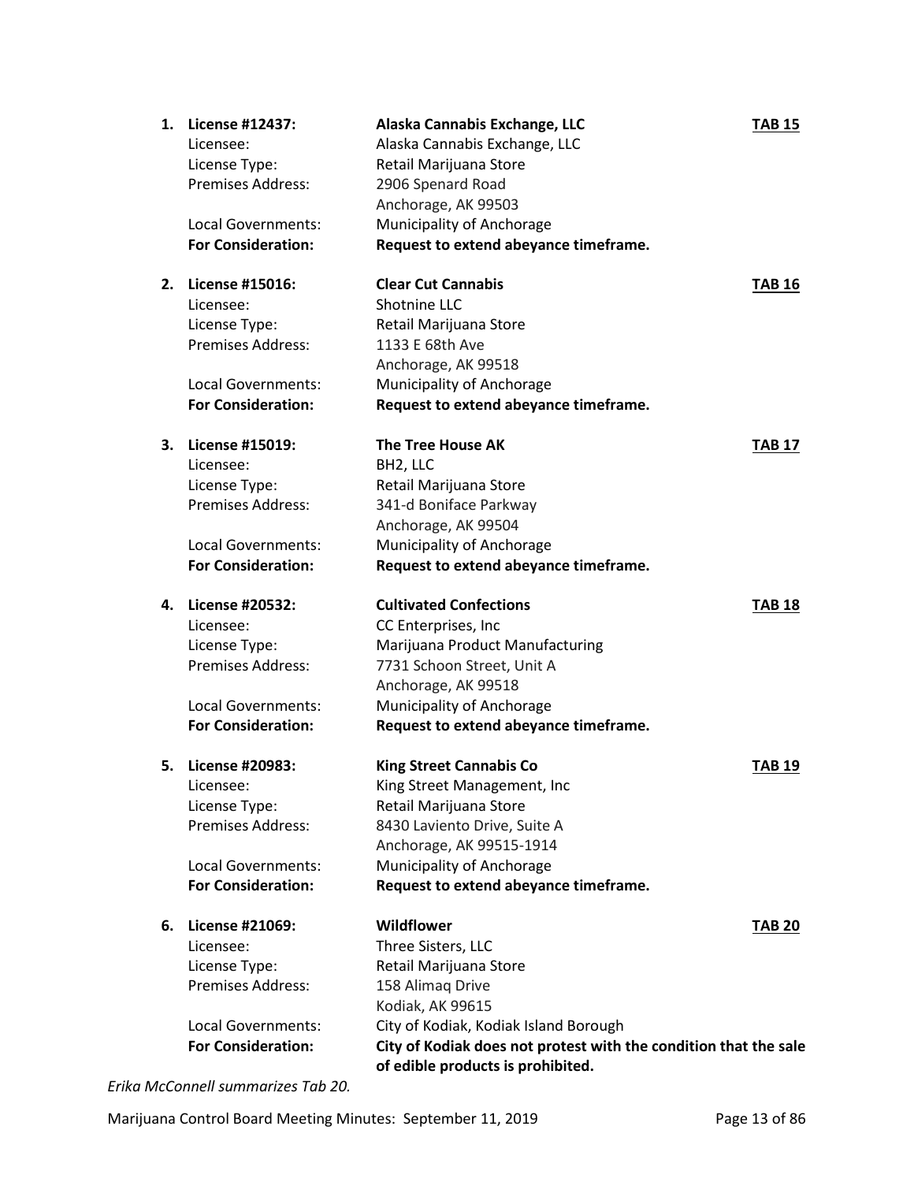1. **License #12437:** **Alaska Cannabis Exchange, LLC** **<u>TAB 15</u>**
   Licensee: Alaska Cannabis Exchange, LLC
   License Type: Retail Marijuana Store
   Premises Address: 2906 Spenard Road
   Anchorage, AK 99503
   Local Governments: Municipality of Anchorage
   **For Consideration:** **Request to extend abeyance timeframe.**

2. **License #15016:** **Clear Cut Cannabis** **<u>TAB 16</u>**
   Licensee: Shotnine LLC
   License Type: Retail Marijuana Store
   Premises Address: 1133 E 68th Ave
   Anchorage, AK 99518
   Local Governments: Municipality of Anchorage
   **For Consideration:** **Request to extend abeyance timeframe.**

3. **License #15019:** **The Tree House AK** **<u>TAB 17</u>**
   Licensee: BH2, LLC
   License Type: Retail Marijuana Store
   Premises Address: 341-d Boniface Parkway
   Anchorage, AK 99504
   Local Governments: Municipality of Anchorage
   **For Consideration:** **Request to extend abeyance timeframe.**

4. **License #20532:** **Cultivated Confections** **<u>TAB 18</u>**
   Licensee: CC Enterprises, Inc
   License Type: Marijuana Product Manufacturing
   Premises Address: 7731 Schoon Street, Unit A
   Anchorage, AK 99518
   Local Governments: Municipality of Anchorage
   **For Consideration:** **Request to extend abeyance timeframe.**

5. **License #20983:** **King Street Cannabis Co** **<u>TAB 19</u>**
   Licensee: King Street Management, Inc
   License Type: Retail Marijuana Store
   Premises Address: 8430 Laviento Drive, Suite A
   Anchorage, AK 99515-1914
   Local Governments: Municipality of Anchorage
   **For Consideration:** **Request to extend abeyance timeframe.**

6. **License #21069:** **Wildflower** **<u>TAB 20</u>**
   Licensee: Three Sisters, LLC
   License Type: Retail Marijuana Store
   Premises Address: 158 Alimaq Drive
   Kodiak, AK 99615
   Local Governments: City of Kodiak, Kodiak Island Borough
   **For Consideration:** **City of Kodiak does not protest with the condition that the sale of edible products is prohibited.**

*Erika McConnell summarizes Tab 20.*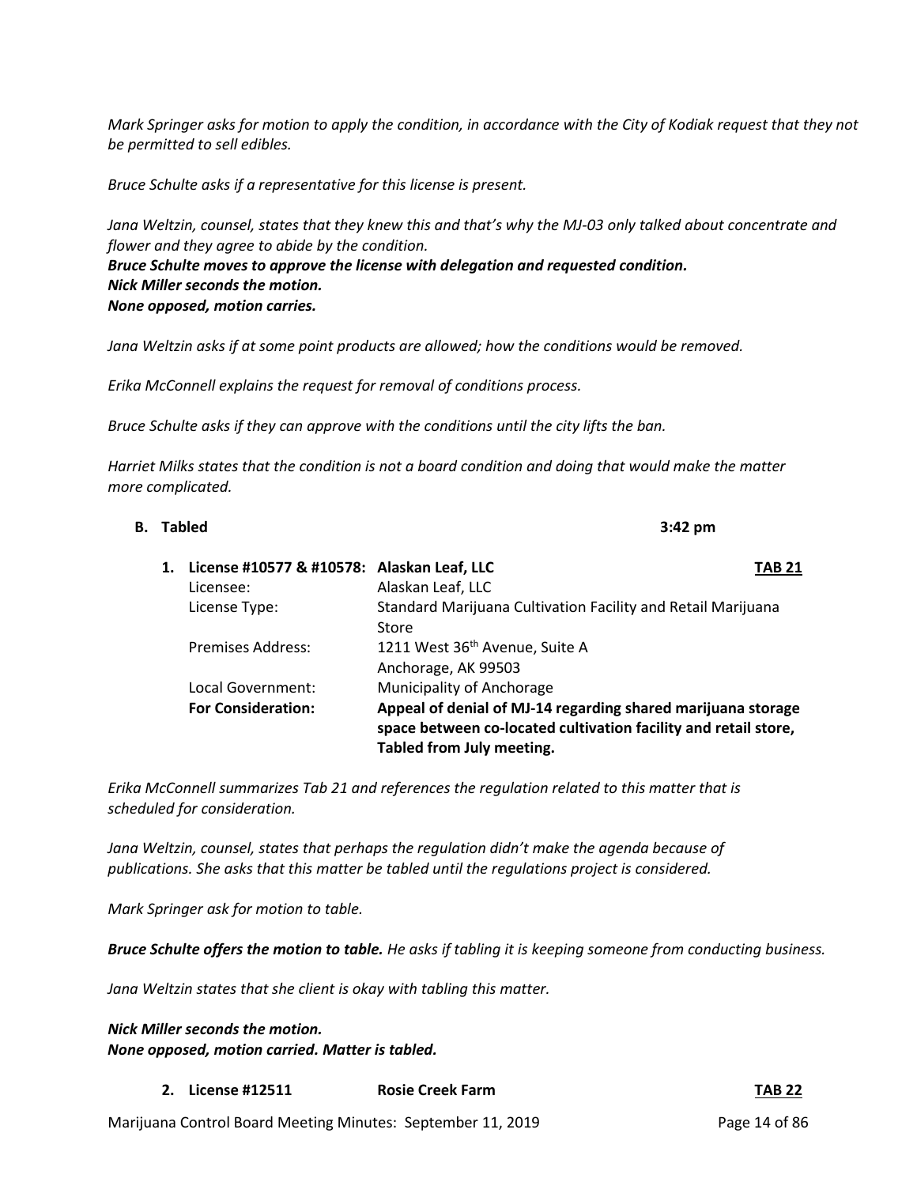*Mark Springer asks for motion to apply the condition, in accordance with the City of Kodiak request that they not be permitted to sell edibles.*

*Bruce Schulte asks if a representative for this license is present.*

*Jana Weltzin, counsel, states that they knew this and that's why the MJ-03 only talked about concentrate and flower and they agree to abide by the condition.*
***Bruce Schulte moves to approve the license with delegation and requested condition.***
***Nick Miller seconds the motion.***
***None opposed, motion carries.***

*Jana Weltzin asks if at some point products are allowed; how the conditions would be removed.*

*Erika McConnell explains the request for removal of conditions process.*

*Bruce Schulte asks if they can approve with the conditions until the city lifts the ban.*

*Harriet Milks states that the condition is not a board condition and doing that would make the matter more complicated.*

**B. Tabled** **3:42 pm**

| **1. License #10577 & #10578:** | **Alaskan Leaf, LLC** | **TAB 21** |
|---|---|---|
| Licensee: | Alaskan Leaf, LLC | |
| License Type: | Standard Marijuana Cultivation Facility and Retail Marijuana Store | |
| Premises Address: | 1211 West 36th Avenue, Suite A<br>Anchorage, AK 99503 | |
| Local Government: | Municipality of Anchorage | |
| **For Consideration:** | **Appeal of denial of MJ-14 regarding shared marijuana storage space between co-located cultivation facility and retail store, Tabled from July meeting.** | |

*Erika McConnell summarizes Tab 21 and references the regulation related to this matter that is scheduled for consideration.*

*Jana Weltzin, counsel, states that perhaps the regulation didn't make the agenda because of publications. She asks that this matter be tabled until the regulations project is considered.*

*Mark Springer ask for motion to table.*

***Bruce Schulte offers the motion to table.*** *He asks if tabling it is keeping someone from conducting business.*

*Jana Weltzin states that she client is okay with tabling this matter.*

***Nick Miller seconds the motion.***
***None opposed, motion carried. Matter is tabled.***

| **2. License #12511** | **Rosie Creek Farm** | **TAB 22** |
|---|---|---|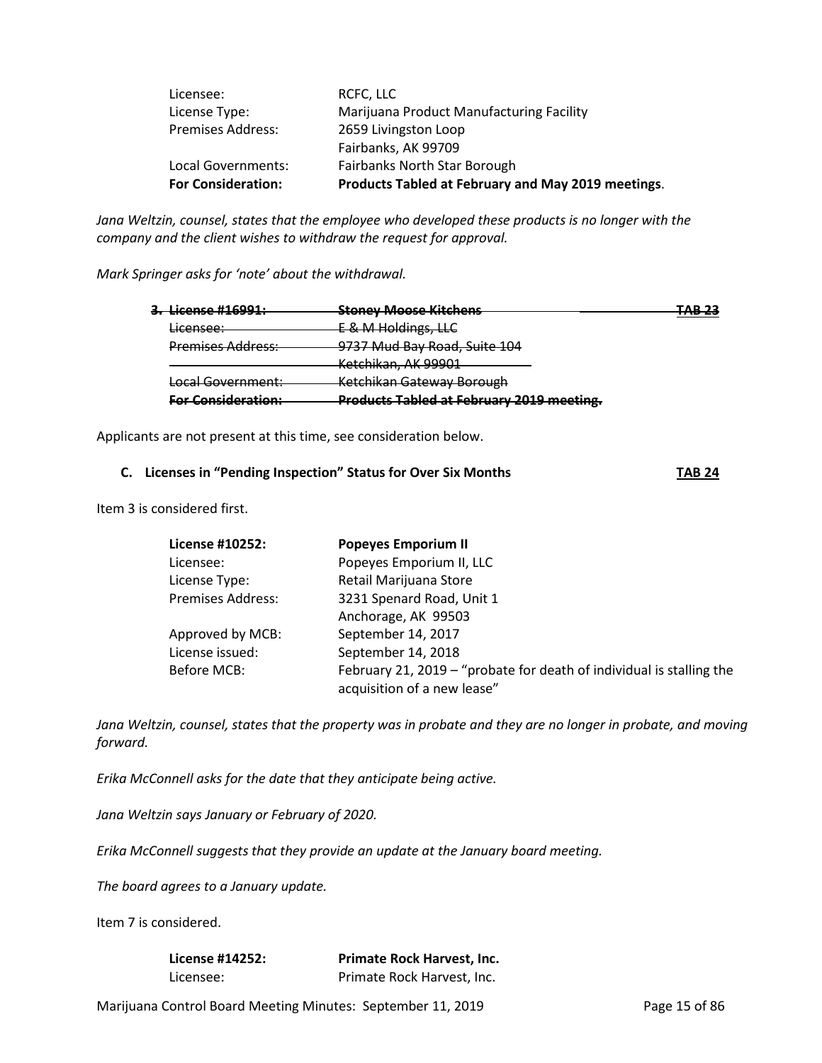| | |
|---|---|
| Licensee: | RCFC, LLC |
| License Type: | Marijuana Product Manufacturing Facility |
| Premises Address: | 2659 Livingston Loop<br>Fairbanks, AK 99709 |
| Local Governments: | Fairbanks North Star Borough |
| **For Consideration:** | **Products Tabled at February and May 2019 meetings**. |

*Jana Weltzin, counsel, states that the employee who developed these products is no longer with the company and the client wishes to withdraw the request for approval.*

*Mark Springer asks for 'note' about the withdrawal.*

| | | |
|---|---|---|
| ~~**3. License #16991:**~~ | ~~**Stoney Moose Kitchens**~~ | ~~**TAB 23**~~ |
| ~~Licensee:~~ | ~~E & M Holdings, LLC~~ | |
| ~~Premises Address:~~ | ~~9737 Mud Bay Road, Suite 104~~<br>~~Ketchikan, AK 99901~~ | |
| ~~Local Government:~~ | ~~Ketchikan Gateway Borough~~ | |
| ~~**For Consideration:**~~ | ~~**Products Tabled at February 2019 meeting.**~~ | |

Applicants are not present at this time, see consideration below.

### C. Licenses in "Pending Inspection" Status for Over Six Months — TAB 24

Item 3 is considered first.

| | |
|---|---|
| **License #10252:** | **Popeyes Emporium II** |
| Licensee: | Popeyes Emporium II, LLC |
| License Type: | Retail Marijuana Store |
| Premises Address: | 3231 Spenard Road, Unit 1<br>Anchorage, AK 99503 |
| Approved by MCB: | September 14, 2017 |
| License issued: | September 14, 2018 |
| Before MCB: | February 21, 2019 – "probate for death of individual is stalling the acquisition of a new lease" |

*Jana Weltzin, counsel, states that the property was in probate and they are no longer in probate, and moving forward.*

*Erika McConnell asks for the date that they anticipate being active.*

*Jana Weltzin says January or February of 2020.*

*Erika McConnell suggests that they provide an update at the January board meeting.*

*The board agrees to a January update.*

Item 7 is considered.

| | |
|---|---|
| **License #14252:** | **Primate Rock Harvest, Inc.** |
| Licensee: | Primate Rock Harvest, Inc. |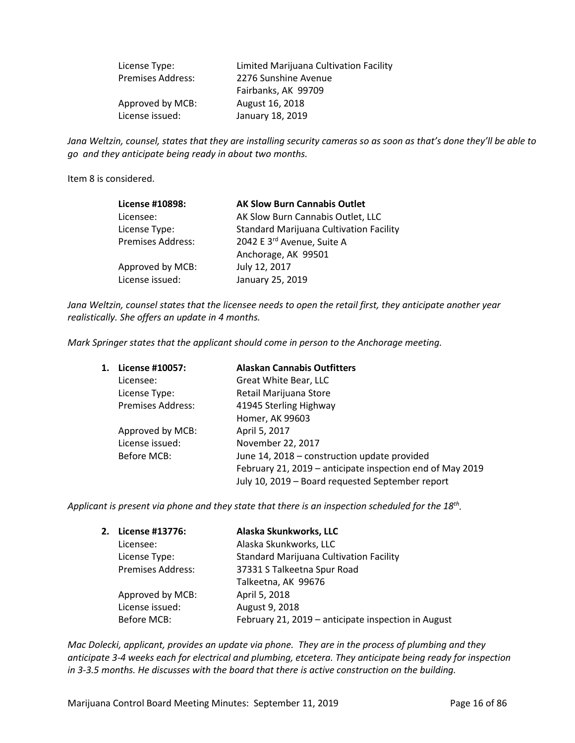| | |
|---|---|
| License Type: | Limited Marijuana Cultivation Facility |
| Premises Address: | 2276 Sunshine Avenue<br>Fairbanks, AK 99709 |
| Approved by MCB: | August 16, 2018 |
| License issued: | January 18, 2019 |

*Jana Weltzin, counsel, states that they are installing security cameras so as soon as that's done they'll be able to go and they anticipate being ready in about two months.*

Item 8 is considered.

| **License #10898:** | **AK Slow Burn Cannabis Outlet** |
|---|---|
| Licensee: | AK Slow Burn Cannabis Outlet, LLC |
| License Type: | Standard Marijuana Cultivation Facility |
| Premises Address: | 2042 E 3rd Avenue, Suite A<br>Anchorage, AK 99501 |
| Approved by MCB: | July 12, 2017 |
| License issued: | January 25, 2019 |

*Jana Weltzin, counsel states that the licensee needs to open the retail first, they anticipate another year realistically. She offers an update in 4 months.*

*Mark Springer states that the applicant should come in person to the Anchorage meeting.*

1.

| **License #10057:** | **Alaskan Cannabis Outfitters** |
|---|---|
| Licensee: | Great White Bear, LLC |
| License Type: | Retail Marijuana Store |
| Premises Address: | 41945 Sterling Highway<br>Homer, AK 99603 |
| Approved by MCB: | April 5, 2017 |
| License issued: | November 22, 2017 |
| Before MCB: | June 14, 2018 – construction update provided<br>February 21, 2019 – anticipate inspection end of May 2019<br>July 10, 2019 – Board requested September report |

*Applicant is present via phone and they state that there is an inspection scheduled for the 18th.*

2.

| **License #13776:** | **Alaska Skunkworks, LLC** |
|---|---|
| Licensee: | Alaska Skunkworks, LLC |
| License Type: | Standard Marijuana Cultivation Facility |
| Premises Address: | 37331 S Talkeetna Spur Road<br>Talkeetna, AK 99676 |
| Approved by MCB: | April 5, 2018 |
| License issued: | August 9, 2018 |
| Before MCB: | February 21, 2019 – anticipate inspection in August |

*Mac Dolecki, applicant, provides an update via phone. They are in the process of plumbing and they anticipate 3-4 weeks each for electrical and plumbing, etcetera. They anticipate being ready for inspection in 3-3.5 months. He discusses with the board that there is active construction on the building.*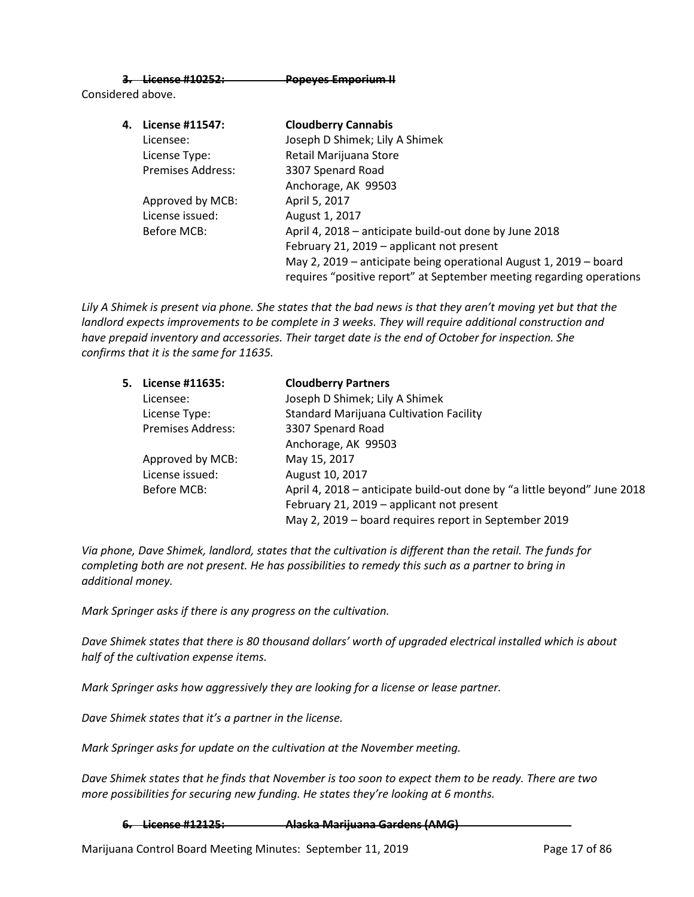3. ~~**License #10252: Popeyes Emporium II**~~

Considered above.

4. **License #11547: Cloudberry Cannabis**

| | |
|---|---|
| Licensee: | Joseph D Shimek; Lily A Shimek |
| License Type: | Retail Marijuana Store |
| Premises Address: | 3307 Spenard Road<br>Anchorage, AK 99503 |
| Approved by MCB: | April 5, 2017 |
| License issued: | August 1, 2017 |
| Before MCB: | April 4, 2018 – anticipate build-out done by June 2018<br>February 21, 2019 – applicant not present<br>May 2, 2019 – anticipate being operational August 1, 2019 – board requires "positive report" at September meeting regarding operations |

*Lily A Shimek is present via phone. She states that the bad news is that they aren't moving yet but that the landlord expects improvements to be complete in 3 weeks. They will require additional construction and have prepaid inventory and accessories. Their target date is the end of October for inspection. She confirms that it is the same for 11635.*

5. **License #11635: Cloudberry Partners**

| | |
|---|---|
| Licensee: | Joseph D Shimek; Lily A Shimek |
| License Type: | Standard Marijuana Cultivation Facility |
| Premises Address: | 3307 Spenard Road<br>Anchorage, AK 99503 |
| Approved by MCB: | May 15, 2017 |
| License issued: | August 10, 2017 |
| Before MCB: | April 4, 2018 – anticipate build-out done by "a little beyond" June 2018<br>February 21, 2019 – applicant not present<br>May 2, 2019 – board requires report in September 2019 |

*Via phone, Dave Shimek, landlord, states that the cultivation is different than the retail. The funds for completing both are not present. He has possibilities to remedy this such as a partner to bring in additional money.*

*Mark Springer asks if there is any progress on the cultivation.*

*Dave Shimek states that there is 80 thousand dollars' worth of upgraded electrical installed which is about half of the cultivation expense items.*

*Mark Springer asks how aggressively they are looking for a license or lease partner.*

*Dave Shimek states that it's a partner in the license.*

*Mark Springer asks for update on the cultivation at the November meeting.*

*Dave Shimek states that he finds that November is too soon to expect them to be ready. There are two more possibilities for securing new funding. He states they're looking at 6 months.*

6. ~~**License #12125: Alaska Marijuana Gardens (AMG)**~~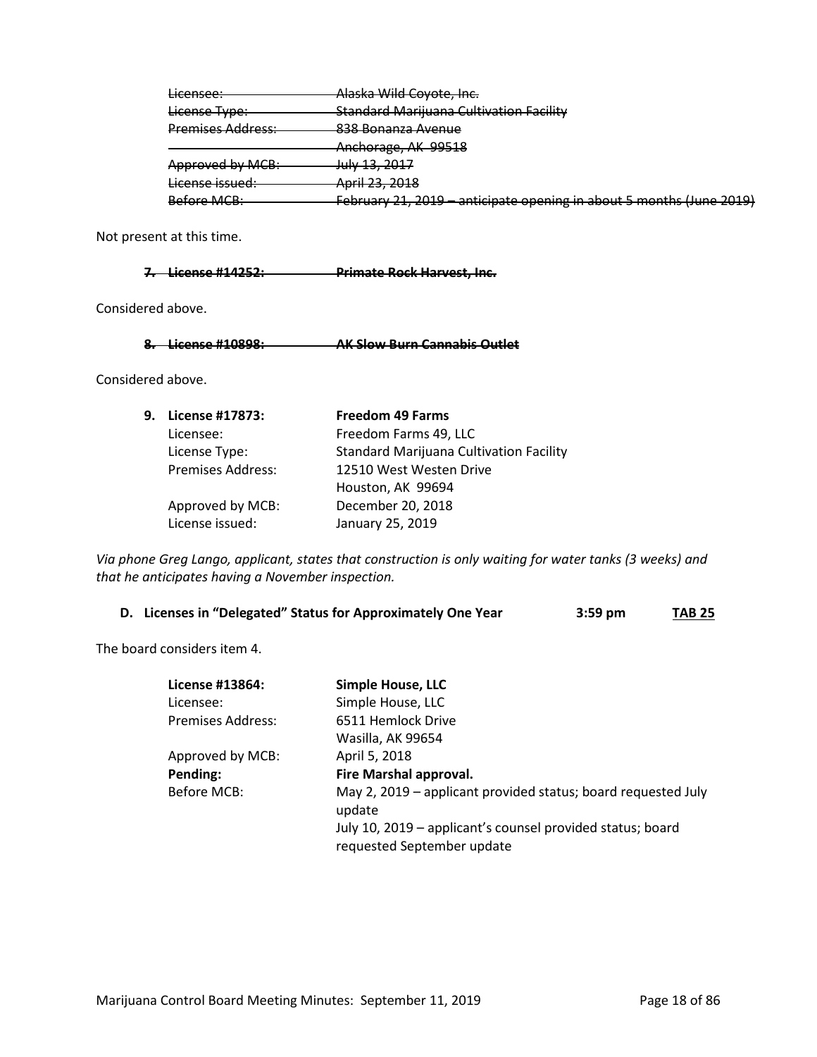~~Licensee: Alaska Wild Coyote, Inc.~~
~~License Type: Standard Marijuana Cultivation Facility~~
~~Premises Address: 838 Bonanza Avenue~~
~~Anchorage, AK 99518~~
~~Approved by MCB: July 13, 2017~~
~~License issued: April 23, 2018~~
~~Before MCB: February 21, 2019 – anticipate opening in about 5 months (June 2019)~~

Not present at this time.

**~~7. License #14252: Primate Rock Harvest, Inc.~~**

Considered above.

**~~8. License #10898: AK Slow Burn Cannabis Outlet~~**

Considered above.

**9. License #17873: Freedom 49 Farms**

Licensee: Freedom Farms 49, LLC
License Type: Standard Marijuana Cultivation Facility
Premises Address: 12510 West Westen Drive
Houston, AK 99694
Approved by MCB: December 20, 2018
License issued: January 25, 2019

*Via phone Greg Lango, applicant, states that construction is only waiting for water tanks (3 weeks) and that he anticipates having a November inspection.*

**D. Licenses in "Delegated" Status for Approximately One Year 3:59 pm <u>TAB 25</u>**

The board considers item 4.

**License #13864: Simple House, LLC**

Licensee: Simple House, LLC
Premises Address: 6511 Hemlock Drive
Wasilla, AK 99654
Approved by MCB: April 5, 2018
**Pending: Fire Marshal approval.**
Before MCB: May 2, 2019 – applicant provided status; board requested July update
July 10, 2019 – applicant's counsel provided status; board requested September update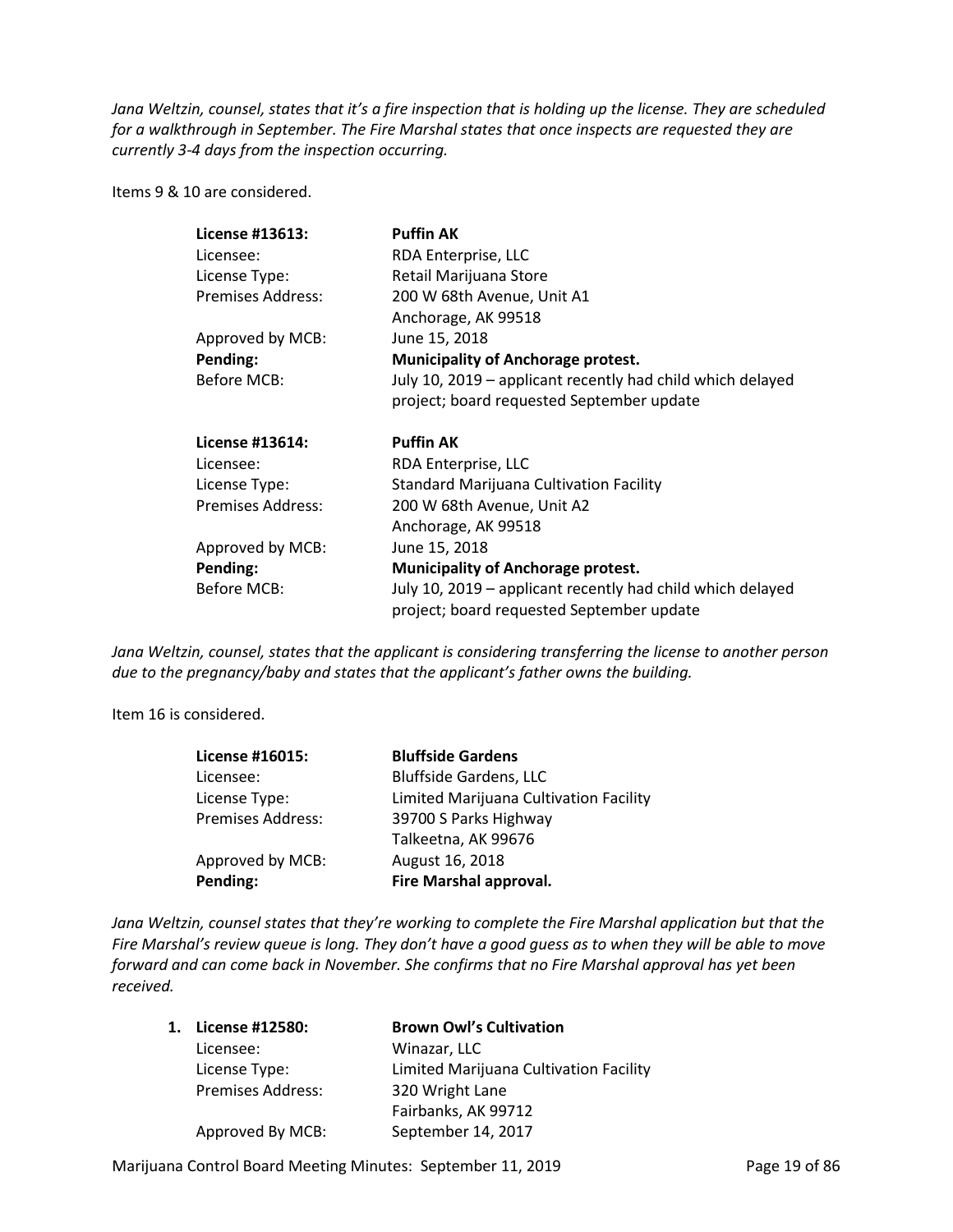*Jana Weltzin, counsel, states that it's a fire inspection that is holding up the license. They are scheduled for a walkthrough in September. The Fire Marshal states that once inspects are requested they are currently 3-4 days from the inspection occurring.*

Items 9 & 10 are considered.

| | |
|---|---|
| **License #13613:** | **Puffin AK** |
| Licensee: | RDA Enterprise, LLC |
| License Type: | Retail Marijuana Store |
| Premises Address: | 200 W 68th Avenue, Unit A1<br>Anchorage, AK 99518 |
| Approved by MCB: | June 15, 2018 |
| **Pending:** | **Municipality of Anchorage protest.** |
| Before MCB: | July 10, 2019 – applicant recently had child which delayed project; board requested September update |

| | |
|---|---|
| **License #13614:** | **Puffin AK** |
| Licensee: | RDA Enterprise, LLC |
| License Type: | Standard Marijuana Cultivation Facility |
| Premises Address: | 200 W 68th Avenue, Unit A2<br>Anchorage, AK 99518 |
| Approved by MCB: | June 15, 2018 |
| **Pending:** | **Municipality of Anchorage protest.** |
| Before MCB: | July 10, 2019 – applicant recently had child which delayed project; board requested September update |

*Jana Weltzin, counsel, states that the applicant is considering transferring the license to another person due to the pregnancy/baby and states that the applicant's father owns the building.*

Item 16 is considered.

| | |
|---|---|
| **License #16015:** | **Bluffside Gardens** |
| Licensee: | Bluffside Gardens, LLC |
| License Type: | Limited Marijuana Cultivation Facility |
| Premises Address: | 39700 S Parks Highway<br>Talkeetna, AK 99676 |
| Approved by MCB: | August 16, 2018 |
| **Pending:** | **Fire Marshal approval.** |

*Jana Weltzin, counsel states that they're working to complete the Fire Marshal application but that the Fire Marshal's review queue is long. They don't have a good guess as to when they will be able to move forward and can come back in November. She confirms that no Fire Marshal approval has yet been received.*

| | |
|---|---|
| **1. License #12580:** | **Brown Owl's Cultivation** |
| Licensee: | Winazar, LLC |
| License Type: | Limited Marijuana Cultivation Facility |
| Premises Address: | 320 Wright Lane<br>Fairbanks, AK 99712 |
| Approved By MCB: | September 14, 2017 |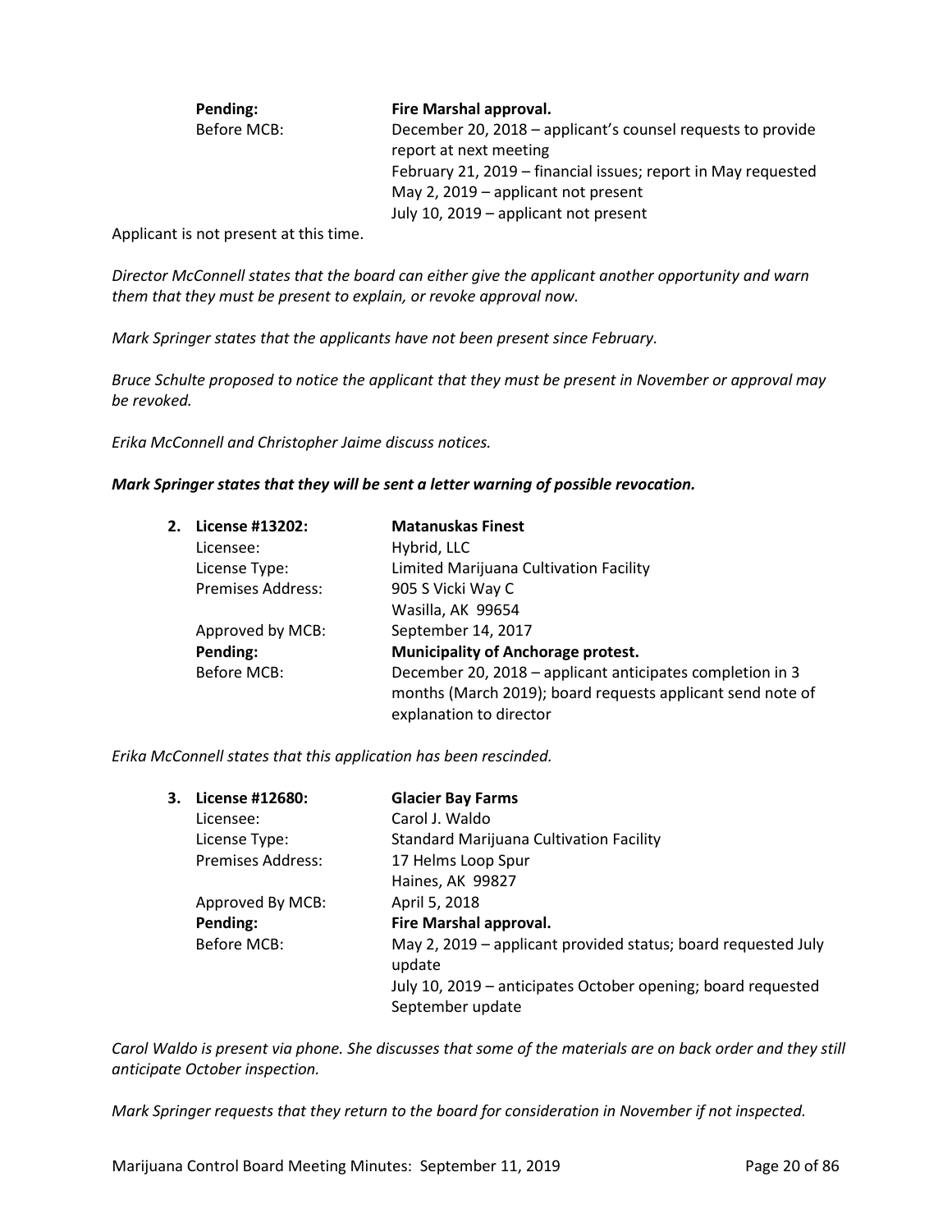| | |
|---|---|
| **Pending:** | **Fire Marshal approval.** |
| Before MCB: | December 20, 2018 – applicant's counsel requests to provide report at next meeting<br>February 21, 2019 – financial issues; report in May requested<br>May 2, 2019 – applicant not present<br>July 10, 2019 – applicant not present |

Applicant is not present at this time.

*Director McConnell states that the board can either give the applicant another opportunity and warn them that they must be present to explain, or revoke approval now.*

*Mark Springer states that the applicants have not been present since February.*

*Bruce Schulte proposed to notice the applicant that they must be present in November or approval may be revoked.*

*Erika McConnell and Christopher Jaime discuss notices.*

***Mark Springer states that they will be sent a letter warning of possible revocation.***

**2. License #13202:** **Matanuskas Finest**

| | |
|---|---|
| Licensee: | Hybrid, LLC |
| License Type: | Limited Marijuana Cultivation Facility |
| Premises Address: | 905 S Vicki Way C<br>Wasilla, AK 99654 |
| Approved by MCB: | September 14, 2017 |
| **Pending:** | **Municipality of Anchorage protest.** |
| Before MCB: | December 20, 2018 – applicant anticipates completion in 3 months (March 2019); board requests applicant send note of explanation to director |

*Erika McConnell states that this application has been rescinded.*

**3. License #12680:** **Glacier Bay Farms**

| | |
|---|---|
| Licensee: | Carol J. Waldo |
| License Type: | Standard Marijuana Cultivation Facility |
| Premises Address: | 17 Helms Loop Spur<br>Haines, AK 99827 |
| Approved By MCB: | April 5, 2018 |
| **Pending:** | **Fire Marshal approval.** |
| Before MCB: | May 2, 2019 – applicant provided status; board requested July update<br>July 10, 2019 – anticipates October opening; board requested September update |

*Carol Waldo is present via phone. She discusses that some of the materials are on back order and they still anticipate October inspection.*

*Mark Springer requests that they return to the board for consideration in November if not inspected.*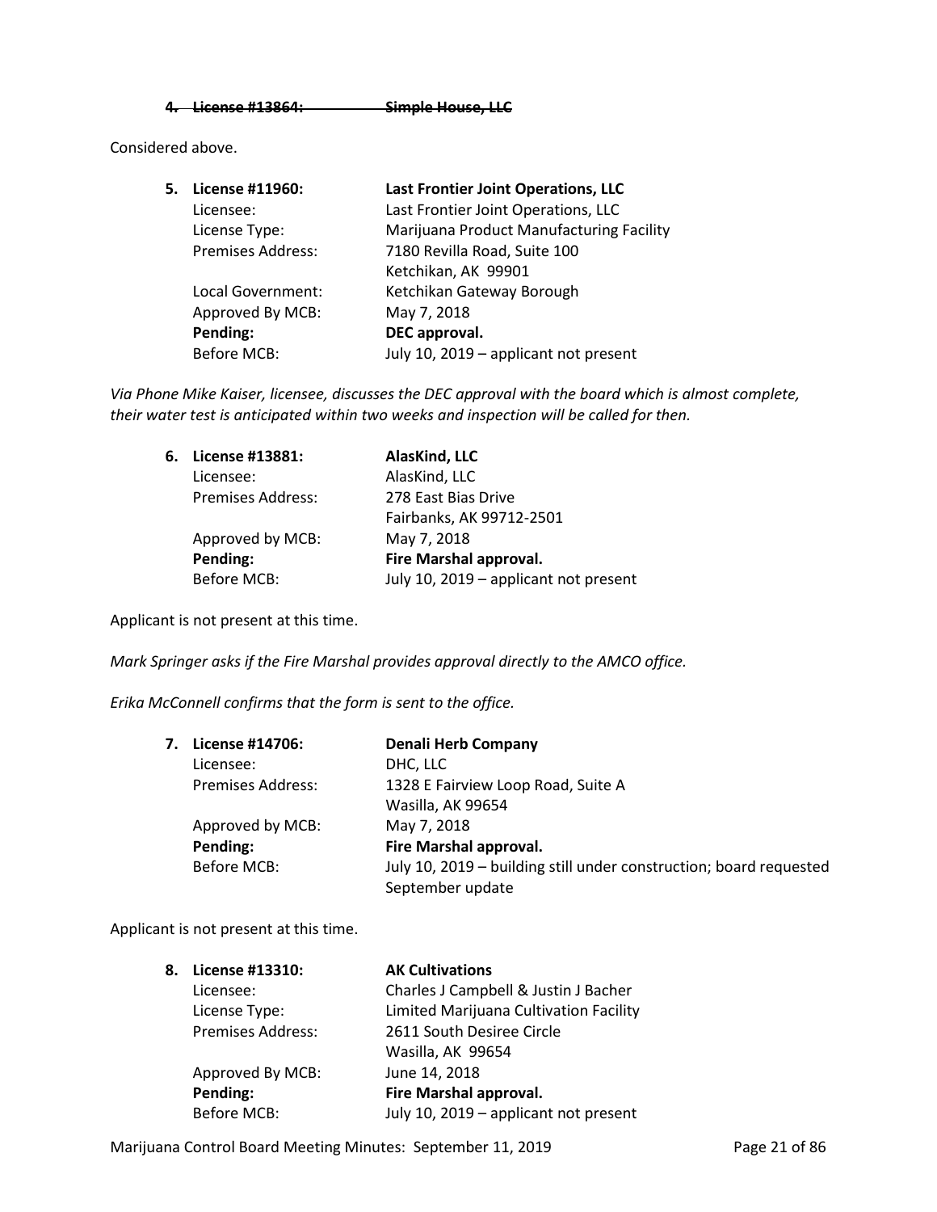~~**4. License #13864: Simple House, LLC**~~

Considered above.

**5. License #11960: Last Frontier Joint Operations, LLC**

| | |
|---|---|
| Licensee: | Last Frontier Joint Operations, LLC |
| License Type: | Marijuana Product Manufacturing Facility |
| Premises Address: | 7180 Revilla Road, Suite 100<br>Ketchikan, AK 99901 |
| Local Government: | Ketchikan Gateway Borough |
| Approved By MCB: | May 7, 2018 |
| **Pending:** | **DEC approval.** |
| Before MCB: | July 10, 2019 – applicant not present |

*Via Phone Mike Kaiser, licensee, discusses the DEC approval with the board which is almost complete, their water test is anticipated within two weeks and inspection will be called for then.*

**6. License #13881: AlasKind, LLC**

| | |
|---|---|
| Licensee: | AlasKind, LLC |
| Premises Address: | 278 East Bias Drive<br>Fairbanks, AK 99712-2501 |
| Approved by MCB: | May 7, 2018 |
| **Pending:** | **Fire Marshal approval.** |
| Before MCB: | July 10, 2019 – applicant not present |

Applicant is not present at this time.

*Mark Springer asks if the Fire Marshal provides approval directly to the AMCO office.*

*Erika McConnell confirms that the form is sent to the office.*

**7. License #14706: Denali Herb Company**

| | |
|---|---|
| Licensee: | DHC, LLC |
| Premises Address: | 1328 E Fairview Loop Road, Suite A<br>Wasilla, AK 99654 |
| Approved by MCB: | May 7, 2018 |
| **Pending:** | **Fire Marshal approval.** |
| Before MCB: | July 10, 2019 – building still under construction; board requested September update |

Applicant is not present at this time.

**8. License #13310: AK Cultivations**

| | |
|---|---|
| Licensee: | Charles J Campbell & Justin J Bacher |
| License Type: | Limited Marijuana Cultivation Facility |
| Premises Address: | 2611 South Desiree Circle<br>Wasilla, AK 99654 |
| Approved By MCB: | June 14, 2018 |
| **Pending:** | **Fire Marshal approval.** |
| Before MCB: | July 10, 2019 – applicant not present |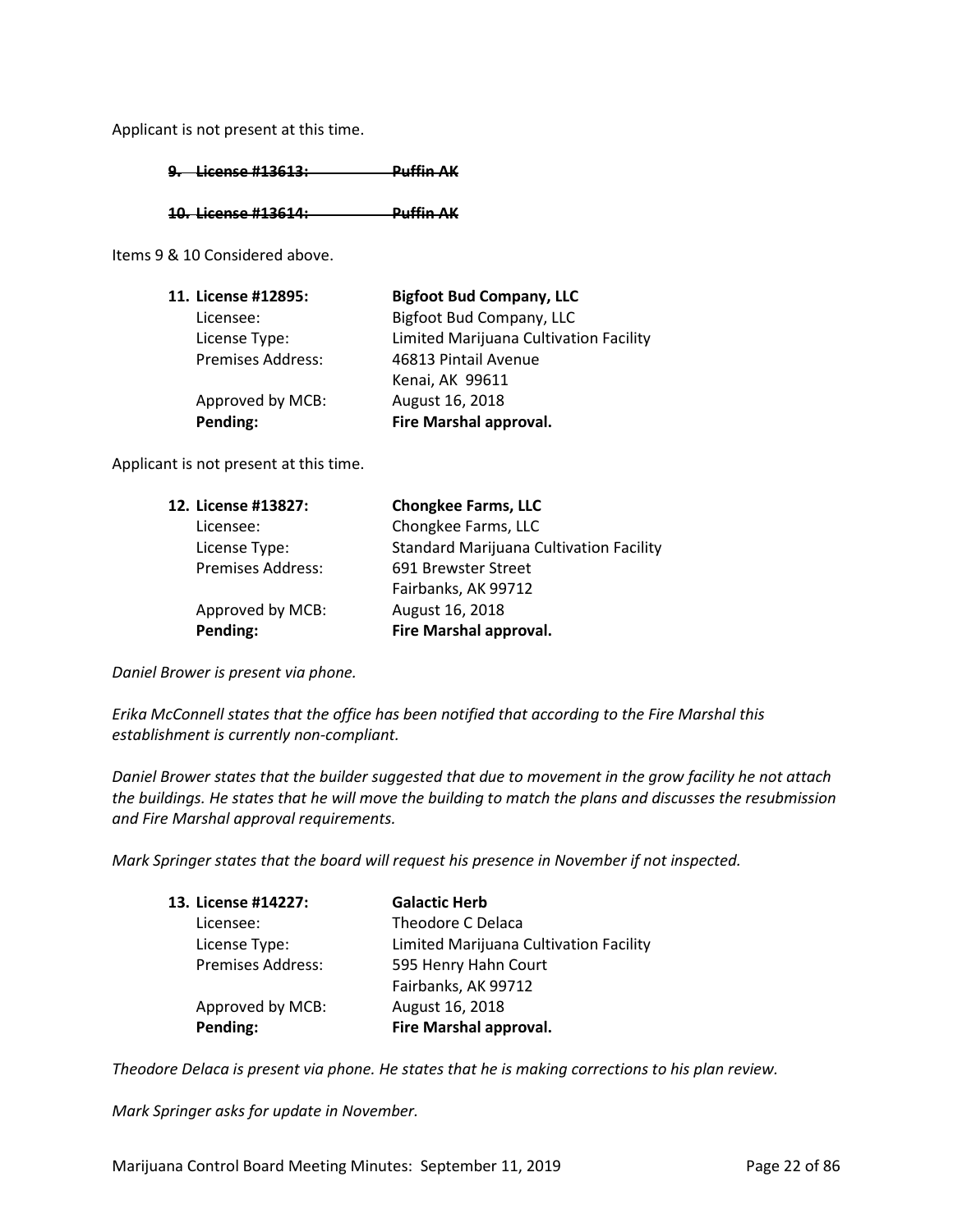Applicant is not present at this time.

~~**9. License #13613: Puffin AK**~~

~~**10. License #13614: Puffin AK**~~

Items 9 & 10 Considered above.

**11. License #12895: Bigfoot Bud Company, LLC**
Licensee: Bigfoot Bud Company, LLC
License Type: Limited Marijuana Cultivation Facility
Premises Address: 46813 Pintail Avenue
Kenai, AK 99611
Approved by MCB: August 16, 2018
**Pending: Fire Marshal approval.**

Applicant is not present at this time.

**12. License #13827: Chongkee Farms, LLC**
Licensee: Chongkee Farms, LLC
License Type: Standard Marijuana Cultivation Facility
Premises Address: 691 Brewster Street
Fairbanks, AK 99712
Approved by MCB: August 16, 2018
**Pending: Fire Marshal approval.**

*Daniel Brower is present via phone.*

*Erika McConnell states that the office has been notified that according to the Fire Marshal this establishment is currently non-compliant.*

*Daniel Brower states that the builder suggested that due to movement in the grow facility he not attach the buildings. He states that he will move the building to match the plans and discusses the resubmission and Fire Marshal approval requirements.*

*Mark Springer states that the board will request his presence in November if not inspected.*

**13. License #14227: Galactic Herb**
Licensee: Theodore C Delaca
License Type: Limited Marijuana Cultivation Facility
Premises Address: 595 Henry Hahn Court
Fairbanks, AK 99712
Approved by MCB: August 16, 2018
**Pending: Fire Marshal approval.**

*Theodore Delaca is present via phone. He states that he is making corrections to his plan review.*

*Mark Springer asks for update in November.*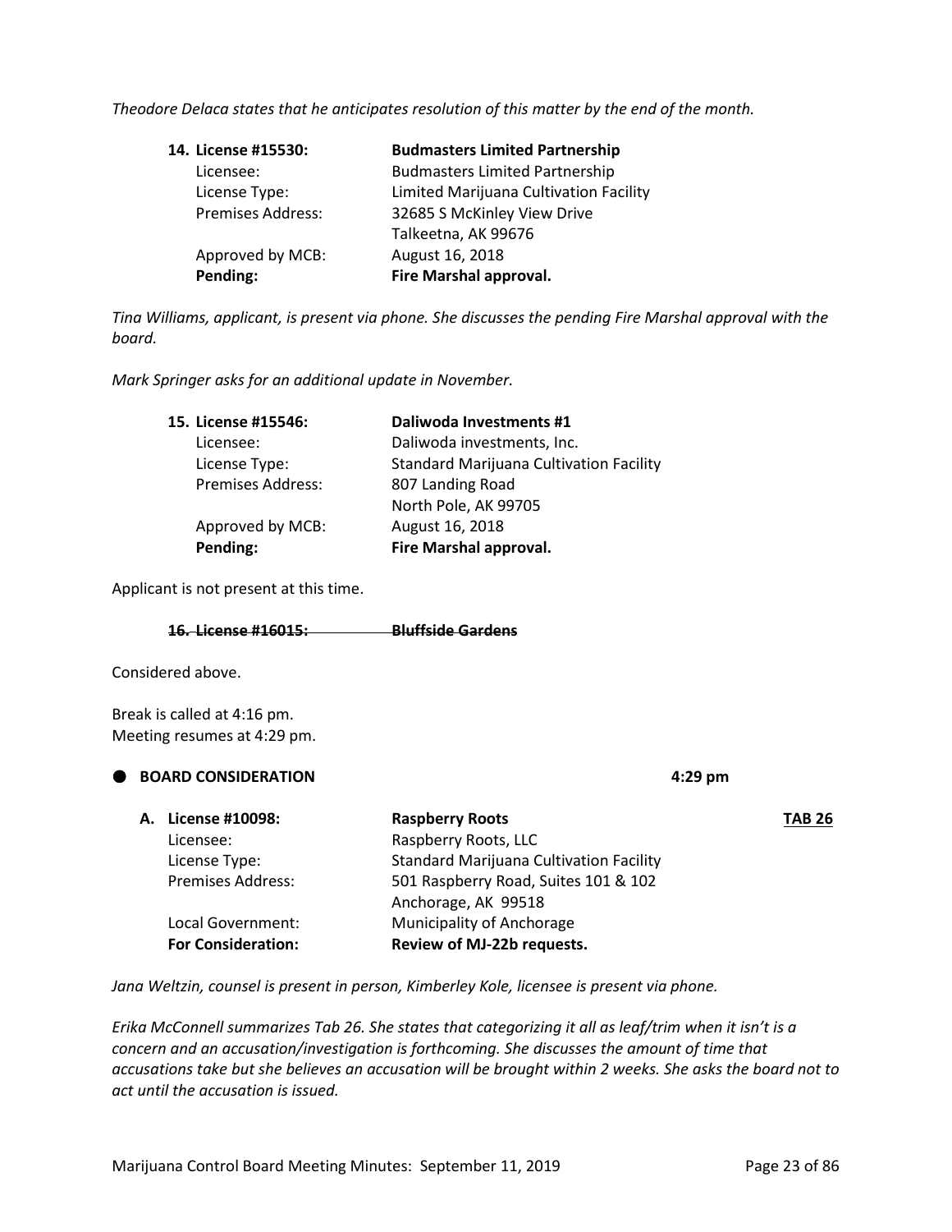*Theodore Delaca states that he anticipates resolution of this matter by the end of the month.*

**14. License #15530:** **Budmasters Limited Partnership**
Licensee: Budmasters Limited Partnership
License Type: Limited Marijuana Cultivation Facility
Premises Address: 32685 S McKinley View Drive
Talkeetna, AK 99676
Approved by MCB: August 16, 2018
**Pending:** **Fire Marshal approval.**

*Tina Williams, applicant, is present via phone. She discusses the pending Fire Marshal approval with the board.*

*Mark Springer asks for an additional update in November.*

**15. License #15546:** **Daliwoda Investments #1**
Licensee: Daliwoda investments, Inc.
License Type: Standard Marijuana Cultivation Facility
Premises Address: 807 Landing Road
North Pole, AK 99705
Approved by MCB: August 16, 2018
**Pending:** **Fire Marshal approval.**

Applicant is not present at this time.

~~**16. License #16015:** **Bluffside Gardens**~~

Considered above.

Break is called at 4:16 pm.
Meeting resumes at 4:29 pm.

## BOARD CONSIDERATION 4:29 pm

**A. License #10098:** **Raspberry Roots** **TAB 26**
Licensee: Raspberry Roots, LLC
License Type: Standard Marijuana Cultivation Facility
Premises Address: 501 Raspberry Road, Suites 101 & 102
Anchorage, AK 99518
Local Government: Municipality of Anchorage
**For Consideration:** **Review of MJ-22b requests.**

*Jana Weltzin, counsel is present in person, Kimberley Kole, licensee is present via phone.*

*Erika McConnell summarizes Tab 26. She states that categorizing it all as leaf/trim when it isn't is a concern and an accusation/investigation is forthcoming. She discusses the amount of time that accusations take but she believes an accusation will be brought within 2 weeks. She asks the board not to act until the accusation is issued.*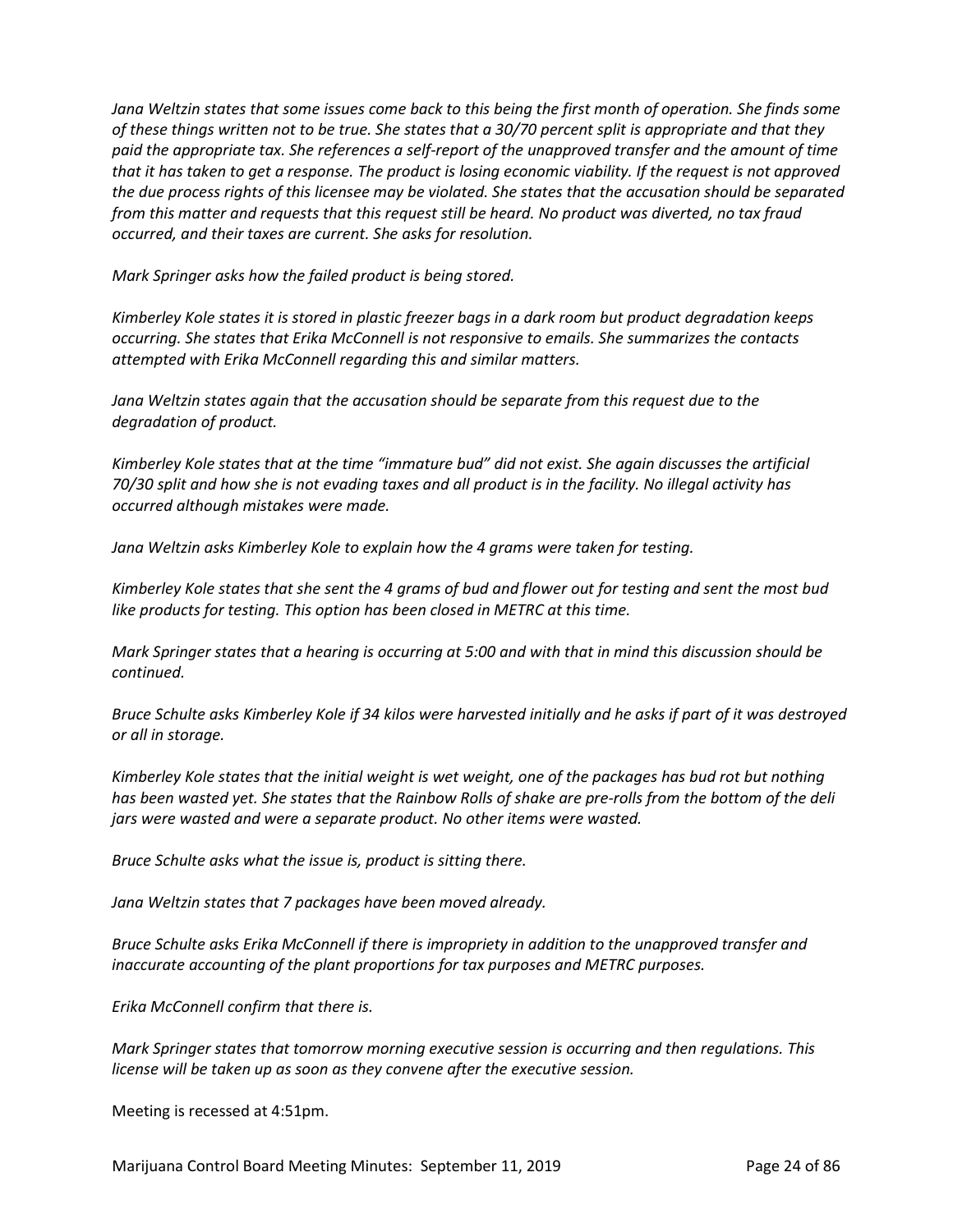*Jana Weltzin states that some issues come back to this being the first month of operation. She finds some of these things written not to be true. She states that a 30/70 percent split is appropriate and that they paid the appropriate tax. She references a self-report of the unapproved transfer and the amount of time that it has taken to get a response. The product is losing economic viability. If the request is not approved the due process rights of this licensee may be violated. She states that the accusation should be separated from this matter and requests that this request still be heard. No product was diverted, no tax fraud occurred, and their taxes are current. She asks for resolution.*

*Mark Springer asks how the failed product is being stored.*

*Kimberley Kole states it is stored in plastic freezer bags in a dark room but product degradation keeps occurring. She states that Erika McConnell is not responsive to emails. She summarizes the contacts attempted with Erika McConnell regarding this and similar matters.*

*Jana Weltzin states again that the accusation should be separate from this request due to the degradation of product.*

*Kimberley Kole states that at the time "immature bud" did not exist. She again discusses the artificial 70/30 split and how she is not evading taxes and all product is in the facility. No illegal activity has occurred although mistakes were made.*

*Jana Weltzin asks Kimberley Kole to explain how the 4 grams were taken for testing.*

*Kimberley Kole states that she sent the 4 grams of bud and flower out for testing and sent the most bud like products for testing. This option has been closed in METRC at this time.*

*Mark Springer states that a hearing is occurring at 5:00 and with that in mind this discussion should be continued.*

*Bruce Schulte asks Kimberley Kole if 34 kilos were harvested initially and he asks if part of it was destroyed or all in storage.*

*Kimberley Kole states that the initial weight is wet weight, one of the packages has bud rot but nothing has been wasted yet. She states that the Rainbow Rolls of shake are pre-rolls from the bottom of the deli jars were wasted and were a separate product. No other items were wasted.*

*Bruce Schulte asks what the issue is, product is sitting there.*

*Jana Weltzin states that 7 packages have been moved already.*

*Bruce Schulte asks Erika McConnell if there is impropriety in addition to the unapproved transfer and inaccurate accounting of the plant proportions for tax purposes and METRC purposes.*

*Erika McConnell confirm that there is.*

*Mark Springer states that tomorrow morning executive session is occurring and then regulations. This license will be taken up as soon as they convene after the executive session.*

Meeting is recessed at 4:51pm.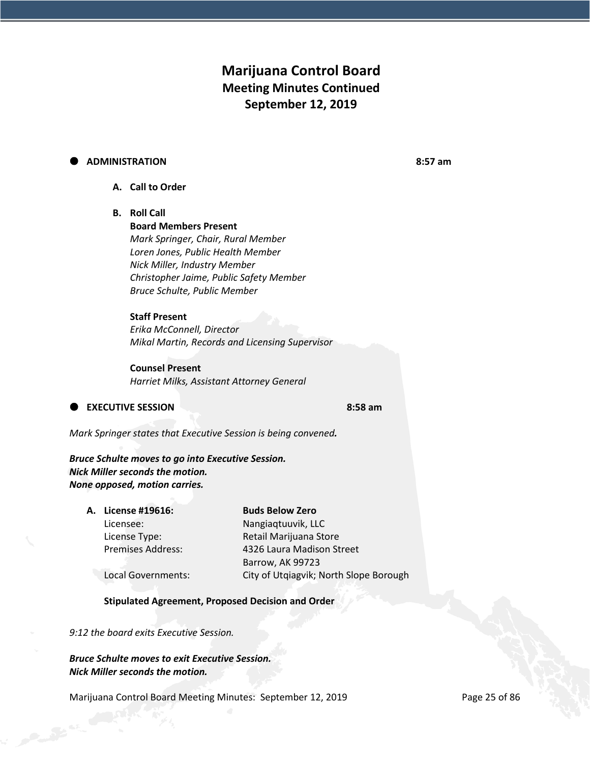# Marijuana Control Board

## Meeting Minutes Continued

## September 12, 2019

- **ADMINISTRATION** **8:57 am**

  **A. Call to Order**

  **B. Roll Call**

  **Board Members Present**

  *Mark Springer, Chair, Rural Member*
  *Loren Jones, Public Health Member*
  *Nick Miller, Industry Member*
  *Christopher Jaime, Public Safety Member*
  *Bruce Schulte, Public Member*

  **Staff Present**

  *Erika McConnell, Director*
  *Mikal Martin, Records and Licensing Supervisor*

  **Counsel Present**

  *Harriet Milks, Assistant Attorney General*

- **EXECUTIVE SESSION** **8:58 am**

*Mark Springer states that Executive Session is being convened.*

***Bruce Schulte moves to go into Executive Session.***
***Nick Miller seconds the motion.***
***None opposed, motion carries.***

**A. License #19616:** **Buds Below Zero**

| | |
|---|---|
| Licensee: | Nangiaqtuuvik, LLC |
| License Type: | Retail Marijuana Store |
| Premises Address: | 4326 Laura Madison Street<br>Barrow, AK 99723 |
| Local Governments: | City of Utqiagvik; North Slope Borough |

**Stipulated Agreement, Proposed Decision and Order**

*9:12 the board exits Executive Session.*

***Bruce Schulte moves to exit Executive Session.***
***Nick Miller seconds the motion.***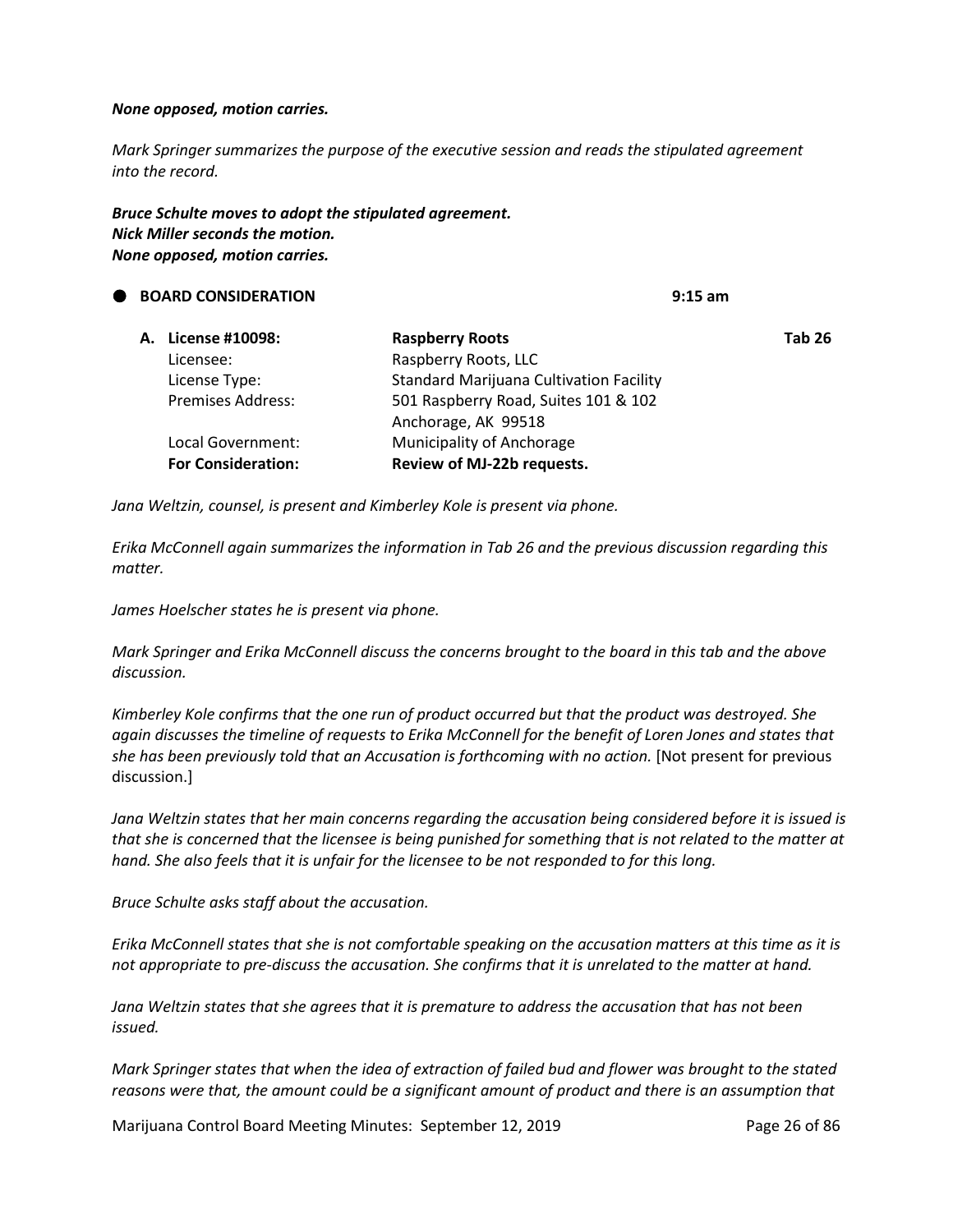***None opposed, motion carries.***

*Mark Springer summarizes the purpose of the executive session and reads the stipulated agreement into the record.*

***Bruce Schulte moves to adopt the stipulated agreement.***
***Nick Miller seconds the motion.***
***None opposed, motion carries.***

## ● BOARD CONSIDERATION — 9:15 am

**A. License #10098: Raspberry Roots** — **Tab 26**

| | |
|---|---|
| Licensee: | Raspberry Roots, LLC |
| License Type: | Standard Marijuana Cultivation Facility |
| Premises Address: | 501 Raspberry Road, Suites 101 & 102<br>Anchorage, AK 99518 |
| Local Government: | Municipality of Anchorage |
| **For Consideration:** | **Review of MJ-22b requests.** |

*Jana Weltzin, counsel, is present and Kimberley Kole is present via phone.*

*Erika McConnell again summarizes the information in Tab 26 and the previous discussion regarding this matter.*

*James Hoelscher states he is present via phone.*

*Mark Springer and Erika McConnell discuss the concerns brought to the board in this tab and the above discussion.*

*Kimberley Kole confirms that the one run of product occurred but that the product was destroyed. She again discusses the timeline of requests to Erika McConnell for the benefit of Loren Jones and states that she has been previously told that an Accusation is forthcoming with no action.* [Not present for previous discussion.]

*Jana Weltzin states that her main concerns regarding the accusation being considered before it is issued is that she is concerned that the licensee is being punished for something that is not related to the matter at hand. She also feels that it is unfair for the licensee to be not responded to for this long.*

*Bruce Schulte asks staff about the accusation.*

*Erika McConnell states that she is not comfortable speaking on the accusation matters at this time as it is not appropriate to pre-discuss the accusation. She confirms that it is unrelated to the matter at hand.*

*Jana Weltzin states that she agrees that it is premature to address the accusation that has not been issued.*

*Mark Springer states that when the idea of extraction of failed bud and flower was brought to the stated reasons were that, the amount could be a significant amount of product and there is an assumption that*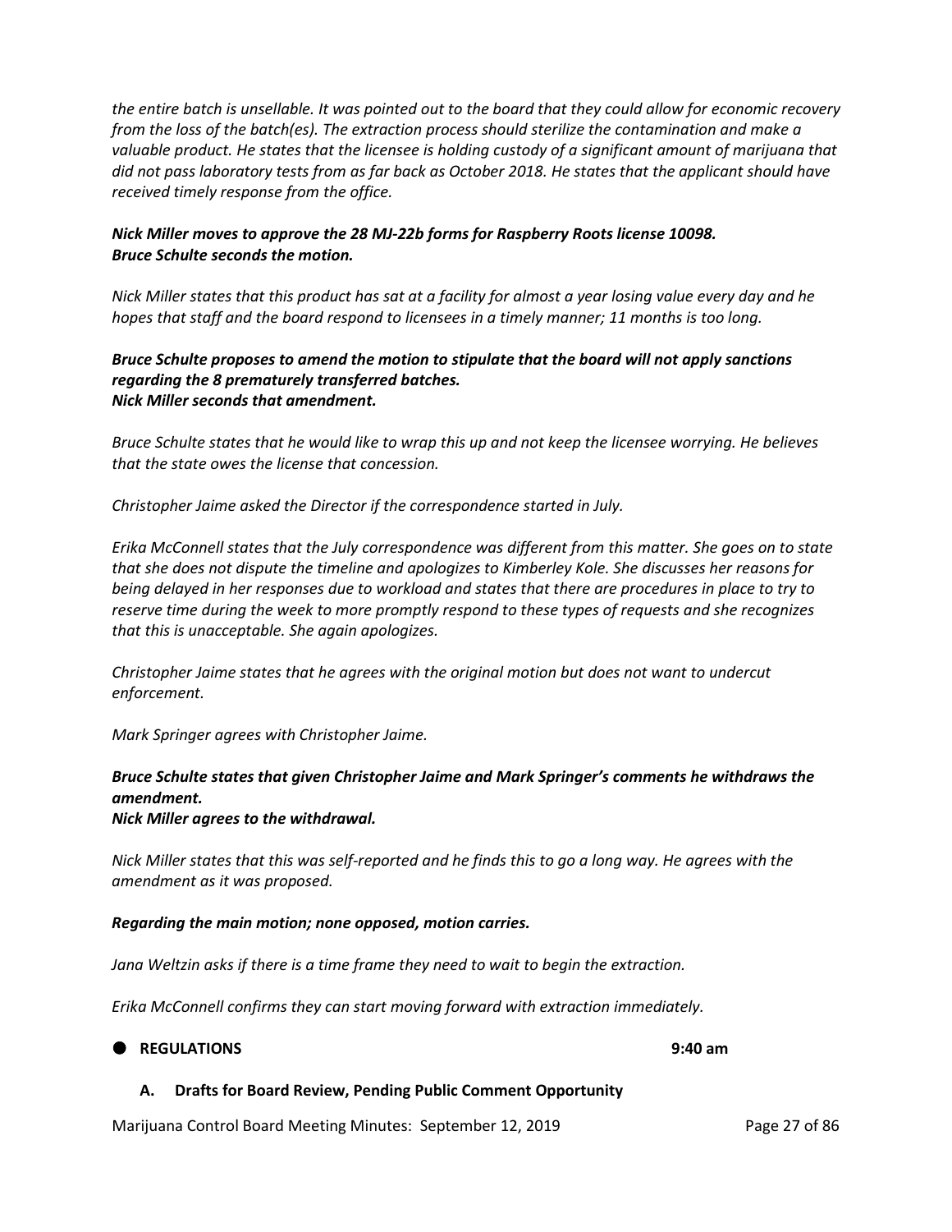*the entire batch is unsellable. It was pointed out to the board that they could allow for economic recovery from the loss of the batch(es). The extraction process should sterilize the contamination and make a valuable product. He states that the licensee is holding custody of a significant amount of marijuana that did not pass laboratory tests from as far back as October 2018. He states that the applicant should have received timely response from the office.*

***Nick Miller moves to approve the 28 MJ-22b forms for Raspberry Roots license 10098.***
***Bruce Schulte seconds the motion.***

*Nick Miller states that this product has sat at a facility for almost a year losing value every day and he hopes that staff and the board respond to licensees in a timely manner; 11 months is too long.*

***Bruce Schulte proposes to amend the motion to stipulate that the board will not apply sanctions regarding the 8 prematurely transferred batches.***
***Nick Miller seconds that amendment.***

*Bruce Schulte states that he would like to wrap this up and not keep the licensee worrying. He believes that the state owes the license that concession.*

*Christopher Jaime asked the Director if the correspondence started in July.*

*Erika McConnell states that the July correspondence was different from this matter. She goes on to state that she does not dispute the timeline and apologizes to Kimberley Kole. She discusses her reasons for being delayed in her responses due to workload and states that there are procedures in place to try to reserve time during the week to more promptly respond to these types of requests and she recognizes that this is unacceptable. She again apologizes.*

*Christopher Jaime states that he agrees with the original motion but does not want to undercut enforcement.*

*Mark Springer agrees with Christopher Jaime.*

***Bruce Schulte states that given Christopher Jaime and Mark Springer's comments he withdraws the amendment.***
***Nick Miller agrees to the withdrawal.***

*Nick Miller states that this was self-reported and he finds this to go a long way. He agrees with the amendment as it was proposed.*

***Regarding the main motion; none opposed, motion carries.***

*Jana Weltzin asks if there is a time frame they need to wait to begin the extraction.*

*Erika McConnell confirms they can start moving forward with extraction immediately.*

- **REGULATIONS** **9:40 am**

**A. Drafts for Board Review, Pending Public Comment Opportunity**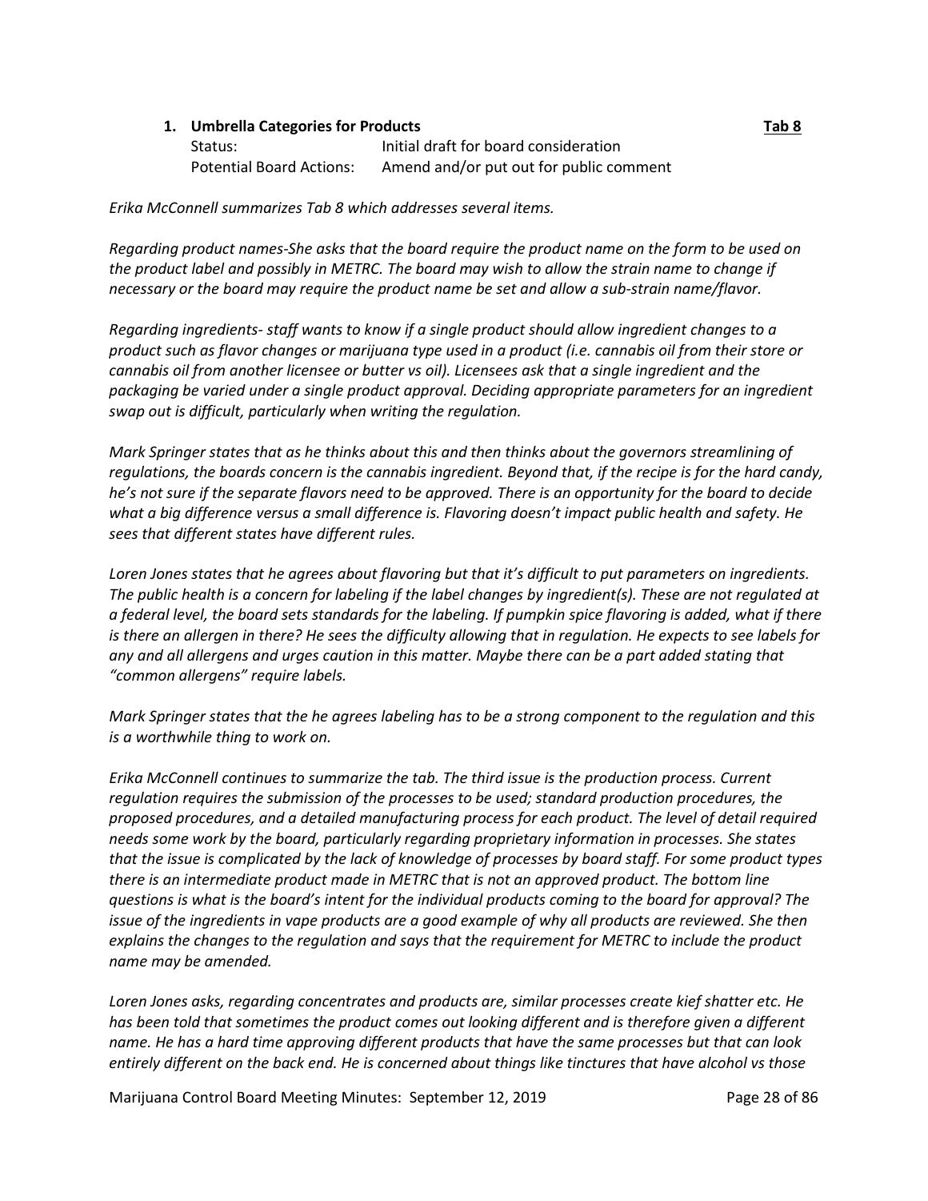1. **Umbrella Categories for Products** **Tab 8**

   Status: Initial draft for board consideration
   Potential Board Actions: Amend and/or put out for public comment

*Erika McConnell summarizes Tab 8 which addresses several items.*

*Regarding product names-She asks that the board require the product name on the form to be used on the product label and possibly in METRC. The board may wish to allow the strain name to change if necessary or the board may require the product name be set and allow a sub-strain name/flavor.*

*Regarding ingredients- staff wants to know if a single product should allow ingredient changes to a product such as flavor changes or marijuana type used in a product (i.e. cannabis oil from their store or cannabis oil from another licensee or butter vs oil). Licensees ask that a single ingredient and the packaging be varied under a single product approval. Deciding appropriate parameters for an ingredient swap out is difficult, particularly when writing the regulation.*

*Mark Springer states that as he thinks about this and then thinks about the governors streamlining of regulations, the boards concern is the cannabis ingredient. Beyond that, if the recipe is for the hard candy, he's not sure if the separate flavors need to be approved. There is an opportunity for the board to decide what a big difference versus a small difference is. Flavoring doesn't impact public health and safety. He sees that different states have different rules.*

*Loren Jones states that he agrees about flavoring but that it's difficult to put parameters on ingredients. The public health is a concern for labeling if the label changes by ingredient(s). These are not regulated at a federal level, the board sets standards for the labeling. If pumpkin spice flavoring is added, what if there is there an allergen in there? He sees the difficulty allowing that in regulation. He expects to see labels for any and all allergens and urges caution in this matter. Maybe there can be a part added stating that "common allergens" require labels.*

*Mark Springer states that the he agrees labeling has to be a strong component to the regulation and this is a worthwhile thing to work on.*

*Erika McConnell continues to summarize the tab. The third issue is the production process. Current regulation requires the submission of the processes to be used; standard production procedures, the proposed procedures, and a detailed manufacturing process for each product. The level of detail required needs some work by the board, particularly regarding proprietary information in processes. She states that the issue is complicated by the lack of knowledge of processes by board staff. For some product types there is an intermediate product made in METRC that is not an approved product. The bottom line questions is what is the board's intent for the individual products coming to the board for approval? The issue of the ingredients in vape products are a good example of why all products are reviewed. She then explains the changes to the regulation and says that the requirement for METRC to include the product name may be amended.*

*Loren Jones asks, regarding concentrates and products are, similar processes create kief shatter etc. He has been told that sometimes the product comes out looking different and is therefore given a different name. He has a hard time approving different products that have the same processes but that can look entirely different on the back end. He is concerned about things like tinctures that have alcohol vs those*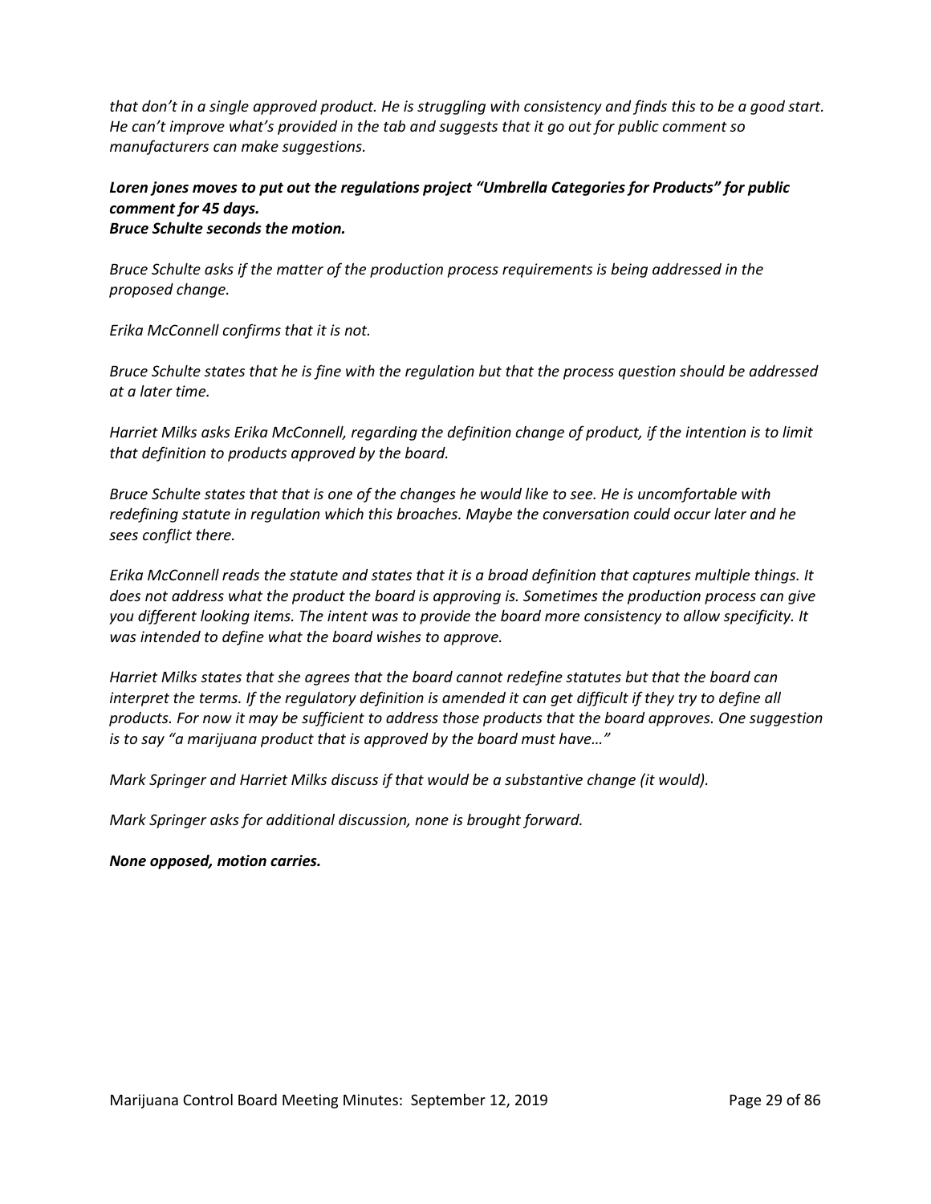*that don’t in a single approved product. He is struggling with consistency and finds this to be a good start. He can’t improve what’s provided in the tab and suggests that it go out for public comment so manufacturers can make suggestions.*

***Loren jones moves to put out the regulations project “Umbrella Categories for Products” for public comment for 45 days.***
***Bruce Schulte seconds the motion.***

*Bruce Schulte asks if the matter of the production process requirements is being addressed in the proposed change.*

*Erika McConnell confirms that it is not.*

*Bruce Schulte states that he is fine with the regulation but that the process question should be addressed at a later time.*

*Harriet Milks asks Erika McConnell, regarding the definition change of product, if the intention is to limit that definition to products approved by the board.*

*Bruce Schulte states that that is one of the changes he would like to see. He is uncomfortable with redefining statute in regulation which this broaches. Maybe the conversation could occur later and he sees conflict there.*

*Erika McConnell reads the statute and states that it is a broad definition that captures multiple things. It does not address what the product the board is approving is. Sometimes the production process can give you different looking items. The intent was to provide the board more consistency to allow specificity. It was intended to define what the board wishes to approve.*

*Harriet Milks states that she agrees that the board cannot redefine statutes but that the board can interpret the terms. If the regulatory definition is amended it can get difficult if they try to define all products. For now it may be sufficient to address those products that the board approves. One suggestion is to say “a marijuana product that is approved by the board must have…”*

*Mark Springer and Harriet Milks discuss if that would be a substantive change (it would).*

*Mark Springer asks for additional discussion, none is brought forward.*

***None opposed, motion carries.***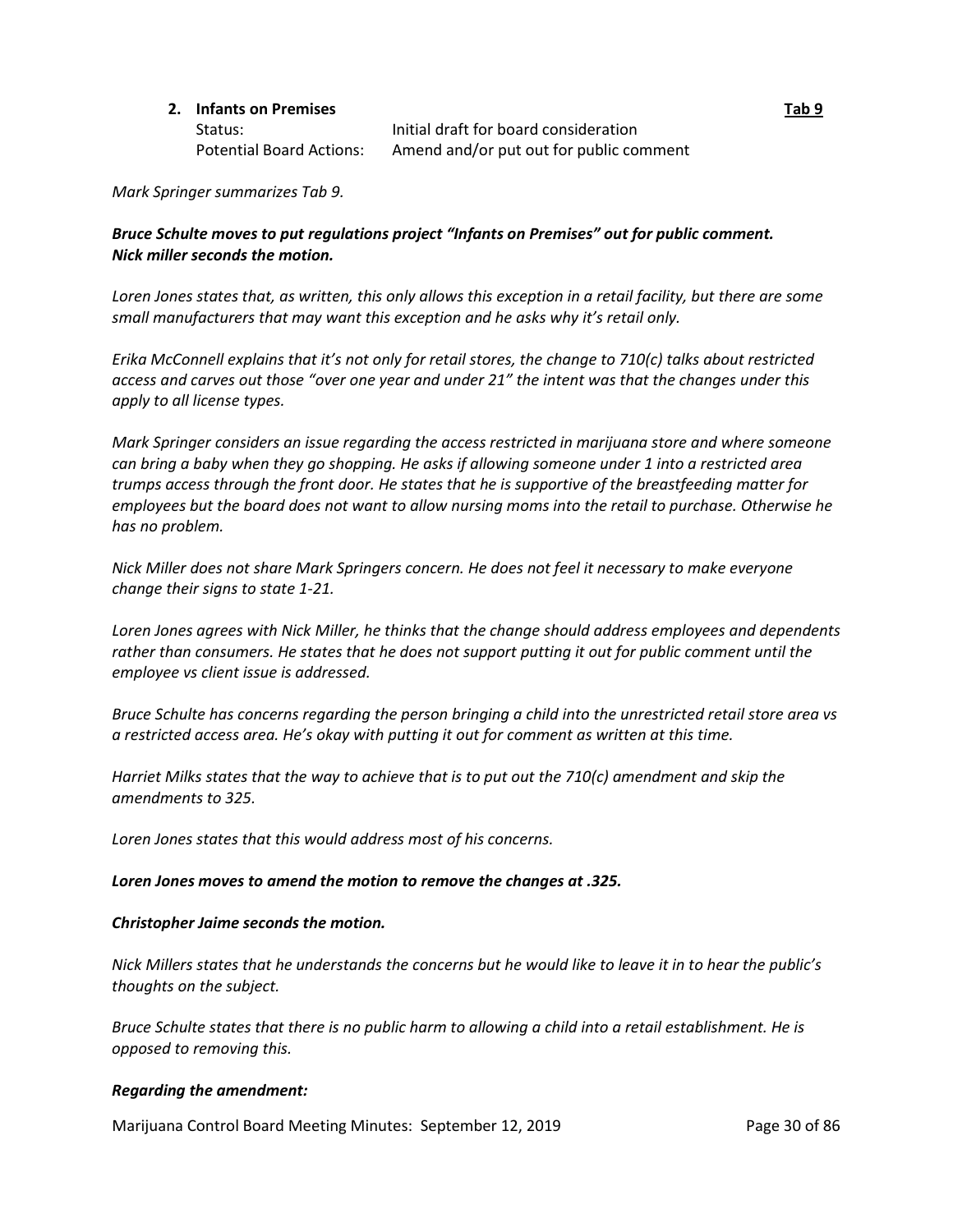2. **Infants on Premises** **Tab 9**

Status: Initial draft for board consideration
Potential Board Actions: Amend and/or put out for public comment

*Mark Springer summarizes Tab 9.*

***Bruce Schulte moves to put regulations project "Infants on Premises" out for public comment. Nick miller seconds the motion.***

*Loren Jones states that, as written, this only allows this exception in a retail facility, but there are some small manufacturers that may want this exception and he asks why it's retail only.*

*Erika McConnell explains that it's not only for retail stores, the change to 710(c) talks about restricted access and carves out those "over one year and under 21" the intent was that the changes under this apply to all license types.*

*Mark Springer considers an issue regarding the access restricted in marijuana store and where someone can bring a baby when they go shopping. He asks if allowing someone under 1 into a restricted area trumps access through the front door. He states that he is supportive of the breastfeeding matter for employees but the board does not want to allow nursing moms into the retail to purchase. Otherwise he has no problem.*

*Nick Miller does not share Mark Springers concern. He does not feel it necessary to make everyone change their signs to state 1-21.*

*Loren Jones agrees with Nick Miller, he thinks that the change should address employees and dependents rather than consumers. He states that he does not support putting it out for public comment until the employee vs client issue is addressed.*

*Bruce Schulte has concerns regarding the person bringing a child into the unrestricted retail store area vs a restricted access area. He's okay with putting it out for comment as written at this time.*

*Harriet Milks states that the way to achieve that is to put out the 710(c) amendment and skip the amendments to 325.*

*Loren Jones states that this would address most of his concerns.*

***Loren Jones moves to amend the motion to remove the changes at .325.***

***Christopher Jaime seconds the motion.***

*Nick Millers states that he understands the concerns but he would like to leave it in to hear the public's thoughts on the subject.*

*Bruce Schulte states that there is no public harm to allowing a child into a retail establishment. He is opposed to removing this.*

***Regarding the amendment:***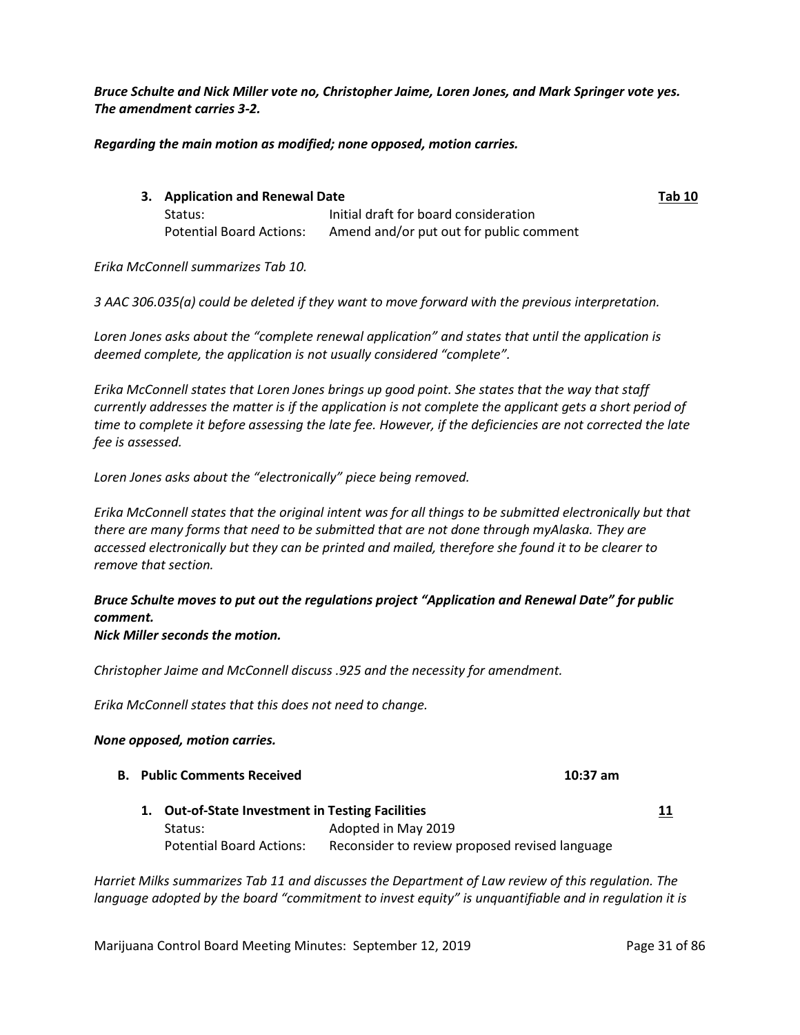***Bruce Schulte and Nick Miller vote no, Christopher Jaime, Loren Jones, and Mark Springer vote yes. The amendment carries 3-2.***

***Regarding the main motion as modified; none opposed, motion carries.***

**3. Application and Renewal Date** **Tab 10**

Status: Initial draft for board consideration
Potential Board Actions: Amend and/or put out for public comment

*Erika McConnell summarizes Tab 10.*

*3 AAC 306.035(a) could be deleted if they want to move forward with the previous interpretation.*

*Loren Jones asks about the "complete renewal application" and states that until the application is deemed complete, the application is not usually considered "complete".*

*Erika McConnell states that Loren Jones brings up good point. She states that the way that staff currently addresses the matter is if the application is not complete the applicant gets a short period of time to complete it before assessing the late fee. However, if the deficiencies are not corrected the late fee is assessed.*

*Loren Jones asks about the "electronically" piece being removed.*

*Erika McConnell states that the original intent was for all things to be submitted electronically but that there are many forms that need to be submitted that are not done through myAlaska. They are accessed electronically but they can be printed and mailed, therefore she found it to be clearer to remove that section.*

***Bruce Schulte moves to put out the regulations project "Application and Renewal Date" for public comment.***
***Nick Miller seconds the motion.***

*Christopher Jaime and McConnell discuss .925 and the necessity for amendment.*

*Erika McConnell states that this does not need to change.*

***None opposed, motion carries.***

**B. Public Comments Received** **10:37 am**

**1. Out-of-State Investment in Testing Facilities** **11**

Status: Adopted in May 2019
Potential Board Actions: Reconsider to review proposed revised language

*Harriet Milks summarizes Tab 11 and discusses the Department of Law review of this regulation. The language adopted by the board "commitment to invest equity" is unquantifiable and in regulation it is*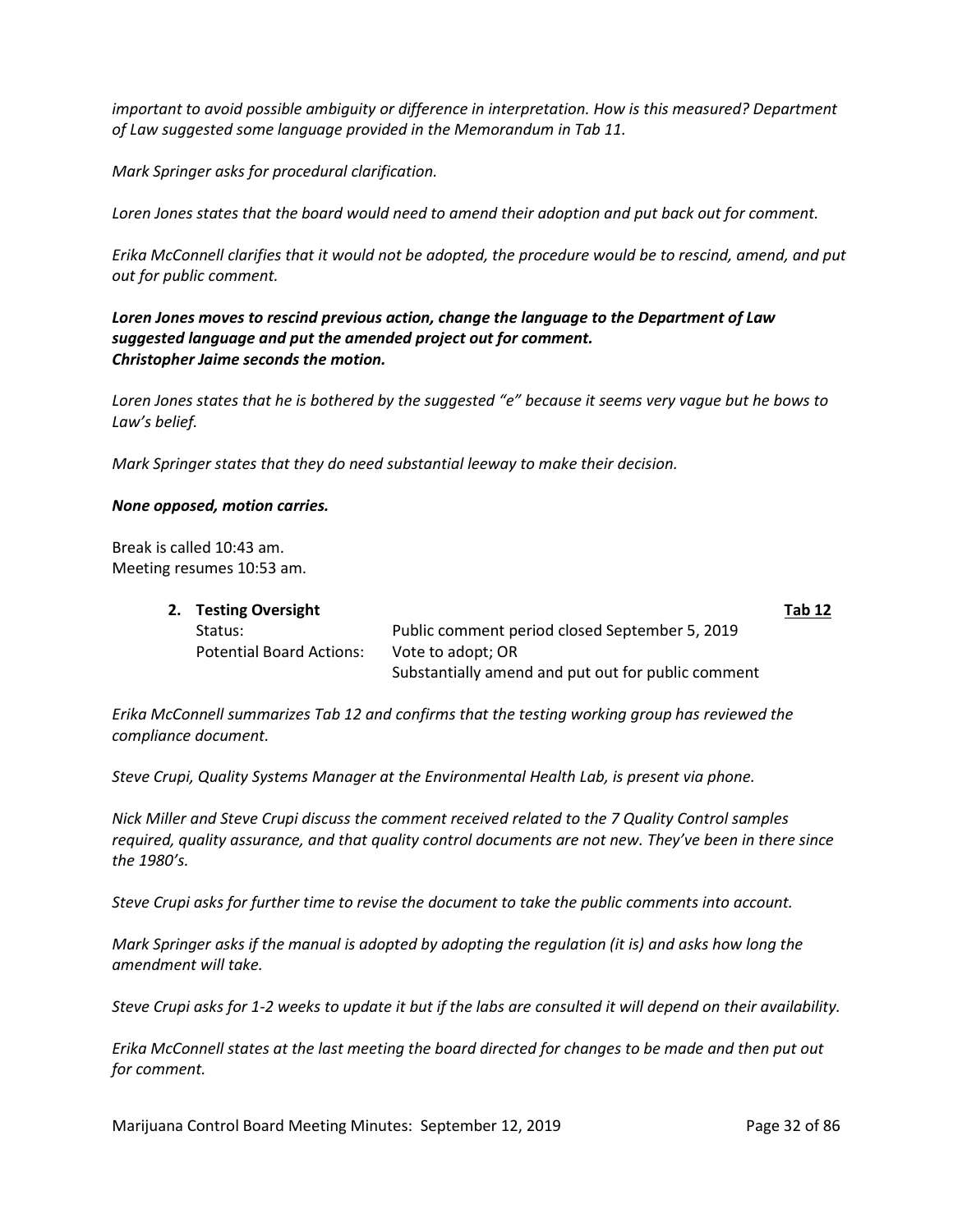*important to avoid possible ambiguity or difference in interpretation. How is this measured? Department of Law suggested some language provided in the Memorandum in Tab 11.*

*Mark Springer asks for procedural clarification.*

*Loren Jones states that the board would need to amend their adoption and put back out for comment.*

*Erika McConnell clarifies that it would not be adopted, the procedure would be to rescind, amend, and put out for public comment.*

***Loren Jones moves to rescind previous action, change the language to the Department of Law suggested language and put the amended project out for comment.***
***Christopher Jaime seconds the motion.***

*Loren Jones states that he is bothered by the suggested "e" because it seems very vague but he bows to Law's belief.*

*Mark Springer states that they do need substantial leeway to make their decision.*

***None opposed, motion carries.***

Break is called 10:43 am.
Meeting resumes 10:53 am.

**2. Testing Oversight** **Tab 12**

| | |
|---|---|
| Status: | Public comment period closed September 5, 2019 |
| Potential Board Actions: | Vote to adopt; OR<br>Substantially amend and put out for public comment |

*Erika McConnell summarizes Tab 12 and confirms that the testing working group has reviewed the compliance document.*

*Steve Crupi, Quality Systems Manager at the Environmental Health Lab, is present via phone.*

*Nick Miller and Steve Crupi discuss the comment received related to the 7 Quality Control samples required, quality assurance, and that quality control documents are not new. They've been in there since the 1980's.*

*Steve Crupi asks for further time to revise the document to take the public comments into account.*

*Mark Springer asks if the manual is adopted by adopting the regulation (it is) and asks how long the amendment will take.*

*Steve Crupi asks for 1-2 weeks to update it but if the labs are consulted it will depend on their availability.*

*Erika McConnell states at the last meeting the board directed for changes to be made and then put out for comment.*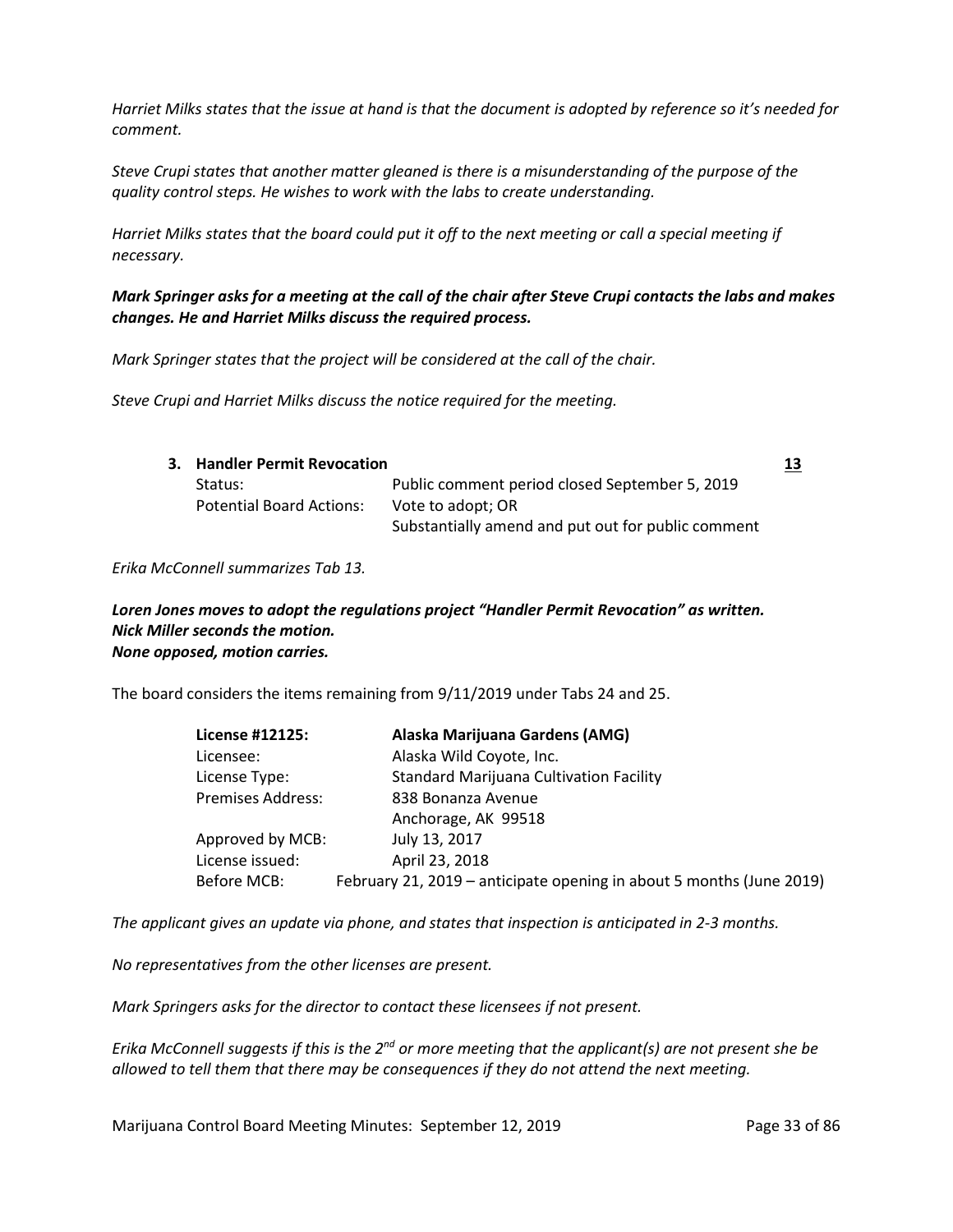*Harriet Milks states that the issue at hand is that the document is adopted by reference so it's needed for comment.*

*Steve Crupi states that another matter gleaned is there is a misunderstanding of the purpose of the quality control steps. He wishes to work with the labs to create understanding.*

*Harriet Milks states that the board could put it off to the next meeting or call a special meeting if necessary.*

***Mark Springer asks for a meeting at the call of the chair after Steve Crupi contacts the labs and makes changes. He and Harriet Milks discuss the required process.***

*Mark Springer states that the project will be considered at the call of the chair.*

*Steve Crupi and Harriet Milks discuss the notice required for the meeting.*

**3. Handler Permit Revocation** **13**

| | |
|---|---|
| Status: | Public comment period closed September 5, 2019 |
| Potential Board Actions: | Vote to adopt; OR |
| | Substantially amend and put out for public comment |

*Erika McConnell summarizes Tab 13.*

***Loren Jones moves to adopt the regulations project "Handler Permit Revocation" as written.***
***Nick Miller seconds the motion.***
***None opposed, motion carries.***

The board considers the items remaining from 9/11/2019 under Tabs 24 and 25.

| **License #12125:** | **Alaska Marijuana Gardens (AMG)** |
|---|---|
| Licensee: | Alaska Wild Coyote, Inc. |
| License Type: | Standard Marijuana Cultivation Facility |
| Premises Address: | 838 Bonanza Avenue |
| | Anchorage, AK 99518 |
| Approved by MCB: | July 13, 2017 |
| License issued: | April 23, 2018 |
| Before MCB: | February 21, 2019 – anticipate opening in about 5 months (June 2019) |

*The applicant gives an update via phone, and states that inspection is anticipated in 2-3 months.*

*No representatives from the other licenses are present.*

*Mark Springers asks for the director to contact these licensees if not present.*

*Erika McConnell suggests if this is the 2nd or more meeting that the applicant(s) are not present she be allowed to tell them that there may be consequences if they do not attend the next meeting.*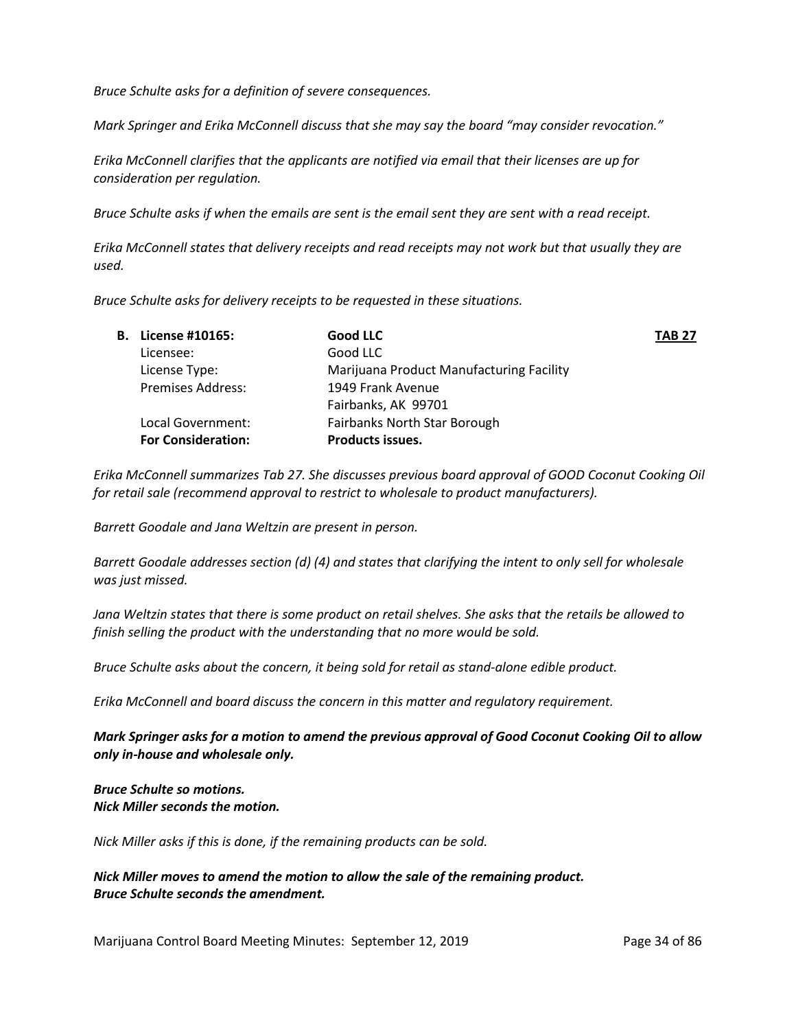*Bruce Schulte asks for a definition of severe consequences.*

*Mark Springer and Erika McConnell discuss that she may say the board "may consider revocation."*

*Erika McConnell clarifies that the applicants are notified via email that their licenses are up for consideration per regulation.*

*Bruce Schulte asks if when the emails are sent is the email sent they are sent with a read receipt.*

*Erika McConnell states that delivery receipts and read receipts may not work but that usually they are used.*

*Bruce Schulte asks for delivery receipts to be requested in these situations.*

| **B. License #10165:** | **Good LLC** | **TAB 27** |
|---|---|---|
| Licensee: | Good LLC | |
| License Type: | Marijuana Product Manufacturing Facility | |
| Premises Address: | 1949 Frank Avenue<br>Fairbanks, AK 99701 | |
| Local Government: | Fairbanks North Star Borough | |
| **For Consideration:** | **Products issues.** | |

*Erika McConnell summarizes Tab 27. She discusses previous board approval of GOOD Coconut Cooking Oil for retail sale (recommend approval to restrict to wholesale to product manufacturers).*

*Barrett Goodale and Jana Weltzin are present in person.*

*Barrett Goodale addresses section (d) (4) and states that clarifying the intent to only sell for wholesale was just missed.*

*Jana Weltzin states that there is some product on retail shelves. She asks that the retails be allowed to finish selling the product with the understanding that no more would be sold.*

*Bruce Schulte asks about the concern, it being sold for retail as stand-alone edible product.*

*Erika McConnell and board discuss the concern in this matter and regulatory requirement.*

***Mark Springer asks for a motion to amend the previous approval of Good Coconut Cooking Oil to allow only in-house and wholesale only.***

***Bruce Schulte so motions.***
***Nick Miller seconds the motion.***

*Nick Miller asks if this is done, if the remaining products can be sold.*

***Nick Miller moves to amend the motion to allow the sale of the remaining product.***
***Bruce Schulte seconds the amendment.***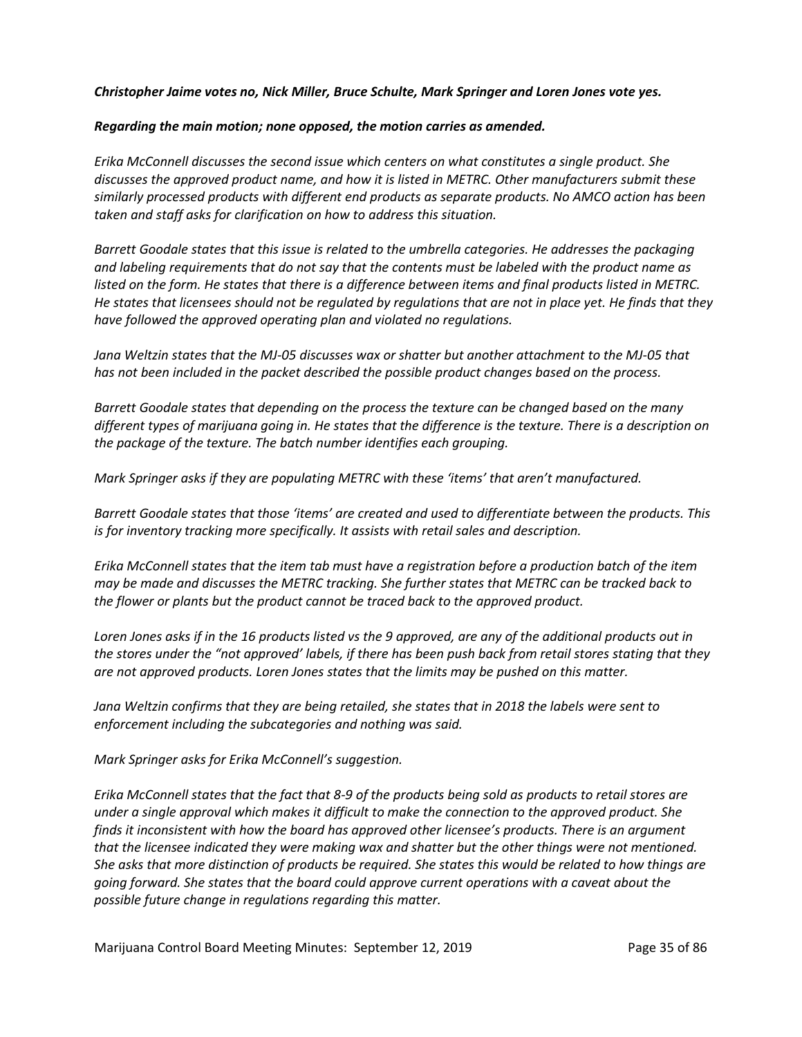***Christopher Jaime votes no, Nick Miller, Bruce Schulte, Mark Springer and Loren Jones vote yes.***

***Regarding the main motion; none opposed, the motion carries as amended.***

*Erika McConnell discusses the second issue which centers on what constitutes a single product. She discusses the approved product name, and how it is listed in METRC. Other manufacturers submit these similarly processed products with different end products as separate products. No AMCO action has been taken and staff asks for clarification on how to address this situation.*

*Barrett Goodale states that this issue is related to the umbrella categories. He addresses the packaging and labeling requirements that do not say that the contents must be labeled with the product name as listed on the form. He states that there is a difference between items and final products listed in METRC. He states that licensees should not be regulated by regulations that are not in place yet. He finds that they have followed the approved operating plan and violated no regulations.*

*Jana Weltzin states that the MJ-05 discusses wax or shatter but another attachment to the MJ-05 that has not been included in the packet described the possible product changes based on the process.*

*Barrett Goodale states that depending on the process the texture can be changed based on the many different types of marijuana going in. He states that the difference is the texture. There is a description on the package of the texture. The batch number identifies each grouping.*

*Mark Springer asks if they are populating METRC with these 'items' that aren't manufactured.*

*Barrett Goodale states that those 'items' are created and used to differentiate between the products. This is for inventory tracking more specifically. It assists with retail sales and description.*

*Erika McConnell states that the item tab must have a registration before a production batch of the item may be made and discusses the METRC tracking. She further states that METRC can be tracked back to the flower or plants but the product cannot be traced back to the approved product.*

*Loren Jones asks if in the 16 products listed vs the 9 approved, are any of the additional products out in the stores under the "not approved' labels, if there has been push back from retail stores stating that they are not approved products. Loren Jones states that the limits may be pushed on this matter.*

*Jana Weltzin confirms that they are being retailed, she states that in 2018 the labels were sent to enforcement including the subcategories and nothing was said.*

*Mark Springer asks for Erika McConnell's suggestion.*

*Erika McConnell states that the fact that 8-9 of the products being sold as products to retail stores are under a single approval which makes it difficult to make the connection to the approved product. She finds it inconsistent with how the board has approved other licensee's products. There is an argument that the licensee indicated they were making wax and shatter but the other things were not mentioned. She asks that more distinction of products be required. She states this would be related to how things are going forward. She states that the board could approve current operations with a caveat about the possible future change in regulations regarding this matter.*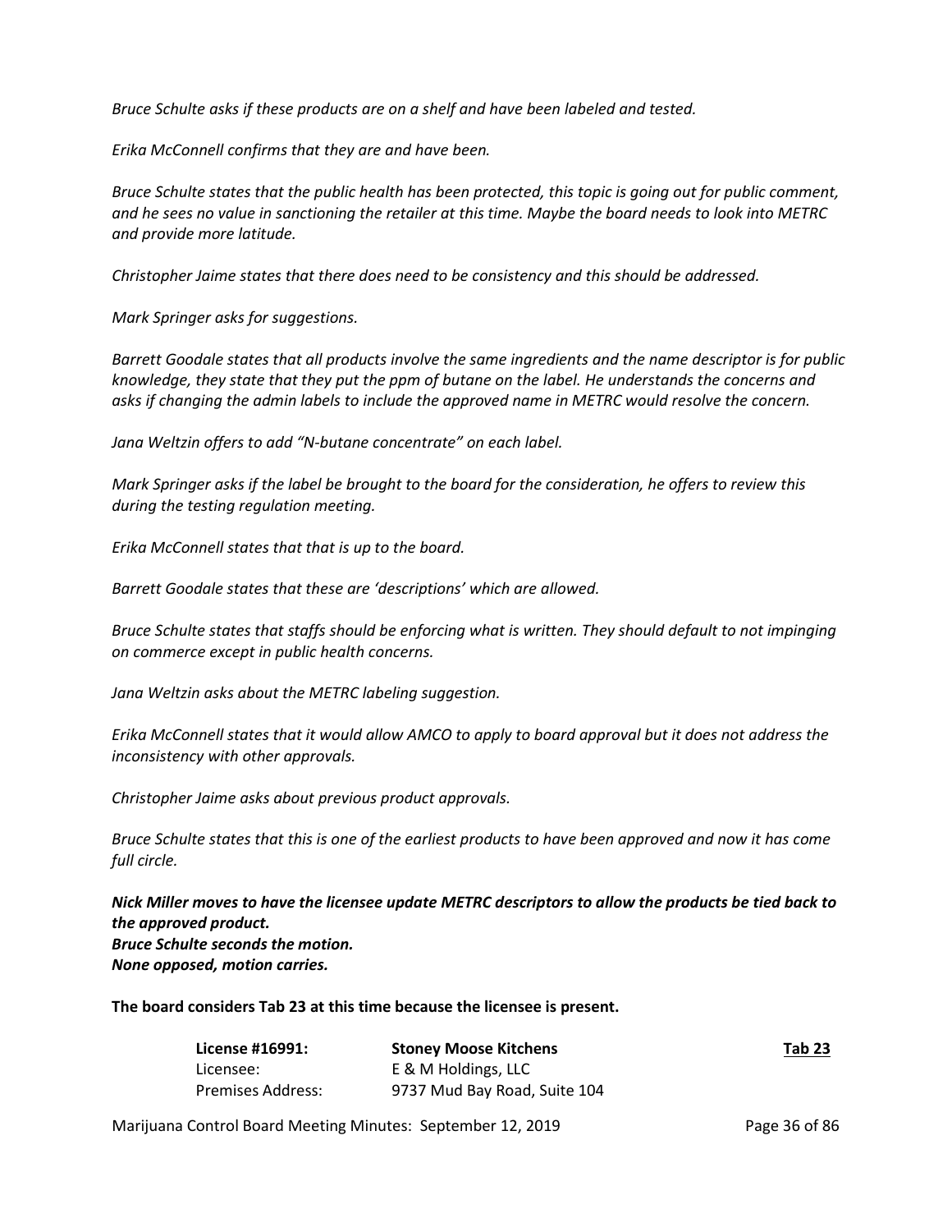*Bruce Schulte asks if these products are on a shelf and have been labeled and tested.*

*Erika McConnell confirms that they are and have been.*

*Bruce Schulte states that the public health has been protected, this topic is going out for public comment, and he sees no value in sanctioning the retailer at this time. Maybe the board needs to look into METRC and provide more latitude.*

*Christopher Jaime states that there does need to be consistency and this should be addressed.*

*Mark Springer asks for suggestions.*

*Barrett Goodale states that all products involve the same ingredients and the name descriptor is for public knowledge, they state that they put the ppm of butane on the label. He understands the concerns and asks if changing the admin labels to include the approved name in METRC would resolve the concern.*

*Jana Weltzin offers to add "N-butane concentrate" on each label.*

*Mark Springer asks if the label be brought to the board for the consideration, he offers to review this during the testing regulation meeting.*

*Erika McConnell states that that is up to the board.*

*Barrett Goodale states that these are 'descriptions' which are allowed.*

*Bruce Schulte states that staffs should be enforcing what is written. They should default to not impinging on commerce except in public health concerns.*

*Jana Weltzin asks about the METRC labeling suggestion.*

*Erika McConnell states that it would allow AMCO to apply to board approval but it does not address the inconsistency with other approvals.*

*Christopher Jaime asks about previous product approvals.*

*Bruce Schulte states that this is one of the earliest products to have been approved and now it has come full circle.*

***Nick Miller moves to have the licensee update METRC descriptors to allow the products be tied back to the approved product.***
***Bruce Schulte seconds the motion.***
***None opposed, motion carries.***

**The board considers Tab 23 at this time because the licensee is present.**

| **License #16991:** | **Stoney Moose Kitchens** | **Tab 23** |
|---|---|---|
| Licensee: | E & M Holdings, LLC | |
| Premises Address: | 9737 Mud Bay Road, Suite 104 | |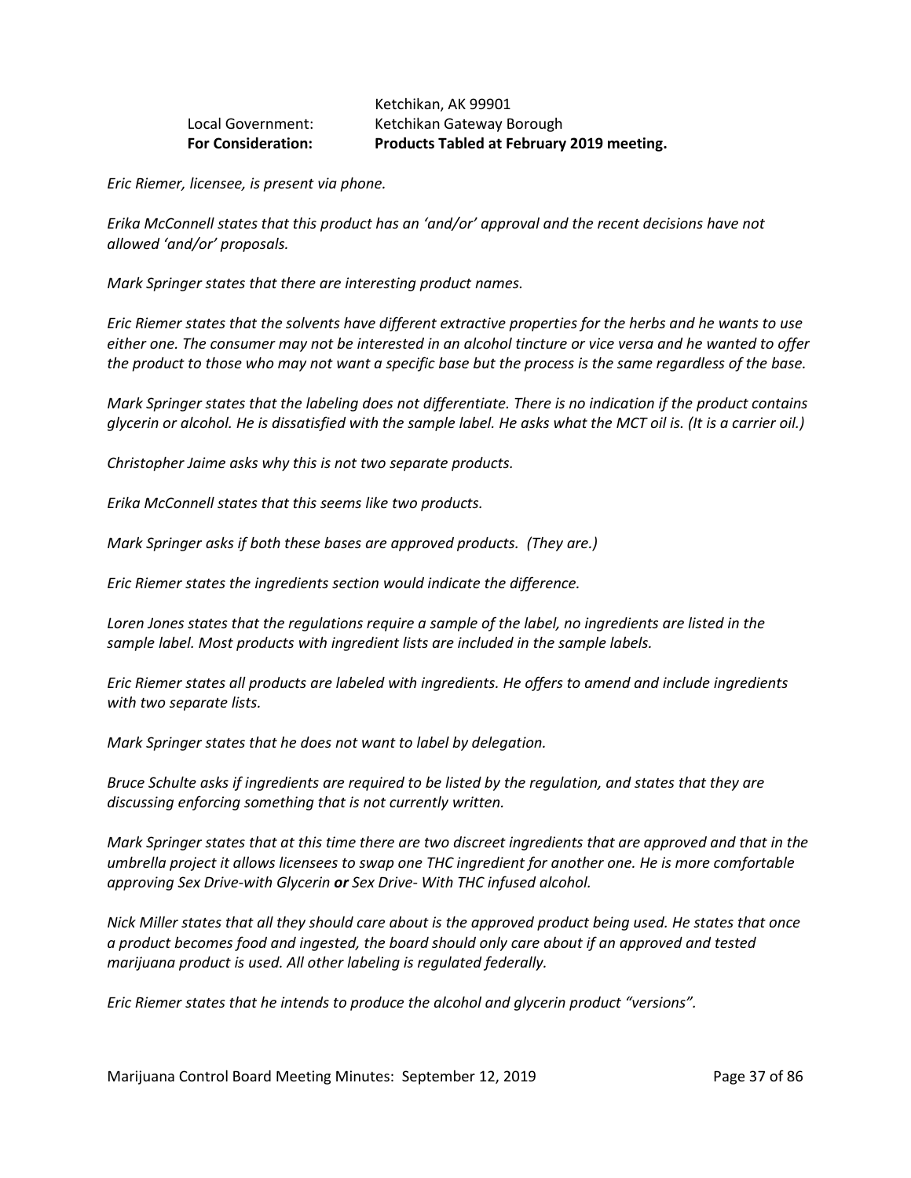| | |
|---|---|
| | Ketchikan, AK 99901 |
| Local Government: | Ketchikan Gateway Borough |
| **For Consideration:** | **Products Tabled at February 2019 meeting.** |

*Eric Riemer, licensee, is present via phone.*

*Erika McConnell states that this product has an 'and/or' approval and the recent decisions have not allowed 'and/or' proposals.*

*Mark Springer states that there are interesting product names.*

*Eric Riemer states that the solvents have different extractive properties for the herbs and he wants to use either one. The consumer may not be interested in an alcohol tincture or vice versa and he wanted to offer the product to those who may not want a specific base but the process is the same regardless of the base.*

*Mark Springer states that the labeling does not differentiate. There is no indication if the product contains glycerin or alcohol. He is dissatisfied with the sample label. He asks what the MCT oil is. (It is a carrier oil.)*

*Christopher Jaime asks why this is not two separate products.*

*Erika McConnell states that this seems like two products.*

*Mark Springer asks if both these bases are approved products. (They are.)*

*Eric Riemer states the ingredients section would indicate the difference.*

*Loren Jones states that the regulations require a sample of the label, no ingredients are listed in the sample label. Most products with ingredient lists are included in the sample labels.*

*Eric Riemer states all products are labeled with ingredients. He offers to amend and include ingredients with two separate lists.*

*Mark Springer states that he does not want to label by delegation.*

*Bruce Schulte asks if ingredients are required to be listed by the regulation, and states that they are discussing enforcing something that is not currently written.*

*Mark Springer states that at this time there are two discreet ingredients that are approved and that in the umbrella project it allows licensees to swap one THC ingredient for another one. He is more comfortable approving Sex Drive-with Glycerin **or** Sex Drive- With THC infused alcohol.*

*Nick Miller states that all they should care about is the approved product being used. He states that once a product becomes food and ingested, the board should only care about if an approved and tested marijuana product is used. All other labeling is regulated federally.*

*Eric Riemer states that he intends to produce the alcohol and glycerin product "versions".*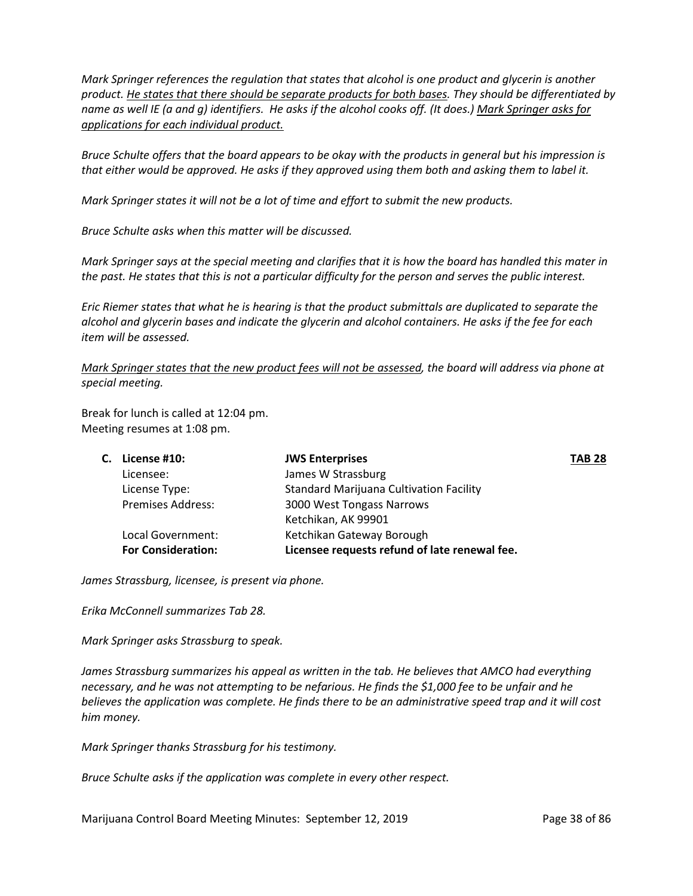*Mark Springer references the regulation that states that alcohol is one product and glycerin is another product. <u>He states that there should be separate products for both bases</u>. They should be differentiated by name as well IE (a and g) identifiers. He asks if the alcohol cooks off. (It does.) <u>Mark Springer asks for applications for each individual product.</u>*

*Bruce Schulte offers that the board appears to be okay with the products in general but his impression is that either would be approved. He asks if they approved using them both and asking them to label it.*

*Mark Springer states it will not be a lot of time and effort to submit the new products.*

*Bruce Schulte asks when this matter will be discussed.*

*Mark Springer says at the special meeting and clarifies that it is how the board has handled this mater in the past. He states that this is not a particular difficulty for the person and serves the public interest.*

*Eric Riemer states that what he is hearing is that the product submittals are duplicated to separate the alcohol and glycerin bases and indicate the glycerin and alcohol containers. He asks if the fee for each item will be assessed.*

*<u>Mark Springer states that the new product fees will not be assessed</u>, the board will address via phone at special meeting.*

Break for lunch is called at 12:04 pm.
Meeting resumes at 1:08 pm.

| **C. License #10:** | **JWS Enterprises** | **TAB 28** |
|---|---|---|
| Licensee: | James W Strassburg | |
| License Type: | Standard Marijuana Cultivation Facility | |
| Premises Address: | 3000 West Tongass Narrows<br>Ketchikan, AK 99901 | |
| Local Government: | Ketchikan Gateway Borough | |
| **For Consideration:** | **Licensee requests refund of late renewal fee.** | |

*James Strassburg, licensee, is present via phone.*

*Erika McConnell summarizes Tab 28.*

*Mark Springer asks Strassburg to speak.*

*James Strassburg summarizes his appeal as written in the tab. He believes that AMCO had everything necessary, and he was not attempting to be nefarious. He finds the $1,000 fee to be unfair and he believes the application was complete. He finds there to be an administrative speed trap and it will cost him money.*

*Mark Springer thanks Strassburg for his testimony.*

*Bruce Schulte asks if the application was complete in every other respect.*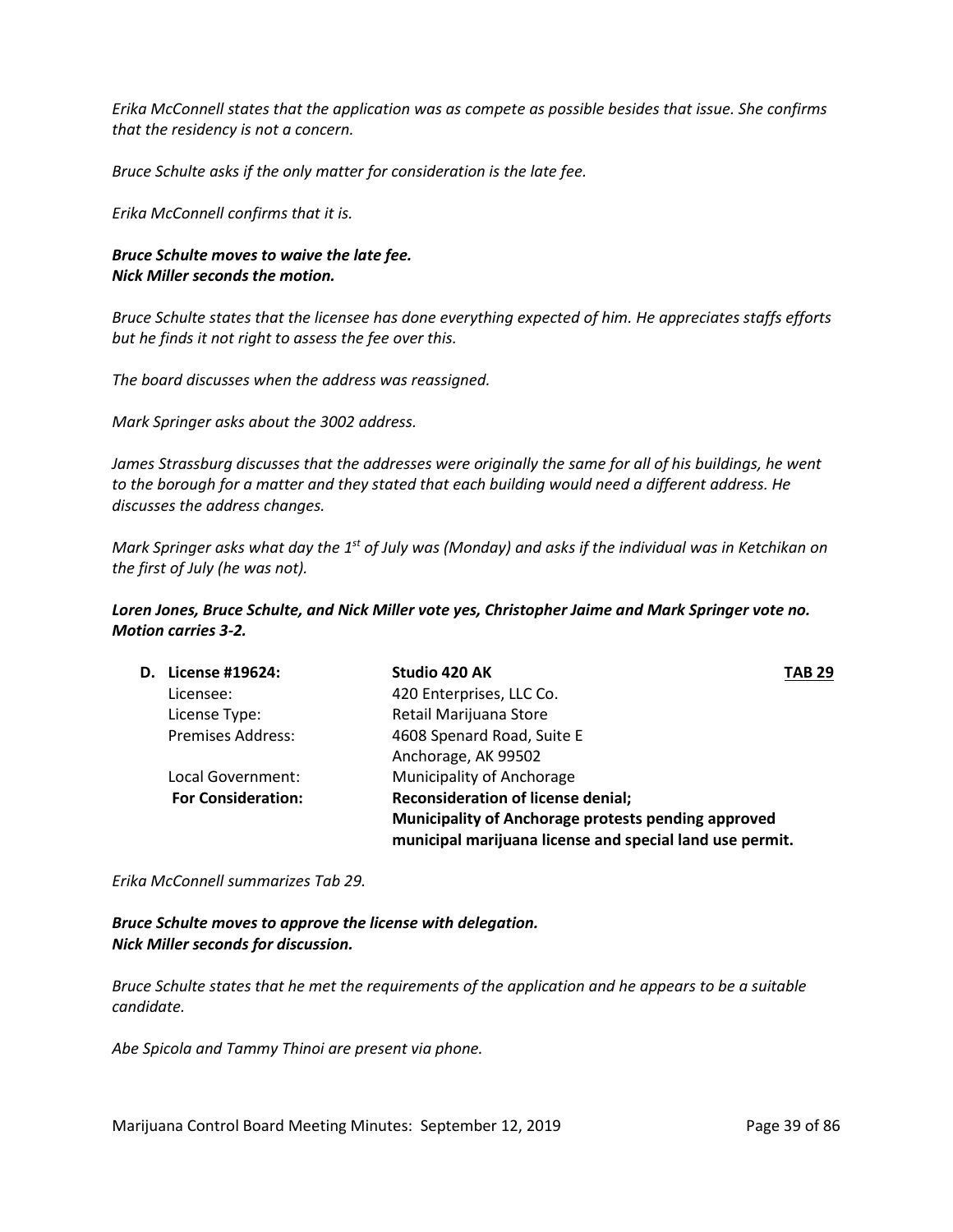*Erika McConnell states that the application was as compete as possible besides that issue. She confirms that the residency is not a concern.*

*Bruce Schulte asks if the only matter for consideration is the late fee.*

*Erika McConnell confirms that it is.*

***Bruce Schulte moves to waive the late fee.***
***Nick Miller seconds the motion.***

*Bruce Schulte states that the licensee has done everything expected of him. He appreciates staffs efforts but he finds it not right to assess the fee over this.*

*The board discusses when the address was reassigned.*

*Mark Springer asks about the 3002 address.*

*James Strassburg discusses that the addresses were originally the same for all of his buildings, he went to the borough for a matter and they stated that each building would need a different address. He discusses the address changes.*

*Mark Springer asks what day the 1st of July was (Monday) and asks if the individual was in Ketchikan on the first of July (he was not).*

***Loren Jones, Bruce Schulte, and Nick Miller vote yes, Christopher Jaime and Mark Springer vote no. Motion carries 3-2.***

**D. License #19624:** **Studio 420 AK** **TAB 29**

| | |
|---|---|
| Licensee: | 420 Enterprises, LLC Co. |
| License Type: | Retail Marijuana Store |
| Premises Address: | 4608 Spenard Road, Suite E<br>Anchorage, AK 99502 |
| Local Government: | Municipality of Anchorage |
| **For Consideration:** | **Reconsideration of license denial;**<br>**Municipality of Anchorage protests pending approved municipal marijuana license and special land use permit.** |

*Erika McConnell summarizes Tab 29.*

***Bruce Schulte moves to approve the license with delegation.***
***Nick Miller seconds for discussion.***

*Bruce Schulte states that he met the requirements of the application and he appears to be a suitable candidate.*

*Abe Spicola and Tammy Thinoi are present via phone.*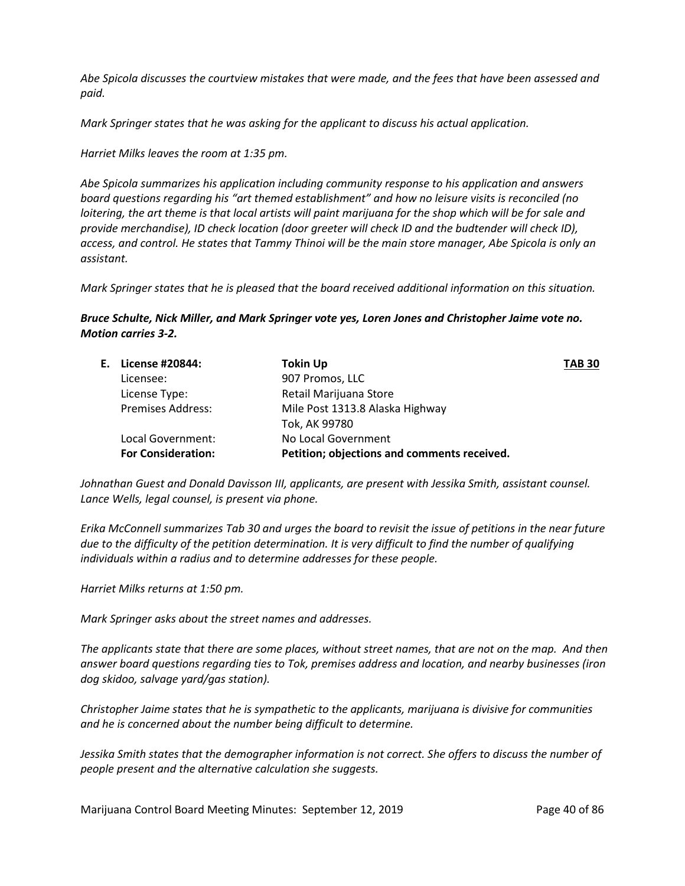*Abe Spicola discusses the courtview mistakes that were made, and the fees that have been assessed and paid.*

*Mark Springer states that he was asking for the applicant to discuss his actual application.*

*Harriet Milks leaves the room at 1:35 pm.*

*Abe Spicola summarizes his application including community response to his application and answers board questions regarding his "art themed establishment" and how no leisure visits is reconciled (no loitering, the art theme is that local artists will paint marijuana for the shop which will be for sale and provide merchandise), ID check location (door greeter will check ID and the budtender will check ID), access, and control. He states that Tammy Thinoi will be the main store manager, Abe Spicola is only an assistant.*

*Mark Springer states that he is pleased that the board received additional information on this situation.*

***Bruce Schulte, Nick Miller, and Mark Springer vote yes, Loren Jones and Christopher Jaime vote no. Motion carries 3-2.***

| **E. License #20844:** | **Tokin Up** | **TAB 30** |
|---|---|---|
| Licensee: | 907 Promos, LLC | |
| License Type: | Retail Marijuana Store | |
| Premises Address: | Mile Post 1313.8 Alaska Highway<br>Tok, AK 99780 | |
| Local Government: | No Local Government | |
| **For Consideration:** | **Petition; objections and comments received.** | |

*Johnathan Guest and Donald Davisson III, applicants, are present with Jessika Smith, assistant counsel. Lance Wells, legal counsel, is present via phone.*

*Erika McConnell summarizes Tab 30 and urges the board to revisit the issue of petitions in the near future due to the difficulty of the petition determination. It is very difficult to find the number of qualifying individuals within a radius and to determine addresses for these people.*

*Harriet Milks returns at 1:50 pm.*

*Mark Springer asks about the street names and addresses.*

*The applicants state that there are some places, without street names, that are not on the map. And then answer board questions regarding ties to Tok, premises address and location, and nearby businesses (iron dog skidoo, salvage yard/gas station).*

*Christopher Jaime states that he is sympathetic to the applicants, marijuana is divisive for communities and he is concerned about the number being difficult to determine.*

*Jessika Smith states that the demographer information is not correct. She offers to discuss the number of people present and the alternative calculation she suggests.*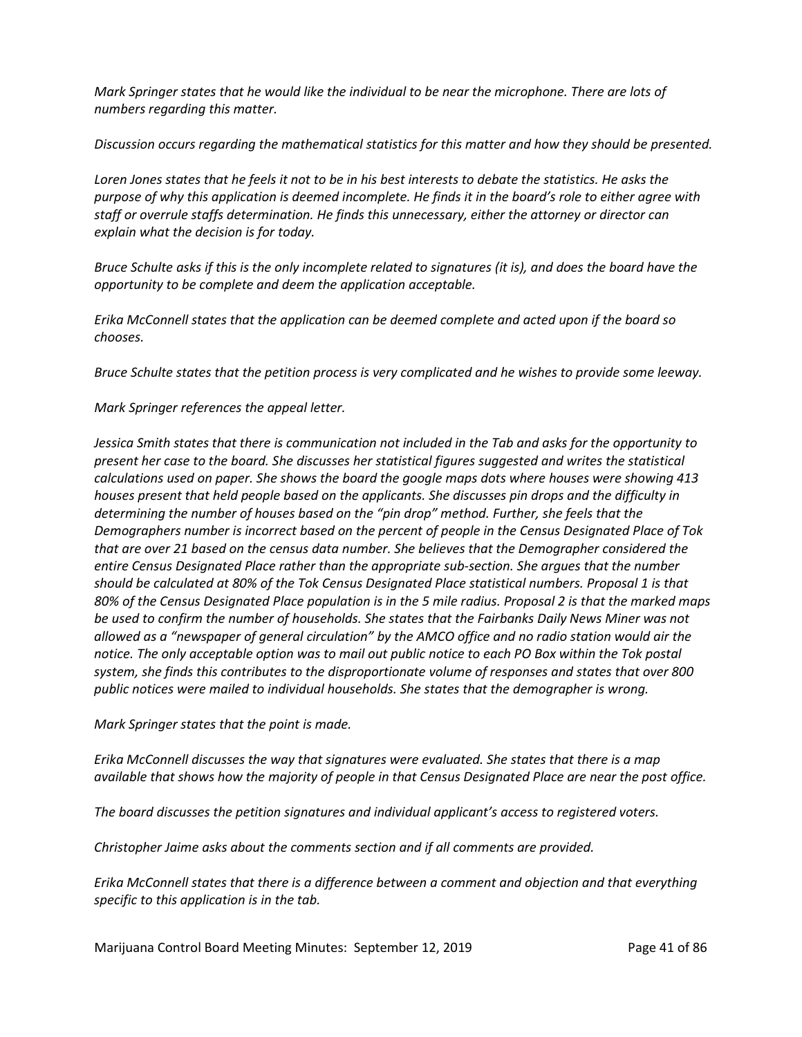*Mark Springer states that he would like the individual to be near the microphone. There are lots of numbers regarding this matter.*

*Discussion occurs regarding the mathematical statistics for this matter and how they should be presented.*

*Loren Jones states that he feels it not to be in his best interests to debate the statistics. He asks the purpose of why this application is deemed incomplete. He finds it in the board's role to either agree with staff or overrule staffs determination. He finds this unnecessary, either the attorney or director can explain what the decision is for today.*

*Bruce Schulte asks if this is the only incomplete related to signatures (it is), and does the board have the opportunity to be complete and deem the application acceptable.*

*Erika McConnell states that the application can be deemed complete and acted upon if the board so chooses.*

*Bruce Schulte states that the petition process is very complicated and he wishes to provide some leeway.*

*Mark Springer references the appeal letter.*

*Jessica Smith states that there is communication not included in the Tab and asks for the opportunity to present her case to the board. She discusses her statistical figures suggested and writes the statistical calculations used on paper. She shows the board the google maps dots where houses were showing 413 houses present that held people based on the applicants. She discusses pin drops and the difficulty in determining the number of houses based on the "pin drop" method. Further, she feels that the Demographers number is incorrect based on the percent of people in the Census Designated Place of Tok that are over 21 based on the census data number. She believes that the Demographer considered the entire Census Designated Place rather than the appropriate sub-section. She argues that the number should be calculated at 80% of the Tok Census Designated Place statistical numbers. Proposal 1 is that 80% of the Census Designated Place population is in the 5 mile radius. Proposal 2 is that the marked maps be used to confirm the number of households. She states that the Fairbanks Daily News Miner was not allowed as a "newspaper of general circulation" by the AMCO office and no radio station would air the notice. The only acceptable option was to mail out public notice to each PO Box within the Tok postal system, she finds this contributes to the disproportionate volume of responses and states that over 800 public notices were mailed to individual households. She states that the demographer is wrong.*

*Mark Springer states that the point is made.*

*Erika McConnell discusses the way that signatures were evaluated. She states that there is a map available that shows how the majority of people in that Census Designated Place are near the post office.*

*The board discusses the petition signatures and individual applicant's access to registered voters.*

*Christopher Jaime asks about the comments section and if all comments are provided.*

*Erika McConnell states that there is a difference between a comment and objection and that everything specific to this application is in the tab.*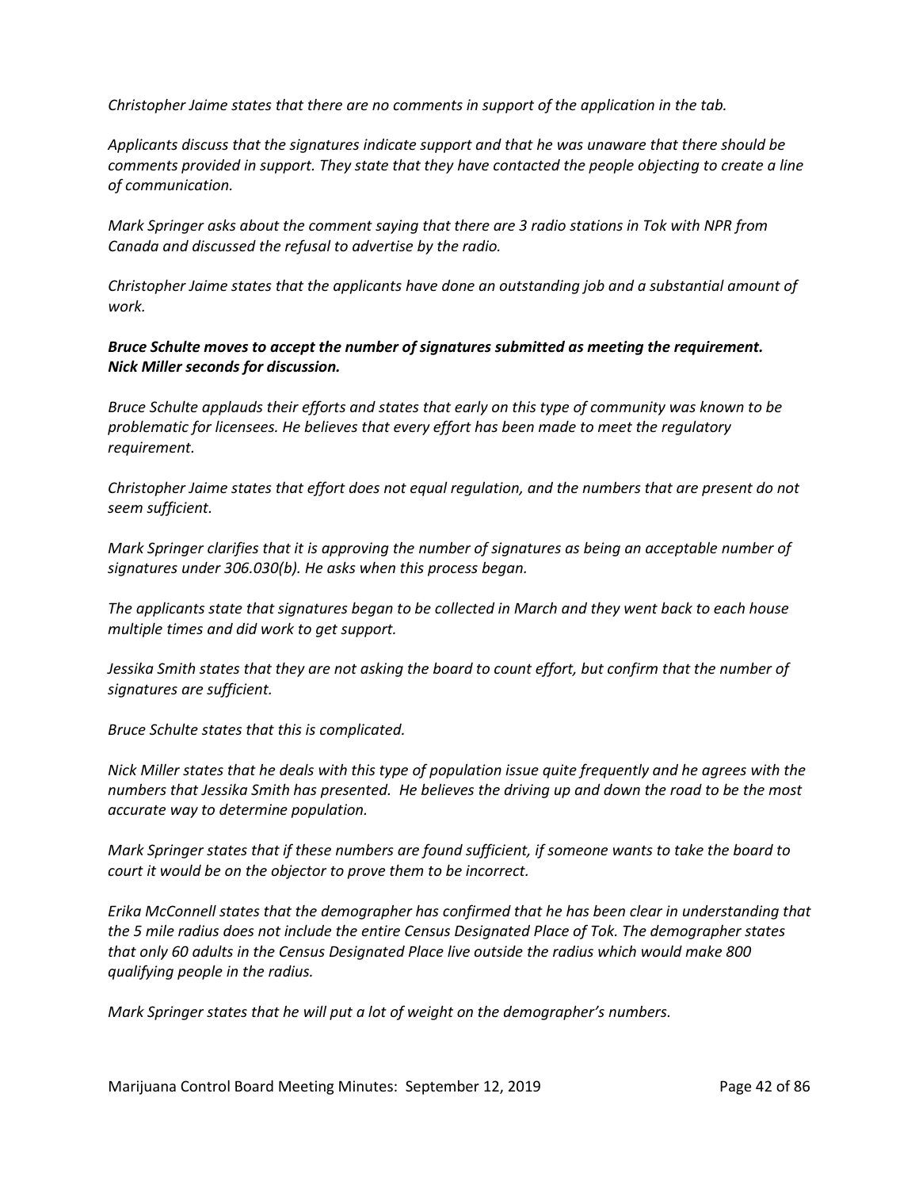*Christopher Jaime states that there are no comments in support of the application in the tab.*

*Applicants discuss that the signatures indicate support and that he was unaware that there should be comments provided in support. They state that they have contacted the people objecting to create a line of communication.*

*Mark Springer asks about the comment saying that there are 3 radio stations in Tok with NPR from Canada and discussed the refusal to advertise by the radio.*

*Christopher Jaime states that the applicants have done an outstanding job and a substantial amount of work.*

***Bruce Schulte moves to accept the number of signatures submitted as meeting the requirement. Nick Miller seconds for discussion.***

*Bruce Schulte applauds their efforts and states that early on this type of community was known to be problematic for licensees. He believes that every effort has been made to meet the regulatory requirement.*

*Christopher Jaime states that effort does not equal regulation, and the numbers that are present do not seem sufficient.*

*Mark Springer clarifies that it is approving the number of signatures as being an acceptable number of signatures under 306.030(b). He asks when this process began.*

*The applicants state that signatures began to be collected in March and they went back to each house multiple times and did work to get support.*

*Jessika Smith states that they are not asking the board to count effort, but confirm that the number of signatures are sufficient.*

*Bruce Schulte states that this is complicated.*

*Nick Miller states that he deals with this type of population issue quite frequently and he agrees with the numbers that Jessika Smith has presented. He believes the driving up and down the road to be the most accurate way to determine population.*

*Mark Springer states that if these numbers are found sufficient, if someone wants to take the board to court it would be on the objector to prove them to be incorrect.*

*Erika McConnell states that the demographer has confirmed that he has been clear in understanding that the 5 mile radius does not include the entire Census Designated Place of Tok. The demographer states that only 60 adults in the Census Designated Place live outside the radius which would make 800 qualifying people in the radius.*

*Mark Springer states that he will put a lot of weight on the demographer's numbers.*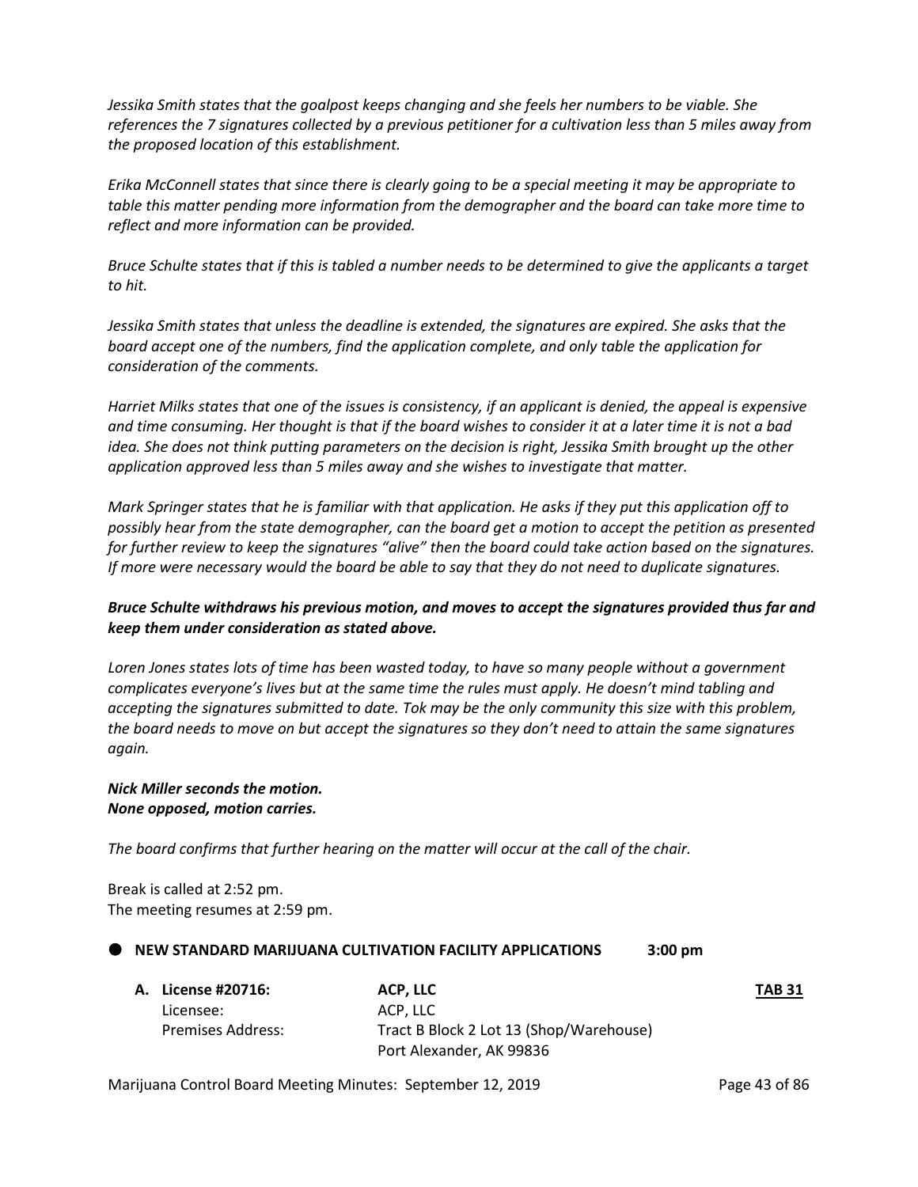*Jessika Smith states that the goalpost keeps changing and she feels her numbers to be viable. She references the 7 signatures collected by a previous petitioner for a cultivation less than 5 miles away from the proposed location of this establishment.*

*Erika McConnell states that since there is clearly going to be a special meeting it may be appropriate to table this matter pending more information from the demographer and the board can take more time to reflect and more information can be provided.*

*Bruce Schulte states that if this is tabled a number needs to be determined to give the applicants a target to hit.*

*Jessika Smith states that unless the deadline is extended, the signatures are expired. She asks that the board accept one of the numbers, find the application complete, and only table the application for consideration of the comments.*

*Harriet Milks states that one of the issues is consistency, if an applicant is denied, the appeal is expensive and time consuming. Her thought is that if the board wishes to consider it at a later time it is not a bad idea. She does not think putting parameters on the decision is right, Jessika Smith brought up the other application approved less than 5 miles away and she wishes to investigate that matter.*

*Mark Springer states that he is familiar with that application. He asks if they put this application off to possibly hear from the state demographer, can the board get a motion to accept the petition as presented for further review to keep the signatures "alive" then the board could take action based on the signatures. If more were necessary would the board be able to say that they do not need to duplicate signatures.*

***Bruce Schulte withdraws his previous motion, and moves to accept the signatures provided thus far and keep them under consideration as stated above.***

*Loren Jones states lots of time has been wasted today, to have so many people without a government complicates everyone's lives but at the same time the rules must apply. He doesn't mind tabling and accepting the signatures submitted to date. Tok may be the only community this size with this problem, the board needs to move on but accept the signatures so they don't need to attain the same signatures again.*

***Nick Miller seconds the motion.***
***None opposed, motion carries.***

*The board confirms that further hearing on the matter will occur at the call of the chair.*

Break is called at 2:52 pm.
The meeting resumes at 2:59 pm.

- **NEW STANDARD MARIJUANA CULTIVATION FACILITY APPLICATIONS 3:00 pm**

**A. License #20716:** **ACP, LLC** **TAB 31**
Licensee: ACP, LLC
Premises Address: Tract B Block 2 Lot 13 (Shop/Warehouse)
Port Alexander, AK 99836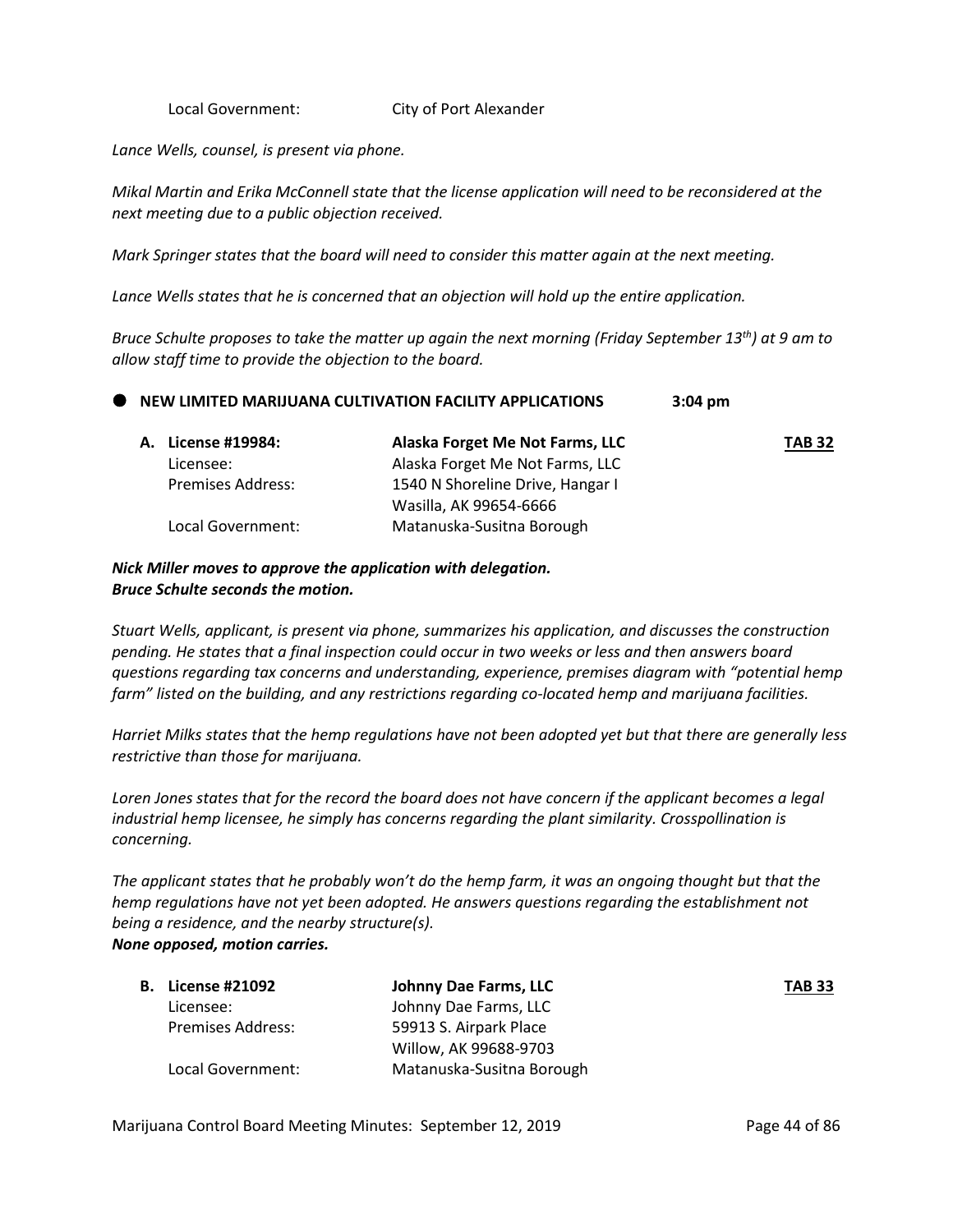Local Government: City of Port Alexander

*Lance Wells, counsel, is present via phone.*

*Mikal Martin and Erika McConnell state that the license application will need to be reconsidered at the next meeting due to a public objection received.*

*Mark Springer states that the board will need to consider this matter again at the next meeting.*

*Lance Wells states that he is concerned that an objection will hold up the entire application.*

*Bruce Schulte proposes to take the matter up again the next morning (Friday September 13th) at 9 am to allow staff time to provide the objection to the board.*

- **NEW LIMITED MARIJUANA CULTIVATION FACILITY APPLICATIONS 3:04 pm**

**A. License #19984: Alaska Forget Me Not Farms, LLC TAB 32**

Licensee: Alaska Forget Me Not Farms, LLC
Premises Address: 1540 N Shoreline Drive, Hangar I
Wasilla, AK 99654-6666
Local Government: Matanuska-Susitna Borough

***Nick Miller moves to approve the application with delegation.***
***Bruce Schulte seconds the motion.***

*Stuart Wells, applicant, is present via phone, summarizes his application, and discusses the construction pending. He states that a final inspection could occur in two weeks or less and then answers board questions regarding tax concerns and understanding, experience, premises diagram with "potential hemp farm" listed on the building, and any restrictions regarding co-located hemp and marijuana facilities.*

*Harriet Milks states that the hemp regulations have not been adopted yet but that there are generally less restrictive than those for marijuana.*

*Loren Jones states that for the record the board does not have concern if the applicant becomes a legal industrial hemp licensee, he simply has concerns regarding the plant similarity. Crosspollination is concerning.*

*The applicant states that he probably won't do the hemp farm, it was an ongoing thought but that the hemp regulations have not yet been adopted. He answers questions regarding the establishment not being a residence, and the nearby structure(s).*
***None opposed, motion carries.***

**B. License #21092 Johnny Dae Farms, LLC TAB 33**

Licensee: Johnny Dae Farms, LLC
Premises Address: 59913 S. Airpark Place
Willow, AK 99688-9703
Local Government: Matanuska-Susitna Borough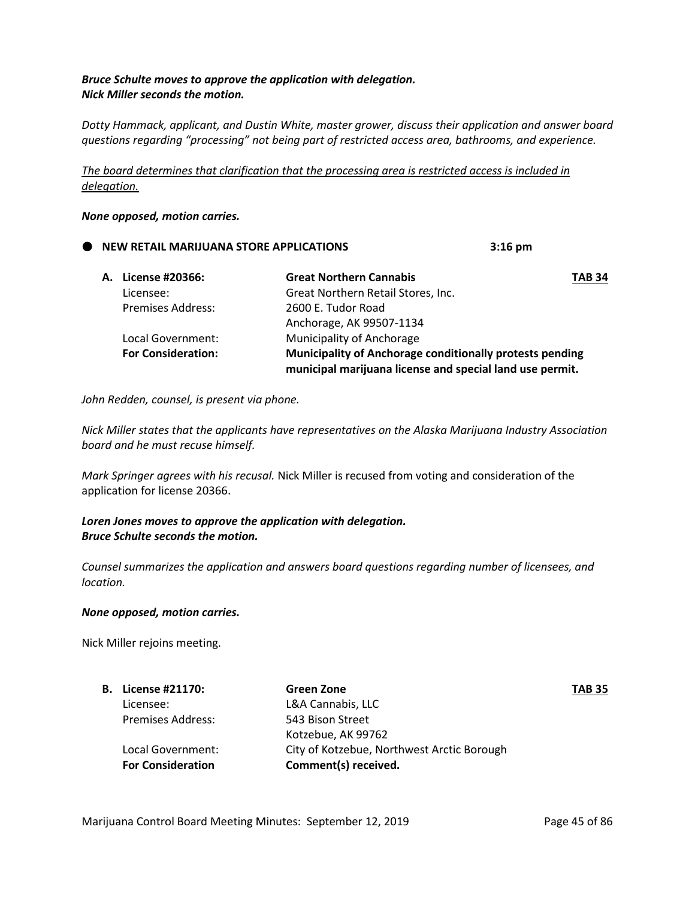***Bruce Schulte moves to approve the application with delegation.***
***Nick Miller seconds the motion.***

*Dotty Hammack, applicant, and Dustin White, master grower, discuss their application and answer board questions regarding "processing" not being part of restricted access area, bathrooms, and experience.*

<u>*The board determines that clarification that the processing area is restricted access is included in delegation.*</u>

***None opposed, motion carries.***

- **NEW RETAIL MARIJUANA STORE APPLICATIONS** **3:16 pm**

| | | |
|---|---|---|
| **A. License #20366:** | **Great Northern Cannabis** | **<u>TAB 34</u>** |
| Licensee: | Great Northern Retail Stores, Inc. | |
| Premises Address: | 2600 E. Tudor Road<br>Anchorage, AK 99507-1134 | |
| Local Government: | Municipality of Anchorage | |
| **For Consideration:** | **Municipality of Anchorage conditionally protests pending municipal marijuana license and special land use permit.** | |

*John Redden, counsel, is present via phone.*

*Nick Miller states that the applicants have representatives on the Alaska Marijuana Industry Association board and he must recuse himself.*

*Mark Springer agrees with his recusal.* Nick Miller is recused from voting and consideration of the application for license 20366.

***Loren Jones moves to approve the application with delegation.***
***Bruce Schulte seconds the motion.***

*Counsel summarizes the application and answers board questions regarding number of licensees, and location.*

***None opposed, motion carries.***

Nick Miller rejoins meeting.

| | | |
|---|---|---|
| **B. License #21170:** | **Green Zone** | **<u>TAB 35</u>** |
| Licensee: | L&A Cannabis, LLC | |
| Premises Address: | 543 Bison Street<br>Kotzebue, AK 99762 | |
| Local Government: | City of Kotzebue, Northwest Arctic Borough | |
| **For Consideration** | **Comment(s) received.** | |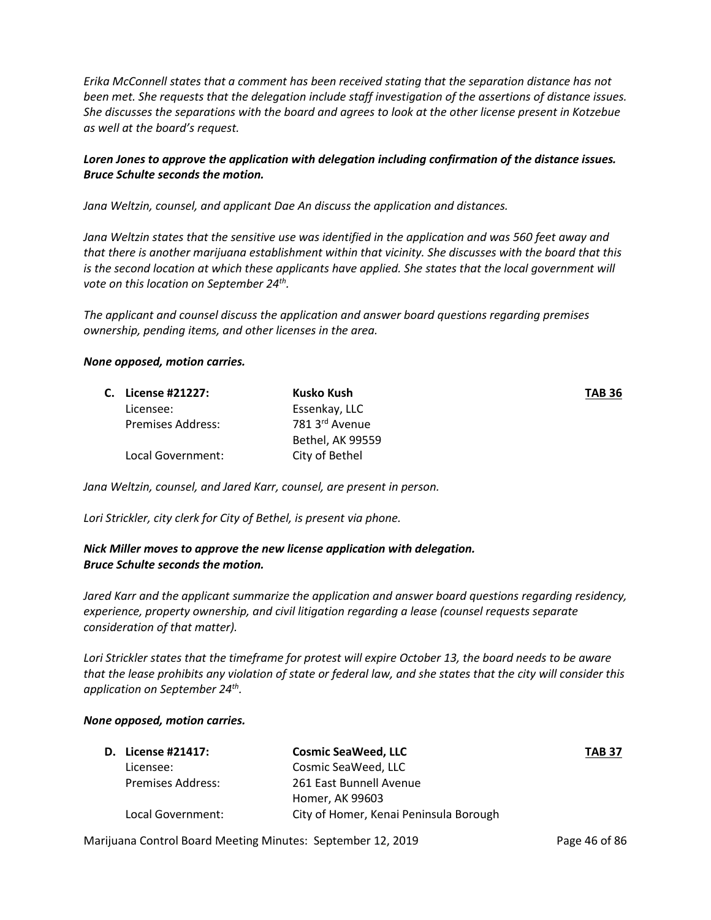*Erika McConnell states that a comment has been received stating that the separation distance has not been met. She requests that the delegation include staff investigation of the assertions of distance issues. She discusses the separations with the board and agrees to look at the other license present in Kotzebue as well at the board's request.*

***Loren Jones to approve the application with delegation including confirmation of the distance issues. Bruce Schulte seconds the motion.***

*Jana Weltzin, counsel, and applicant Dae An discuss the application and distances.*

*Jana Weltzin states that the sensitive use was identified in the application and was 560 feet away and that there is another marijuana establishment within that vicinity. She discusses with the board that this is the second location at which these applicants have applied. She states that the local government will vote on this location on September 24th.*

*The applicant and counsel discuss the application and answer board questions regarding premises ownership, pending items, and other licenses in the area.*

***None opposed, motion carries.***

| **C. License #21227:** | **Kusko Kush** | **TAB 36** |
|---|---|---|
| Licensee: | Essenkay, LLC | |
| Premises Address: | 781 3rd Avenue<br>Bethel, AK 99559 | |
| Local Government: | City of Bethel | |

*Jana Weltzin, counsel, and Jared Karr, counsel, are present in person.*

*Lori Strickler, city clerk for City of Bethel, is present via phone.*

***Nick Miller moves to approve the new license application with delegation. Bruce Schulte seconds the motion.***

*Jared Karr and the applicant summarize the application and answer board questions regarding residency, experience, property ownership, and civil litigation regarding a lease (counsel requests separate consideration of that matter).*

*Lori Strickler states that the timeframe for protest will expire October 13, the board needs to be aware that the lease prohibits any violation of state or federal law, and she states that the city will consider this application on September 24th.*

***None opposed, motion carries.***

| **D. License #21417:** | **Cosmic SeaWeed, LLC** | **TAB 37** |
|---|---|---|
| Licensee: | Cosmic SeaWeed, LLC | |
| Premises Address: | 261 East Bunnell Avenue<br>Homer, AK 99603 | |
| Local Government: | City of Homer, Kenai Peninsula Borough | |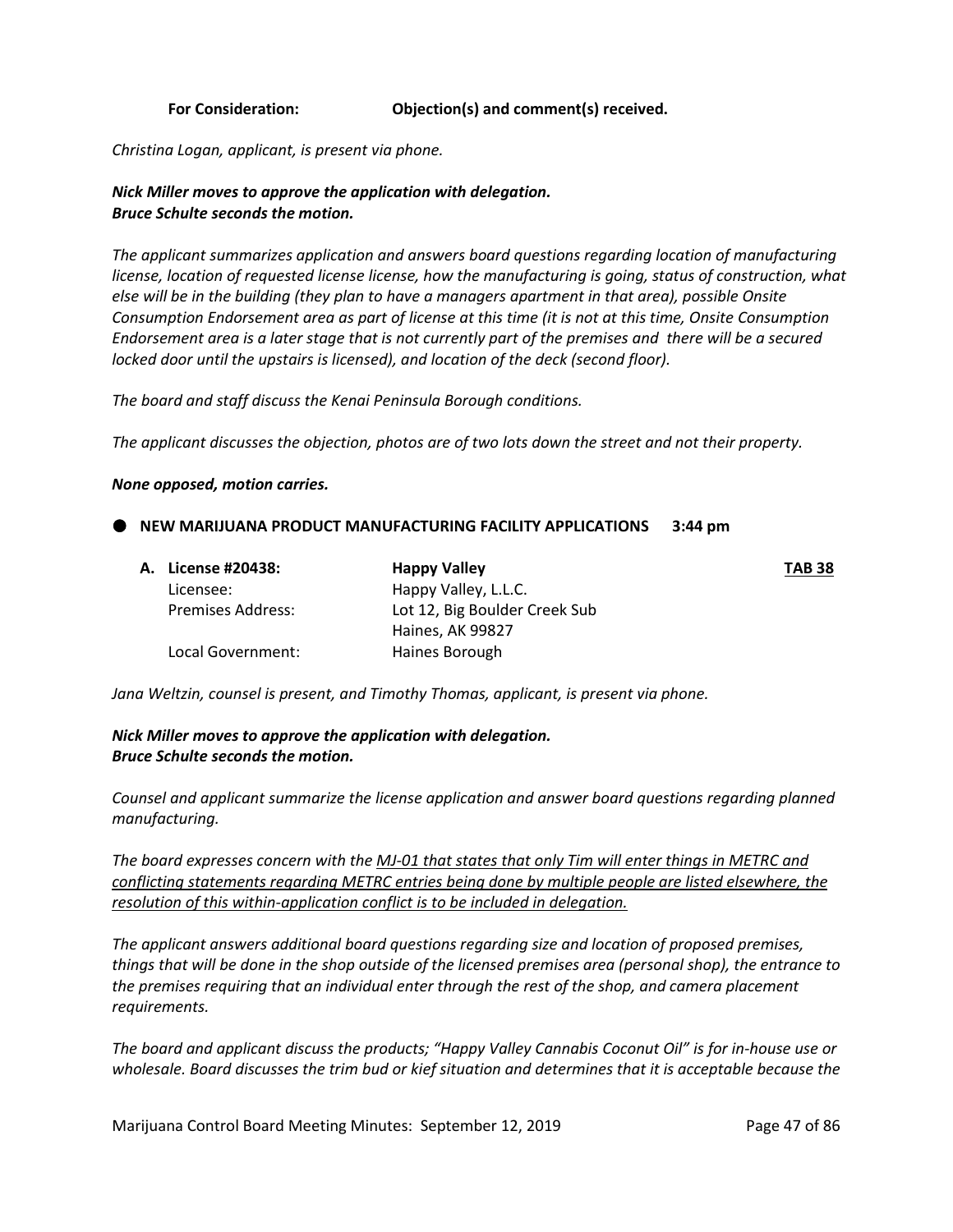**For Consideration: Objection(s) and comment(s) received.**

*Christina Logan, applicant, is present via phone.*

***Nick Miller moves to approve the application with delegation.***
***Bruce Schulte seconds the motion.***

*The applicant summarizes application and answers board questions regarding location of manufacturing license, location of requested license license, how the manufacturing is going, status of construction, what else will be in the building (they plan to have a managers apartment in that area), possible Onsite Consumption Endorsement area as part of license at this time (it is not at this time, Onsite Consumption Endorsement area is a later stage that is not currently part of the premises and there will be a secured locked door until the upstairs is licensed), and location of the deck (second floor).*

*The board and staff discuss the Kenai Peninsula Borough conditions.*

*The applicant discusses the objection, photos are of two lots down the street and not their property.*

***None opposed, motion carries.***

- **NEW MARIJUANA PRODUCT MANUFACTURING FACILITY APPLICATIONS 3:44 pm**

**A. License #20438:** **Happy Valley** **TAB 38**

| | | |
|---|---|---|
| **A. License #20438:** | **Happy Valley** | **TAB 38** |
| Licensee: | Happy Valley, L.L.C. | |
| Premises Address: | Lot 12, Big Boulder Creek Sub<br>Haines, AK 99827 | |
| Local Government: | Haines Borough | |

*Jana Weltzin, counsel is present, and Timothy Thomas, applicant, is present via phone.*

***Nick Miller moves to approve the application with delegation.***
***Bruce Schulte seconds the motion.***

*Counsel and applicant summarize the license application and answer board questions regarding planned manufacturing.*

*The board expresses concern with the <u>MJ-01 that states that only Tim will enter things in METRC and conflicting statements regarding METRC entries being done by multiple people are listed elsewhere, the resolution of this within-application conflict is to be included in delegation.</u>*

*The applicant answers additional board questions regarding size and location of proposed premises, things that will be done in the shop outside of the licensed premises area (personal shop), the entrance to the premises requiring that an individual enter through the rest of the shop, and camera placement requirements.*

*The board and applicant discuss the products; "Happy Valley Cannabis Coconut Oil" is for in-house use or wholesale. Board discusses the trim bud or kief situation and determines that it is acceptable because the*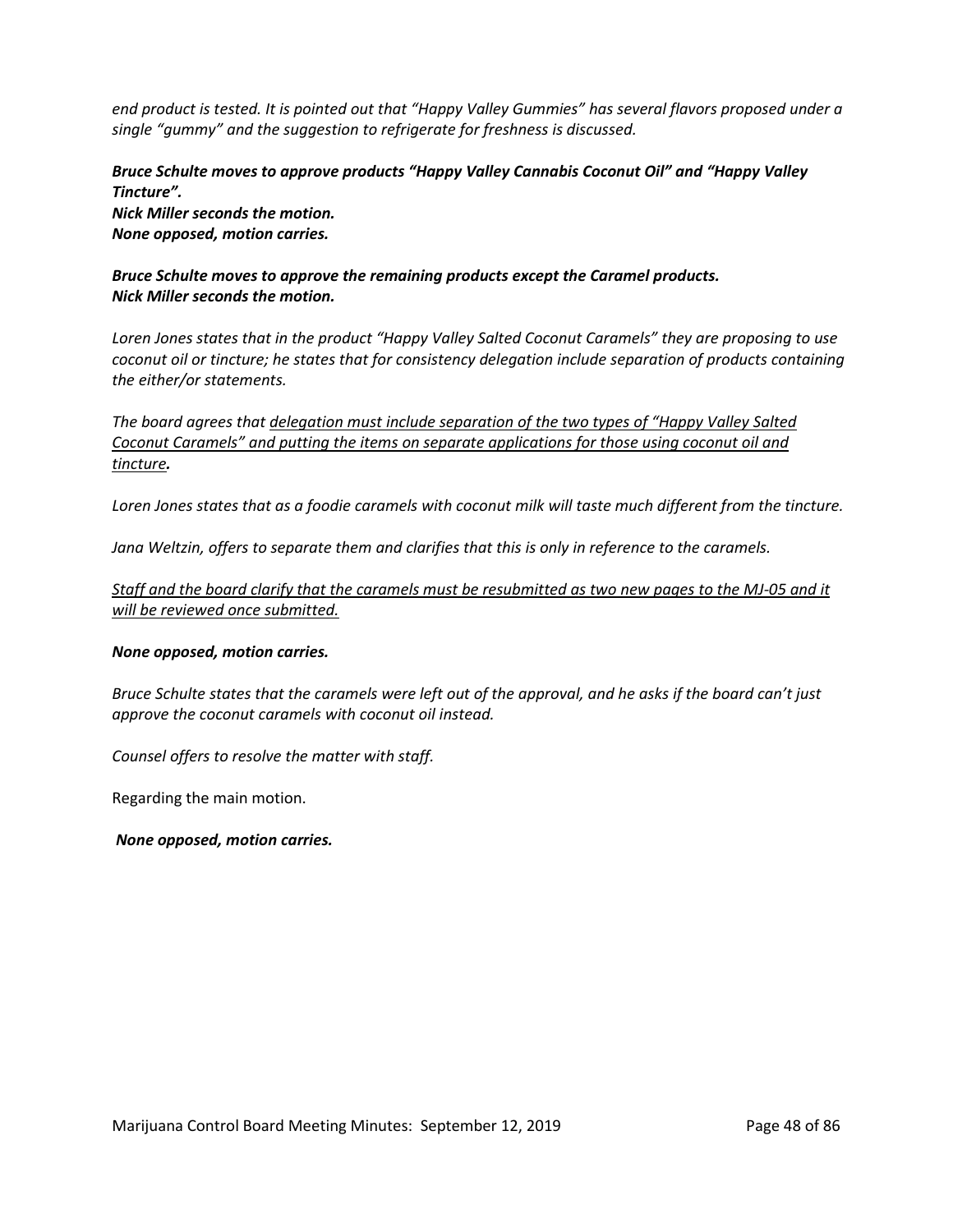*end product is tested. It is pointed out that "Happy Valley Gummies" has several flavors proposed under a single "gummy" and the suggestion to refrigerate for freshness is discussed.*

***Bruce Schulte moves to approve products "Happy Valley Cannabis Coconut Oil" and "Happy Valley Tincture".***
***Nick Miller seconds the motion.***
***None opposed, motion carries.***

***Bruce Schulte moves to approve the remaining products except the Caramel products.***
***Nick Miller seconds the motion.***

*Loren Jones states that in the product "Happy Valley Salted Coconut Caramels" they are proposing to use coconut oil or tincture; he states that for consistency delegation include separation of products containing the either/or statements.*

*The board agrees that <u>delegation must include separation of the two types of "Happy Valley Salted Coconut Caramels" and putting the items on separate applications for those using coconut oil and tincture</u>**.***

*Loren Jones states that as a foodie caramels with coconut milk will taste much different from the tincture.*

*Jana Weltzin, offers to separate them and clarifies that this is only in reference to the caramels.*

*<u>Staff and the board clarify that the caramels must be resubmitted as two new pages to the MJ-05 and it will be reviewed once submitted.</u>*

***None opposed, motion carries.***

*Bruce Schulte states that the caramels were left out of the approval, and he asks if the board can't just approve the coconut caramels with coconut oil instead.*

*Counsel offers to resolve the matter with staff.*

Regarding the main motion.

***None opposed, motion carries.***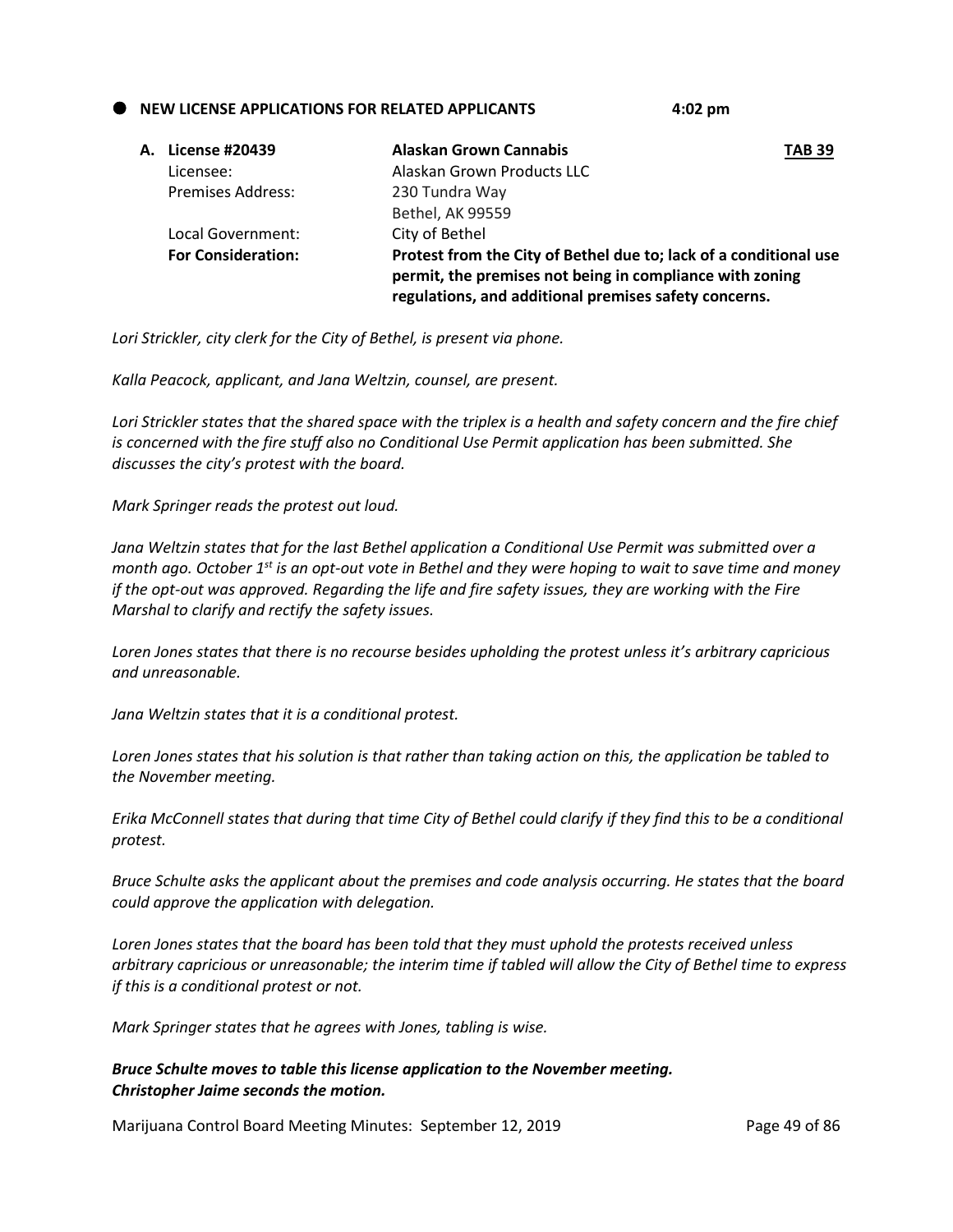- **NEW LICENSE APPLICATIONS FOR RELATED APPLICANTS** **4:02 pm**

**A. License #20439** **Alaskan Grown Cannabis** **TAB 39**

| | |
|---|---|
| Licensee: | Alaskan Grown Products LLC |
| Premises Address: | 230 Tundra Way<br>Bethel, AK 99559 |
| Local Government: | City of Bethel |
| **For Consideration:** | **Protest from the City of Bethel due to; lack of a conditional use permit, the premises not being in compliance with zoning regulations, and additional premises safety concerns.** |

*Lori Strickler, city clerk for the City of Bethel, is present via phone.*

*Kalla Peacock, applicant, and Jana Weltzin, counsel, are present.*

*Lori Strickler states that the shared space with the triplex is a health and safety concern and the fire chief is concerned with the fire stuff also no Conditional Use Permit application has been submitted. She discusses the city's protest with the board.*

*Mark Springer reads the protest out loud.*

*Jana Weltzin states that for the last Bethel application a Conditional Use Permit was submitted over a month ago. October 1st is an opt-out vote in Bethel and they were hoping to wait to save time and money if the opt-out was approved. Regarding the life and fire safety issues, they are working with the Fire Marshal to clarify and rectify the safety issues.*

*Loren Jones states that there is no recourse besides upholding the protest unless it's arbitrary capricious and unreasonable.*

*Jana Weltzin states that it is a conditional protest.*

*Loren Jones states that his solution is that rather than taking action on this, the application be tabled to the November meeting.*

*Erika McConnell states that during that time City of Bethel could clarify if they find this to be a conditional protest.*

*Bruce Schulte asks the applicant about the premises and code analysis occurring. He states that the board could approve the application with delegation.*

*Loren Jones states that the board has been told that they must uphold the protests received unless arbitrary capricious or unreasonable; the interim time if tabled will allow the City of Bethel time to express if this is a conditional protest or not.*

*Mark Springer states that he agrees with Jones, tabling is wise.*

***Bruce Schulte moves to table this license application to the November meeting.***
***Christopher Jaime seconds the motion.***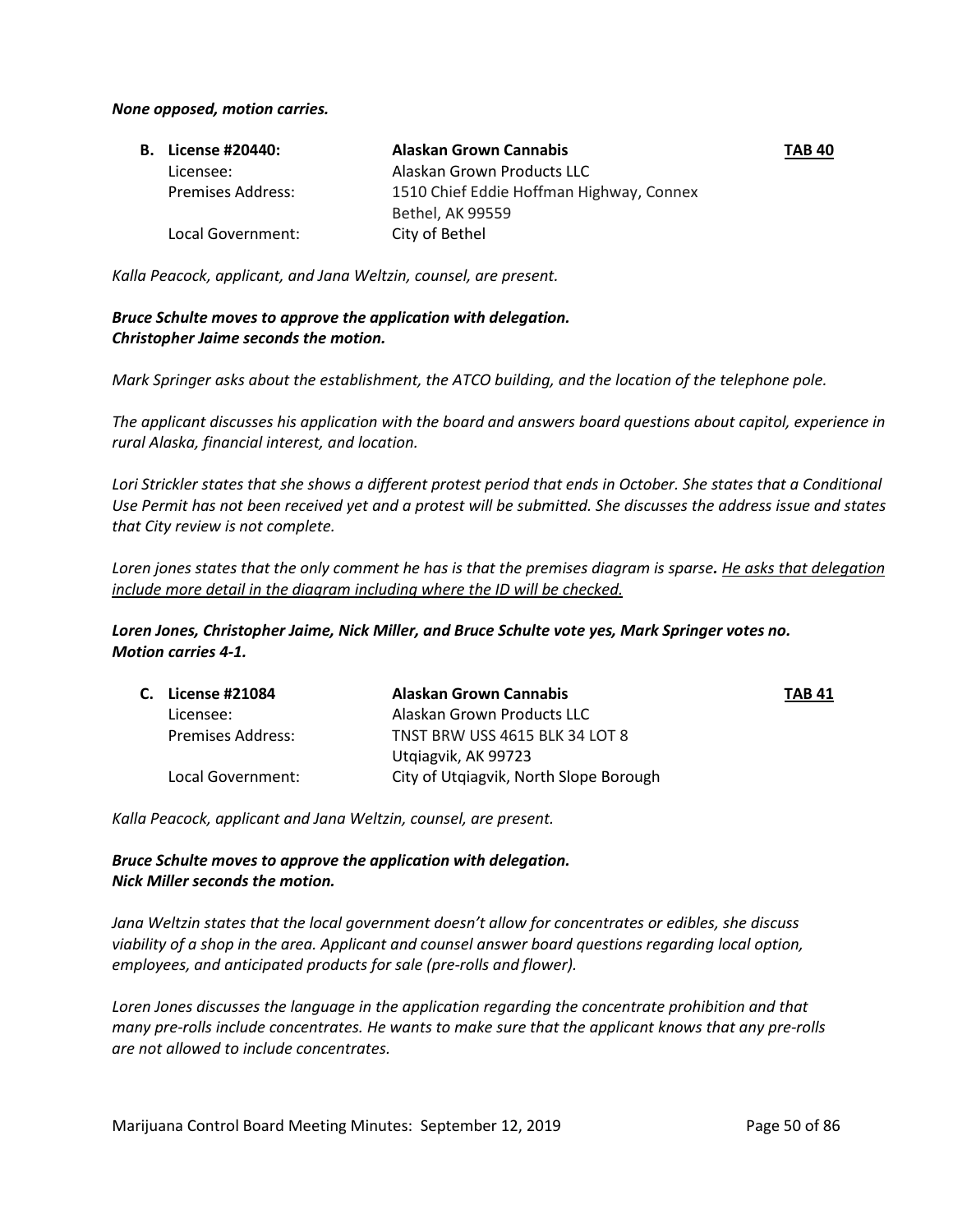***None opposed, motion carries.***

| | | |
|---|---|---|
| **B. License #20440:** | **Alaskan Grown Cannabis** | **TAB 40** |
| Licensee: | Alaskan Grown Products LLC | |
| Premises Address: | 1510 Chief Eddie Hoffman Highway, Connex<br>Bethel, AK 99559 | |
| Local Government: | City of Bethel | |

*Kalla Peacock, applicant, and Jana Weltzin, counsel, are present.*

***Bruce Schulte moves to approve the application with delegation.***
***Christopher Jaime seconds the motion.***

*Mark Springer asks about the establishment, the ATCO building, and the location of the telephone pole.*

*The applicant discusses his application with the board and answers board questions about capitol, experience in rural Alaska, financial interest, and location.*

*Lori Strickler states that she shows a different protest period that ends in October. She states that a Conditional Use Permit has not been received yet and a protest will be submitted. She discusses the address issue and states that City review is not complete.*

*Loren jones states that the only comment he has is that the premises diagram is sparse. He asks that delegation include more detail in the diagram including where the ID will be checked.*

***Loren Jones, Christopher Jaime, Nick Miller, and Bruce Schulte vote yes, Mark Springer votes no.***
***Motion carries 4-1.***

| | | |
|---|---|---|
| **C. License #21084** | **Alaskan Grown Cannabis** | **TAB 41** |
| Licensee: | Alaskan Grown Products LLC | |
| Premises Address: | TNST BRW USS 4615 BLK 34 LOT 8<br>Utqiagvik, AK 99723 | |
| Local Government: | City of Utqiagvik, North Slope Borough | |

*Kalla Peacock, applicant and Jana Weltzin, counsel, are present.*

***Bruce Schulte moves to approve the application with delegation.***
***Nick Miller seconds the motion.***

*Jana Weltzin states that the local government doesn't allow for concentrates or edibles, she discuss viability of a shop in the area. Applicant and counsel answer board questions regarding local option, employees, and anticipated products for sale (pre-rolls and flower).*

*Loren Jones discusses the language in the application regarding the concentrate prohibition and that many pre-rolls include concentrates. He wants to make sure that the applicant knows that any pre-rolls are not allowed to include concentrates.*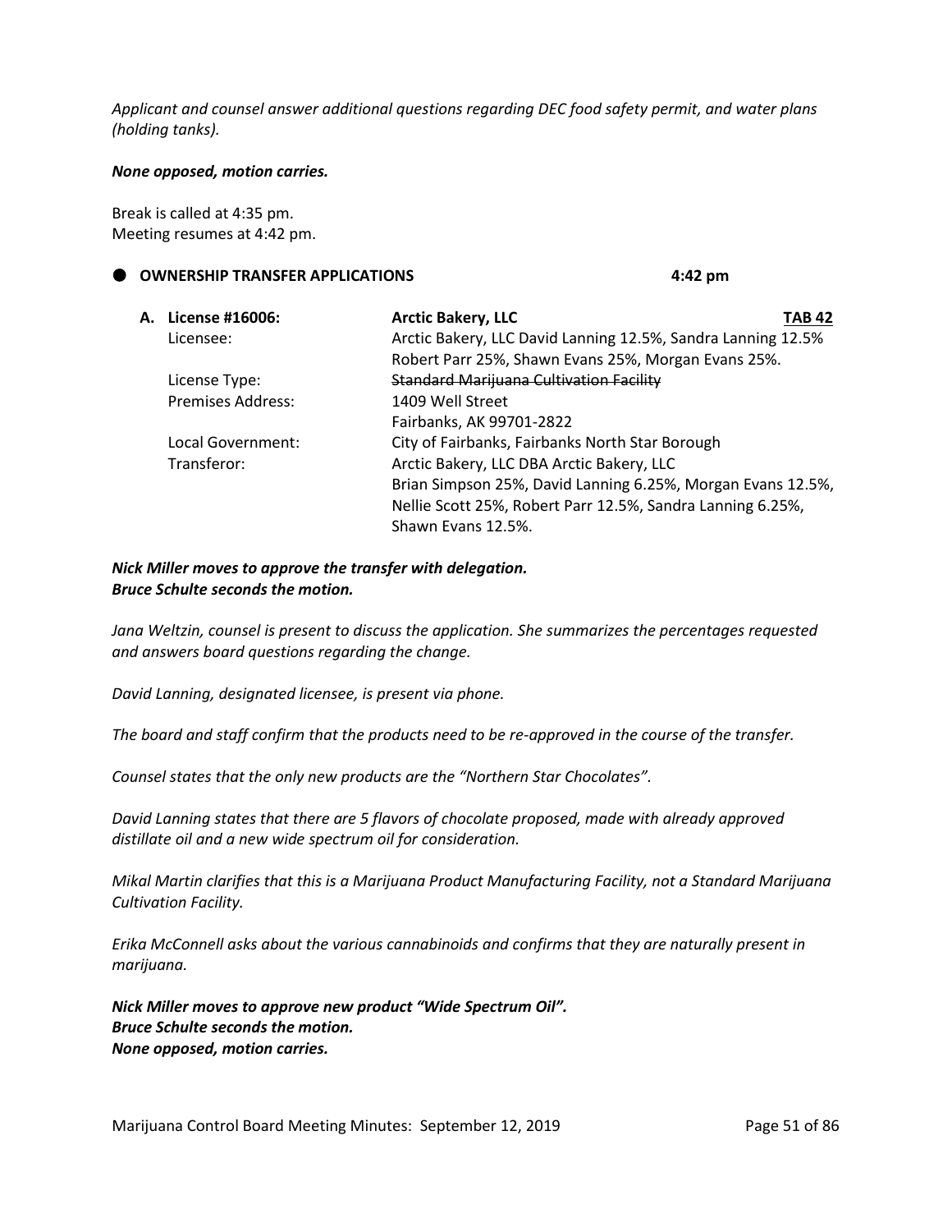*Applicant and counsel answer additional questions regarding DEC food safety permit, and water plans (holding tanks).*

***None opposed, motion carries.***

Break is called at 4:35 pm.
Meeting resumes at 4:42 pm.

## ● OWNERSHIP TRANSFER APPLICATIONS 4:42 pm

**A. License #16006:** **Arctic Bakery, LLC** **TAB 42**

| | |
|---|---|
| Licensee: | Arctic Bakery, LLC David Lanning 12.5%, Sandra Lanning 12.5% Robert Parr 25%, Shawn Evans 25%, Morgan Evans 25%. |
| License Type: | ~~Standard Marijuana Cultivation Facility~~ |
| Premises Address: | 1409 Well Street<br>Fairbanks, AK 99701-2822 |
| Local Government: | City of Fairbanks, Fairbanks North Star Borough |
| Transferor: | Arctic Bakery, LLC DBA Arctic Bakery, LLC<br>Brian Simpson 25%, David Lanning 6.25%, Morgan Evans 12.5%, Nellie Scott 25%, Robert Parr 12.5%, Sandra Lanning 6.25%, Shawn Evans 12.5%. |

***Nick Miller moves to approve the transfer with delegation.***
***Bruce Schulte seconds the motion.***

*Jana Weltzin, counsel is present to discuss the application. She summarizes the percentages requested and answers board questions regarding the change.*

*David Lanning, designated licensee, is present via phone.*

*The board and staff confirm that the products need to be re-approved in the course of the transfer.*

*Counsel states that the only new products are the "Northern Star Chocolates".*

*David Lanning states that there are 5 flavors of chocolate proposed, made with already approved distillate oil and a new wide spectrum oil for consideration.*

*Mikal Martin clarifies that this is a Marijuana Product Manufacturing Facility, not a Standard Marijuana Cultivation Facility.*

*Erika McConnell asks about the various cannabinoids and confirms that they are naturally present in marijuana.*

***Nick Miller moves to approve new product "Wide Spectrum Oil".***
***Bruce Schulte seconds the motion.***
***None opposed, motion carries.***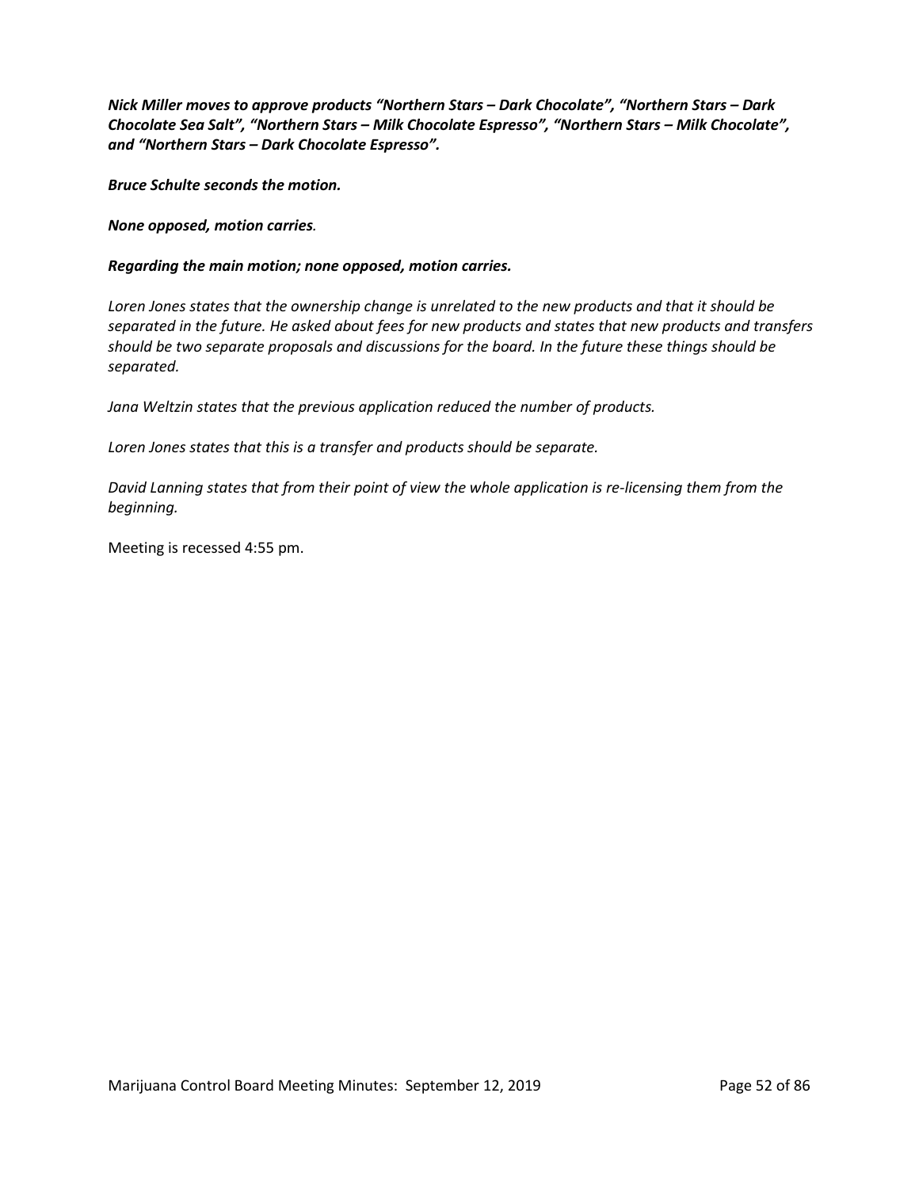***Nick Miller moves to approve products "Northern Stars – Dark Chocolate", "Northern Stars – Dark Chocolate Sea Salt", "Northern Stars – Milk Chocolate Espresso", "Northern Stars – Milk Chocolate", and "Northern Stars – Dark Chocolate Espresso".***

***Bruce Schulte seconds the motion.***

***None opposed, motion carries.***

***Regarding the main motion; none opposed, motion carries.***

*Loren Jones states that the ownership change is unrelated to the new products and that it should be separated in the future. He asked about fees for new products and states that new products and transfers should be two separate proposals and discussions for the board. In the future these things should be separated.*

*Jana Weltzin states that the previous application reduced the number of products.*

*Loren Jones states that this is a transfer and products should be separate.*

*David Lanning states that from their point of view the whole application is re-licensing them from the beginning.*

Meeting is recessed 4:55 pm.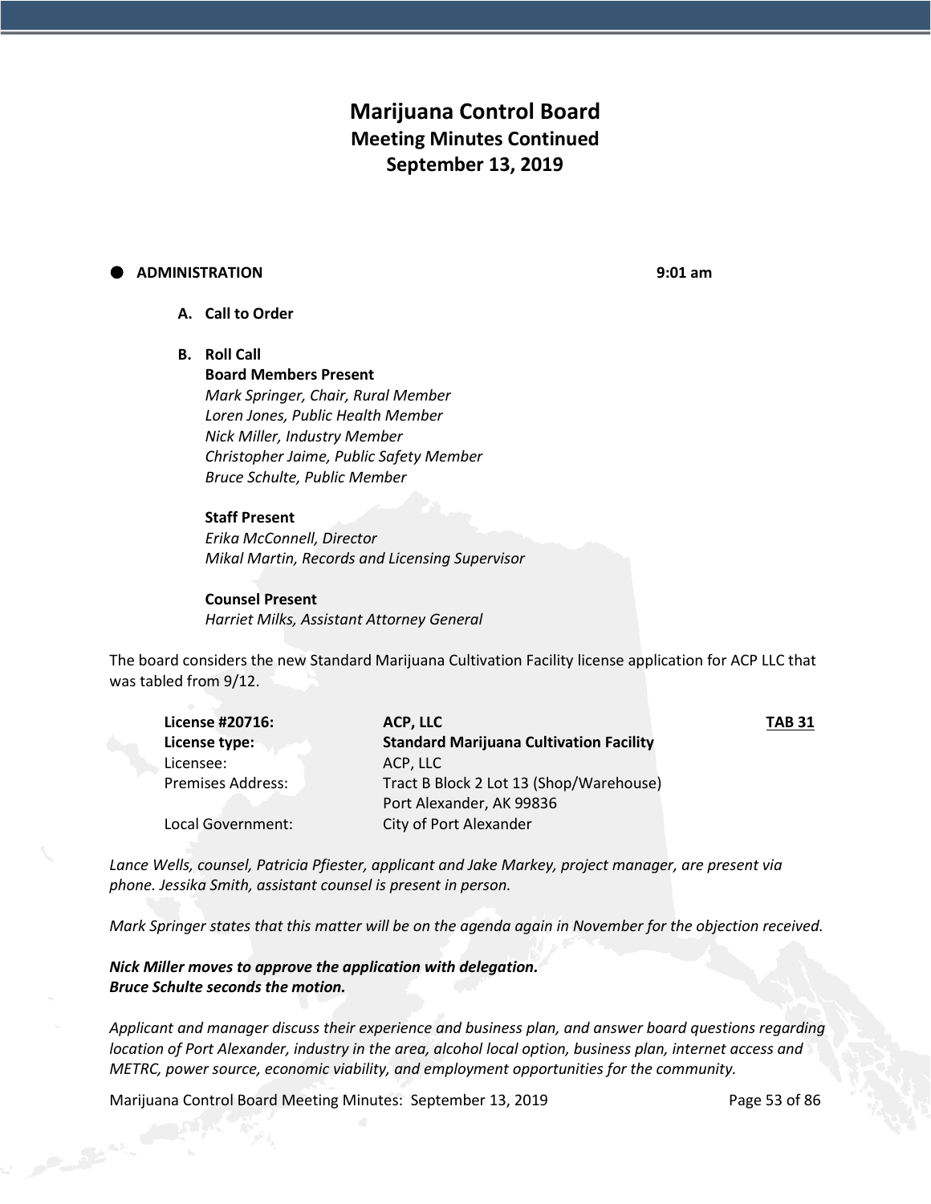# Marijuana Control Board
## Meeting Minutes Continued
## September 13, 2019

- **ADMINISTRATION** **9:01 am**

  **A. Call to Order**

  **B. Roll Call**

  **Board Members Present**
  *Mark Springer, Chair, Rural Member*
  *Loren Jones, Public Health Member*
  *Nick Miller, Industry Member*
  *Christopher Jaime, Public Safety Member*
  *Bruce Schulte, Public Member*

  **Staff Present**
  *Erika McConnell, Director*
  *Mikal Martin, Records and Licensing Supervisor*

  **Counsel Present**
  *Harriet Milks, Assistant Attorney General*

The board considers the new Standard Marijuana Cultivation Facility license application for ACP LLC that was tabled from 9/12.

| | | |
|---|---|---|
| **License #20716:** | **ACP, LLC** | **TAB 31** |
| **License type:** | **Standard Marijuana Cultivation Facility** | |
| Licensee: | ACP, LLC | |
| Premises Address: | Tract B Block 2 Lot 13 (Shop/Warehouse) Port Alexander, AK 99836 | |
| Local Government: | City of Port Alexander | |

*Lance Wells, counsel, Patricia Pfiester, applicant and Jake Markey, project manager, are present via phone. Jessika Smith, assistant counsel is present in person.*

*Mark Springer states that this matter will be on the agenda again in November for the objection received.*

***Nick Miller moves to approve the application with delegation.***
***Bruce Schulte seconds the motion.***

*Applicant and manager discuss their experience and business plan, and answer board questions regarding location of Port Alexander, industry in the area, alcohol local option, business plan, internet access and METRC, power source, economic viability, and employment opportunities for the community.*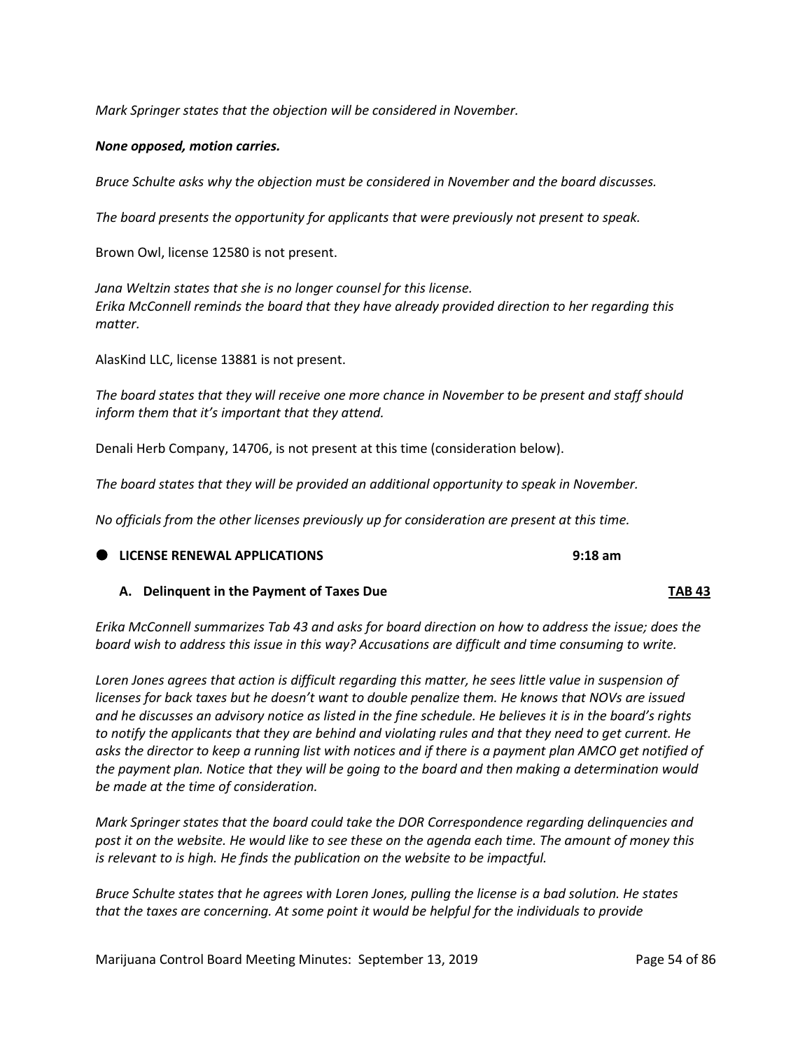*Mark Springer states that the objection will be considered in November.*

***None opposed, motion carries.***

*Bruce Schulte asks why the objection must be considered in November and the board discusses.*

*The board presents the opportunity for applicants that were previously not present to speak.*

Brown Owl, license 12580 is not present.

*Jana Weltzin states that she is no longer counsel for this license.*
*Erika McConnell reminds the board that they have already provided direction to her regarding this matter.*

AlasKind LLC, license 13881 is not present.

*The board states that they will receive one more chance in November to be present and staff should inform them that it's important that they attend.*

Denali Herb Company, 14706, is not present at this time (consideration below).

*The board states that they will be provided an additional opportunity to speak in November.*

*No officials from the other licenses previously up for consideration are present at this time.*

## ● LICENSE RENEWAL APPLICATIONS — 9:18 am

### A. Delinquent in the Payment of Taxes Due — <u>TAB 43</u>

*Erika McConnell summarizes Tab 43 and asks for board direction on how to address the issue; does the board wish to address this issue in this way? Accusations are difficult and time consuming to write.*

*Loren Jones agrees that action is difficult regarding this matter, he sees little value in suspension of licenses for back taxes but he doesn't want to double penalize them. He knows that NOVs are issued and he discusses an advisory notice as listed in the fine schedule. He believes it is in the board's rights to notify the applicants that they are behind and violating rules and that they need to get current. He asks the director to keep a running list with notices and if there is a payment plan AMCO get notified of the payment plan. Notice that they will be going to the board and then making a determination would be made at the time of consideration.*

*Mark Springer states that the board could take the DOR Correspondence regarding delinquencies and post it on the website. He would like to see these on the agenda each time. The amount of money this is relevant to is high. He finds the publication on the website to be impactful.*

*Bruce Schulte states that he agrees with Loren Jones, pulling the license is a bad solution. He states that the taxes are concerning. At some point it would be helpful for the individuals to provide*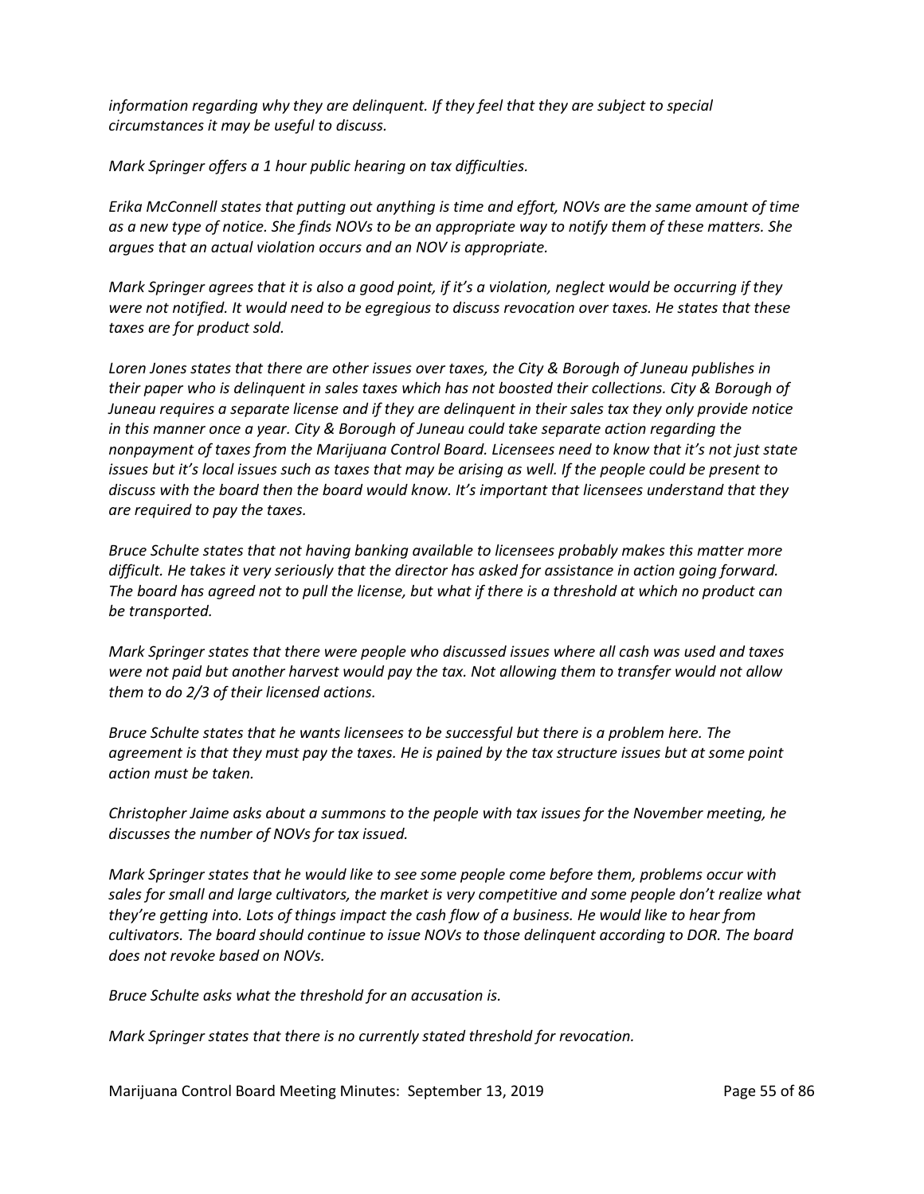*information regarding why they are delinquent. If they feel that they are subject to special circumstances it may be useful to discuss.*

*Mark Springer offers a 1 hour public hearing on tax difficulties.*

*Erika McConnell states that putting out anything is time and effort, NOVs are the same amount of time as a new type of notice. She finds NOVs to be an appropriate way to notify them of these matters. She argues that an actual violation occurs and an NOV is appropriate.*

*Mark Springer agrees that it is also a good point, if it's a violation, neglect would be occurring if they were not notified. It would need to be egregious to discuss revocation over taxes. He states that these taxes are for product sold.*

*Loren Jones states that there are other issues over taxes, the City & Borough of Juneau publishes in their paper who is delinquent in sales taxes which has not boosted their collections. City & Borough of Juneau requires a separate license and if they are delinquent in their sales tax they only provide notice in this manner once a year. City & Borough of Juneau could take separate action regarding the nonpayment of taxes from the Marijuana Control Board. Licensees need to know that it's not just state issues but it's local issues such as taxes that may be arising as well. If the people could be present to discuss with the board then the board would know. It's important that licensees understand that they are required to pay the taxes.*

*Bruce Schulte states that not having banking available to licensees probably makes this matter more difficult. He takes it very seriously that the director has asked for assistance in action going forward. The board has agreed not to pull the license, but what if there is a threshold at which no product can be transported.*

*Mark Springer states that there were people who discussed issues where all cash was used and taxes were not paid but another harvest would pay the tax. Not allowing them to transfer would not allow them to do 2/3 of their licensed actions.*

*Bruce Schulte states that he wants licensees to be successful but there is a problem here. The agreement is that they must pay the taxes. He is pained by the tax structure issues but at some point action must be taken.*

*Christopher Jaime asks about a summons to the people with tax issues for the November meeting, he discusses the number of NOVs for tax issued.*

*Mark Springer states that he would like to see some people come before them, problems occur with sales for small and large cultivators, the market is very competitive and some people don't realize what they're getting into. Lots of things impact the cash flow of a business. He would like to hear from cultivators. The board should continue to issue NOVs to those delinquent according to DOR. The board does not revoke based on NOVs.*

*Bruce Schulte asks what the threshold for an accusation is.*

*Mark Springer states that there is no currently stated threshold for revocation.*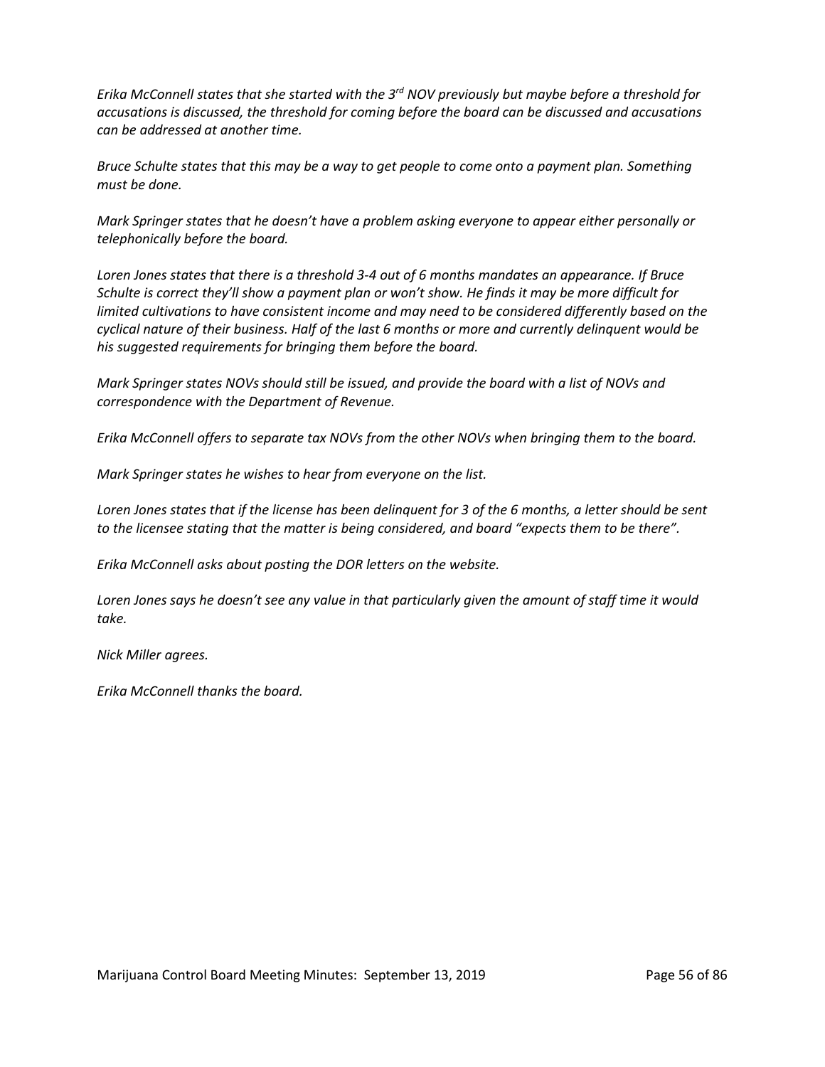*Erika McConnell states that she started with the 3rd NOV previously but maybe before a threshold for accusations is discussed, the threshold for coming before the board can be discussed and accusations can be addressed at another time.*

*Bruce Schulte states that this may be a way to get people to come onto a payment plan. Something must be done.*

*Mark Springer states that he doesn't have a problem asking everyone to appear either personally or telephonically before the board.*

*Loren Jones states that there is a threshold 3-4 out of 6 months mandates an appearance. If Bruce Schulte is correct they'll show a payment plan or won't show. He finds it may be more difficult for limited cultivations to have consistent income and may need to be considered differently based on the cyclical nature of their business. Half of the last 6 months or more and currently delinquent would be his suggested requirements for bringing them before the board.*

*Mark Springer states NOVs should still be issued, and provide the board with a list of NOVs and correspondence with the Department of Revenue.*

*Erika McConnell offers to separate tax NOVs from the other NOVs when bringing them to the board.*

*Mark Springer states he wishes to hear from everyone on the list.*

*Loren Jones states that if the license has been delinquent for 3 of the 6 months, a letter should be sent to the licensee stating that the matter is being considered, and board "expects them to be there".*

*Erika McConnell asks about posting the DOR letters on the website.*

*Loren Jones says he doesn't see any value in that particularly given the amount of staff time it would take.*

*Nick Miller agrees.*

*Erika McConnell thanks the board.*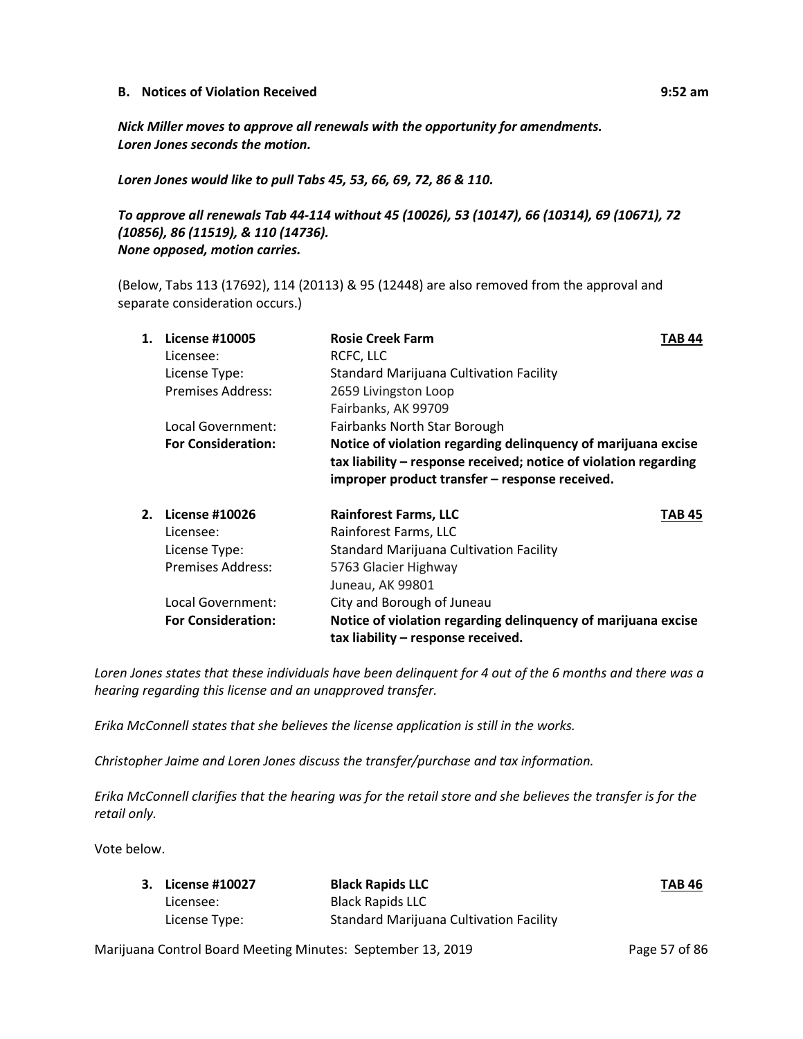**B. Notices of Violation Received** **9:52 am**

*Nick Miller moves to approve all renewals with the opportunity for amendments.*
*Loren Jones seconds the motion.*

*Loren Jones would like to pull Tabs 45, 53, 66, 69, 72, 86 & 110.*

*To approve all renewals Tab 44-114 without 45 (10026), 53 (10147), 66 (10314), 69 (10671), 72 (10856), 86 (11519), & 110 (14736).*
*None opposed, motion carries.*

(Below, Tabs 113 (17692), 114 (20113) & 95 (12448) are also removed from the approval and separate consideration occurs.)

1. **License #10005** — **Rosie Creek Farm** — **TAB 44**
   - Licensee: RCFC, LLC
   - License Type: Standard Marijuana Cultivation Facility
   - Premises Address: 2659 Livingston Loop, Fairbanks, AK 99709
   - Local Government: Fairbanks North Star Borough
   - **For Consideration:** **Notice of violation regarding delinquency of marijuana excise tax liability – response received; notice of violation regarding improper product transfer – response received.**

2. **License #10026** — **Rainforest Farms, LLC** — **TAB 45**
   - Licensee: Rainforest Farms, LLC
   - License Type: Standard Marijuana Cultivation Facility
   - Premises Address: 5763 Glacier Highway, Juneau, AK 99801
   - Local Government: City and Borough of Juneau
   - **For Consideration:** **Notice of violation regarding delinquency of marijuana excise tax liability – response received.**

*Loren Jones states that these individuals have been delinquent for 4 out of the 6 months and there was a hearing regarding this license and an unapproved transfer.*

*Erika McConnell states that she believes the license application is still in the works.*

*Christopher Jaime and Loren Jones discuss the transfer/purchase and tax information.*

*Erika McConnell clarifies that the hearing was for the retail store and she believes the transfer is for the retail only.*

Vote below.

3. **License #10027** — **Black Rapids LLC** — **TAB 46**
   - Licensee: Black Rapids LLC
   - License Type: Standard Marijuana Cultivation Facility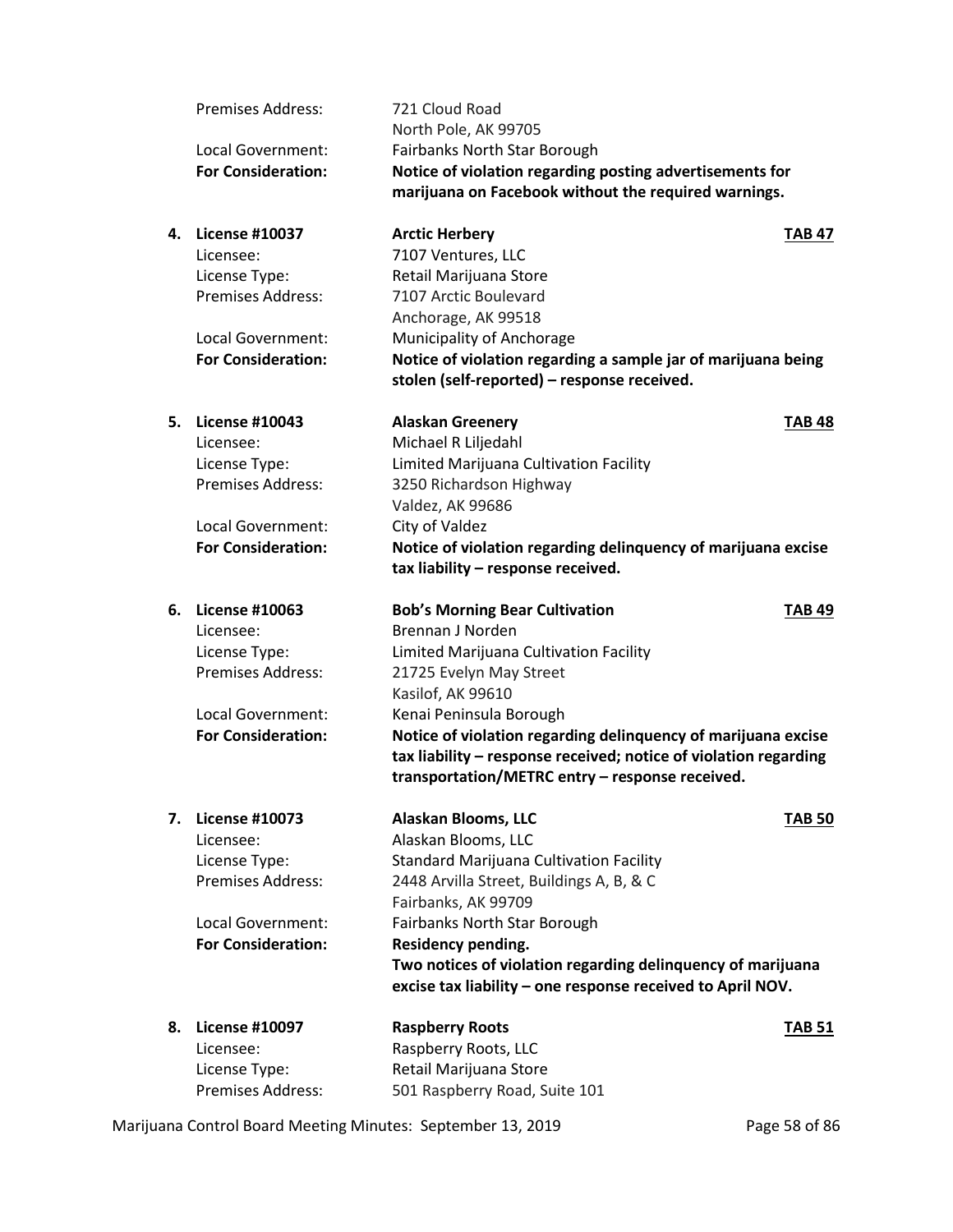Premises Address: 721 Cloud Road
North Pole, AK 99705
Local Government: Fairbanks North Star Borough
**For Consideration:** **Notice of violation regarding posting advertisements for marijuana on Facebook without the required warnings.**

4. **License #10037** **Arctic Herbery** **TAB 47**
   Licensee: 7107 Ventures, LLC
   License Type: Retail Marijuana Store
   Premises Address: 7107 Arctic Boulevard
   Anchorage, AK 99518
   Local Government: Municipality of Anchorage
   **For Consideration:** **Notice of violation regarding a sample jar of marijuana being stolen (self-reported) – response received.**

5. **License #10043** **Alaskan Greenery** **TAB 48**
   Licensee: Michael R Liljedahl
   License Type: Limited Marijuana Cultivation Facility
   Premises Address: 3250 Richardson Highway
   Valdez, AK 99686
   Local Government: City of Valdez
   **For Consideration:** **Notice of violation regarding delinquency of marijuana excise tax liability – response received.**

6. **License #10063** **Bob's Morning Bear Cultivation** **TAB 49**
   Licensee: Brennan J Norden
   License Type: Limited Marijuana Cultivation Facility
   Premises Address: 21725 Evelyn May Street
   Kasilof, AK 99610
   Local Government: Kenai Peninsula Borough
   **For Consideration:** **Notice of violation regarding delinquency of marijuana excise tax liability – response received; notice of violation regarding transportation/METRC entry – response received.**

7. **License #10073** **Alaskan Blooms, LLC** **TAB 50**
   Licensee: Alaskan Blooms, LLC
   License Type: Standard Marijuana Cultivation Facility
   Premises Address: 2448 Arvilla Street, Buildings A, B, & C
   Fairbanks, AK 99709
   Local Government: Fairbanks North Star Borough
   **For Consideration:** **Residency pending.**
   **Two notices of violation regarding delinquency of marijuana excise tax liability – one response received to April NOV.**

8. **License #10097** **Raspberry Roots** **TAB 51**
   Licensee: Raspberry Roots, LLC
   License Type: Retail Marijuana Store
   Premises Address: 501 Raspberry Road, Suite 101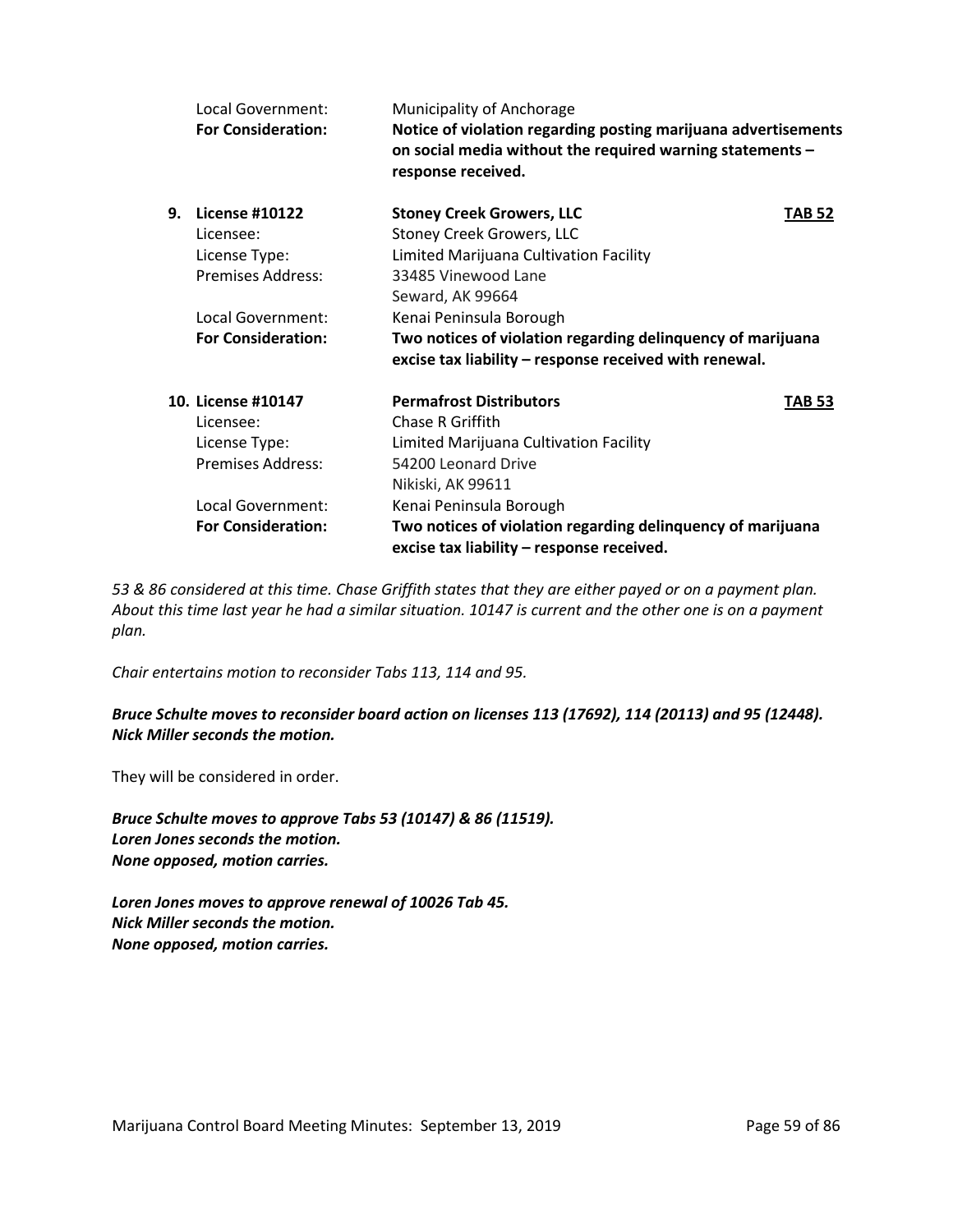Local Government: Municipality of Anchorage
**For Consideration:** **Notice of violation regarding posting marijuana advertisements on social media without the required warning statements – response received.**

**9. License #10122** **Stoney Creek Growers, LLC** **TAB 52**

Licensee: Stoney Creek Growers, LLC
License Type: Limited Marijuana Cultivation Facility
Premises Address: 33485 Vinewood Lane
Seward, AK 99664
Local Government: Kenai Peninsula Borough
**For Consideration:** **Two notices of violation regarding delinquency of marijuana excise tax liability – response received with renewal.**

**10. License #10147** **Permafrost Distributors** **TAB 53**

Licensee: Chase R Griffith
License Type: Limited Marijuana Cultivation Facility
Premises Address: 54200 Leonard Drive
Nikiski, AK 99611
Local Government: Kenai Peninsula Borough
**For Consideration:** **Two notices of violation regarding delinquency of marijuana excise tax liability – response received.**

*53 & 86 considered at this time. Chase Griffith states that they are either payed or on a payment plan. About this time last year he had a similar situation. 10147 is current and the other one is on a payment plan.*

*Chair entertains motion to reconsider Tabs 113, 114 and 95.*

***Bruce Schulte moves to reconsider board action on licenses 113 (17692), 114 (20113) and 95 (12448). Nick Miller seconds the motion.***

They will be considered in order.

***Bruce Schulte moves to approve Tabs 53 (10147) & 86 (11519).***
***Loren Jones seconds the motion.***
***None opposed, motion carries.***

***Loren Jones moves to approve renewal of 10026 Tab 45.***
***Nick Miller seconds the motion.***
***None opposed, motion carries.***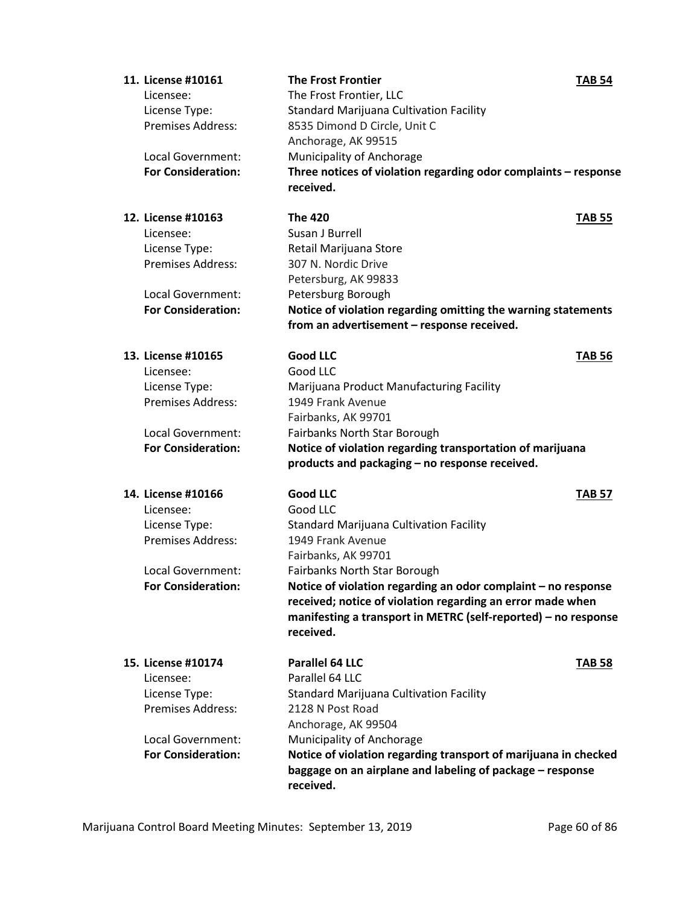11. **License #10161** | **The Frost Frontier** | **TAB 54**

| | |
|---|---|
| Licensee: | The Frost Frontier, LLC |
| License Type: | Standard Marijuana Cultivation Facility |
| Premises Address: | 8535 Dimond D Circle, Unit C<br>Anchorage, AK 99515 |
| Local Government: | Municipality of Anchorage |
| **For Consideration:** | **Three notices of violation regarding odor complaints – response received.** |

12. **License #10163** | **The 420** | **TAB 55**

| | |
|---|---|
| Licensee: | Susan J Burrell |
| License Type: | Retail Marijuana Store |
| Premises Address: | 307 N. Nordic Drive<br>Petersburg, AK 99833 |
| Local Government: | Petersburg Borough |
| **For Consideration:** | **Notice of violation regarding omitting the warning statements from an advertisement – response received.** |

13. **License #10165** | **Good LLC** | **TAB 56**

| | |
|---|---|
| Licensee: | Good LLC |
| License Type: | Marijuana Product Manufacturing Facility |
| Premises Address: | 1949 Frank Avenue<br>Fairbanks, AK 99701 |
| Local Government: | Fairbanks North Star Borough |
| **For Consideration:** | **Notice of violation regarding transportation of marijuana products and packaging – no response received.** |

14. **License #10166** | **Good LLC** | **TAB 57**

| | |
|---|---|
| Licensee: | Good LLC |
| License Type: | Standard Marijuana Cultivation Facility |
| Premises Address: | 1949 Frank Avenue<br>Fairbanks, AK 99701 |
| Local Government: | Fairbanks North Star Borough |
| **For Consideration:** | **Notice of violation regarding an odor complaint – no response received; notice of violation regarding an error made when manifesting a transport in METRC (self-reported) – no response received.** |

15. **License #10174** | **Parallel 64 LLC** | **TAB 58**

| | |
|---|---|
| Licensee: | Parallel 64 LLC |
| License Type: | Standard Marijuana Cultivation Facility |
| Premises Address: | 2128 N Post Road<br>Anchorage, AK 99504 |
| Local Government: | Municipality of Anchorage |
| **For Consideration:** | **Notice of violation regarding transport of marijuana in checked baggage on an airplane and labeling of package – response received.** |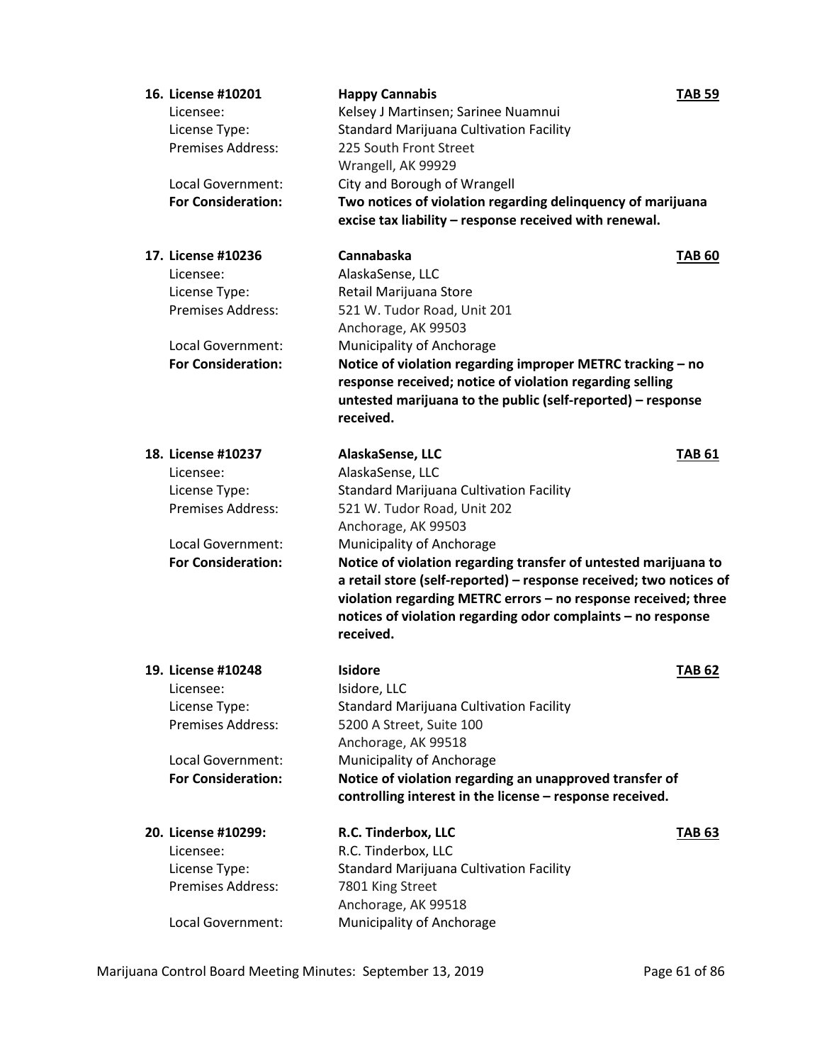16. **License #10201** — **Happy Cannabis** — **TAB 59**

    Licensee: Kelsey J Martinsen; Sarinee Nuamnui
    License Type: Standard Marijuana Cultivation Facility
    Premises Address: 225 South Front Street
    Wrangell, AK 99929
    Local Government: City and Borough of Wrangell
    **For Consideration:** **Two notices of violation regarding delinquency of marijuana excise tax liability – response received with renewal.**

17. **License #10236** — **Cannabaska** — **TAB 60**

    Licensee: AlaskaSense, LLC
    License Type: Retail Marijuana Store
    Premises Address: 521 W. Tudor Road, Unit 201
    Anchorage, AK 99503
    Local Government: Municipality of Anchorage
    **For Consideration:** **Notice of violation regarding improper METRC tracking – no response received; notice of violation regarding selling untested marijuana to the public (self-reported) – response received.**

18. **License #10237** — **AlaskaSense, LLC** — **TAB 61**

    Licensee: AlaskaSense, LLC
    License Type: Standard Marijuana Cultivation Facility
    Premises Address: 521 W. Tudor Road, Unit 202
    Anchorage, AK 99503
    Local Government: Municipality of Anchorage
    **For Consideration:** **Notice of violation regarding transfer of untested marijuana to a retail store (self-reported) – response received; two notices of violation regarding METRC errors – no response received; three notices of violation regarding odor complaints – no response received.**

19. **License #10248** — **Isidore** — **TAB 62**

    Licensee: Isidore, LLC
    License Type: Standard Marijuana Cultivation Facility
    Premises Address: 5200 A Street, Suite 100
    Anchorage, AK 99518
    Local Government: Municipality of Anchorage
    **For Consideration:** **Notice of violation regarding an unapproved transfer of controlling interest in the license – response received.**

20. **License #10299:** — **R.C. Tinderbox, LLC** — **TAB 63**

    Licensee: R.C. Tinderbox, LLC
    License Type: Standard Marijuana Cultivation Facility
    Premises Address: 7801 King Street
    Anchorage, AK 99518
    Local Government: Municipality of Anchorage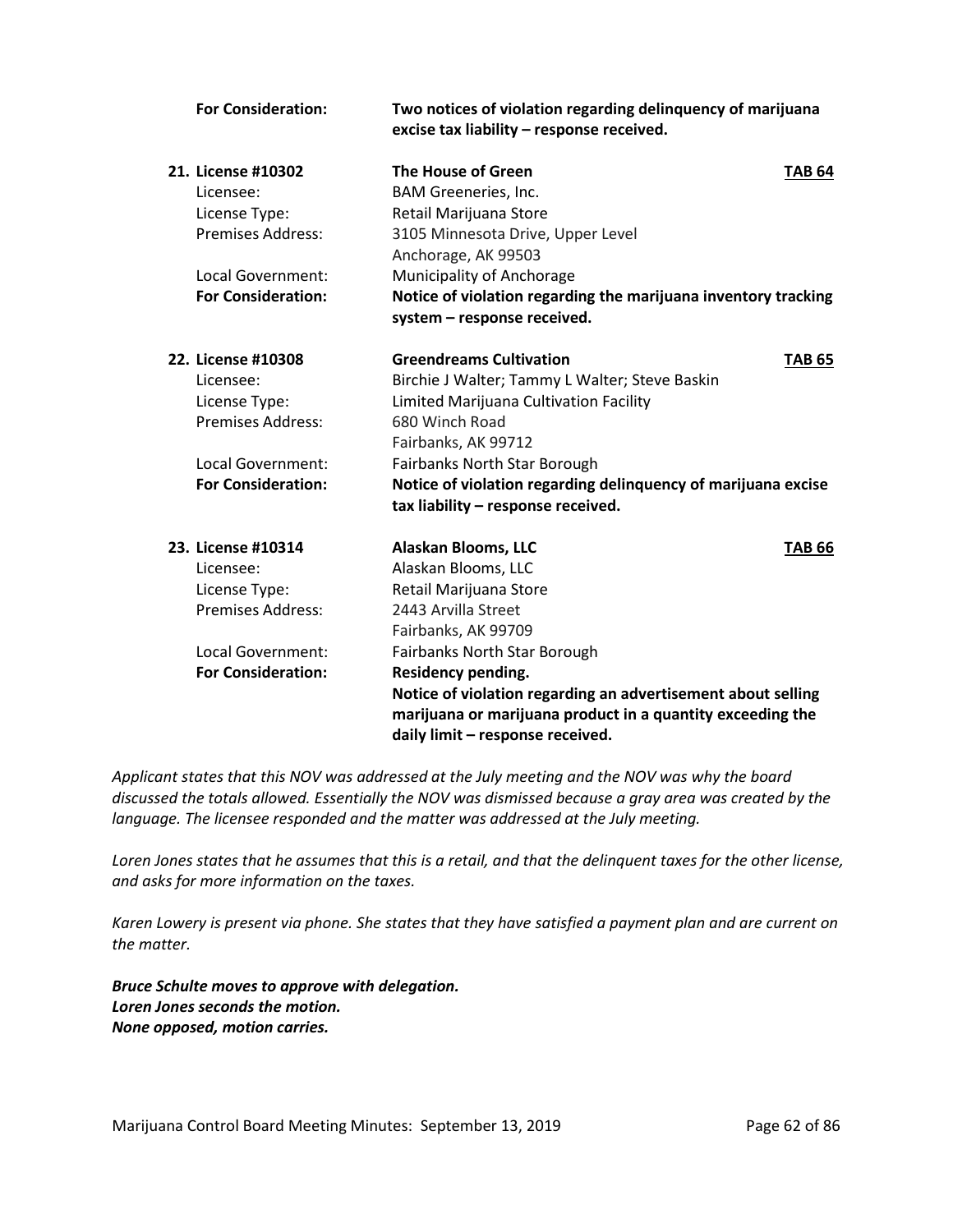**For Consideration:** **Two notices of violation regarding delinquency of marijuana excise tax liability – response received.**

**21. License #10302** **The House of Green** **TAB 64**
Licensee: BAM Greeneries, Inc.
License Type: Retail Marijuana Store
Premises Address: 3105 Minnesota Drive, Upper Level
Anchorage, AK 99503
Local Government: Municipality of Anchorage
**For Consideration:** **Notice of violation regarding the marijuana inventory tracking system – response received.**

**22. License #10308** **Greendreams Cultivation** **TAB 65**
Licensee: Birchie J Walter; Tammy L Walter; Steve Baskin
License Type: Limited Marijuana Cultivation Facility
Premises Address: 680 Winch Road
Fairbanks, AK 99712
Local Government: Fairbanks North Star Borough
**For Consideration:** **Notice of violation regarding delinquency of marijuana excise tax liability – response received.**

**23. License #10314** **Alaskan Blooms, LLC** **TAB 66**
Licensee: Alaskan Blooms, LLC
License Type: Retail Marijuana Store
Premises Address: 2443 Arvilla Street
Fairbanks, AK 99709
Local Government: Fairbanks North Star Borough
**For Consideration:** **Residency pending.**
**Notice of violation regarding an advertisement about selling marijuana or marijuana product in a quantity exceeding the daily limit – response received.**

*Applicant states that this NOV was addressed at the July meeting and the NOV was why the board discussed the totals allowed. Essentially the NOV was dismissed because a gray area was created by the language. The licensee responded and the matter was addressed at the July meeting.*

*Loren Jones states that he assumes that this is a retail, and that the delinquent taxes for the other license, and asks for more information on the taxes.*

*Karen Lowery is present via phone. She states that they have satisfied a payment plan and are current on the matter.*

***Bruce Schulte moves to approve with delegation.***
***Loren Jones seconds the motion.***
***None opposed, motion carries.***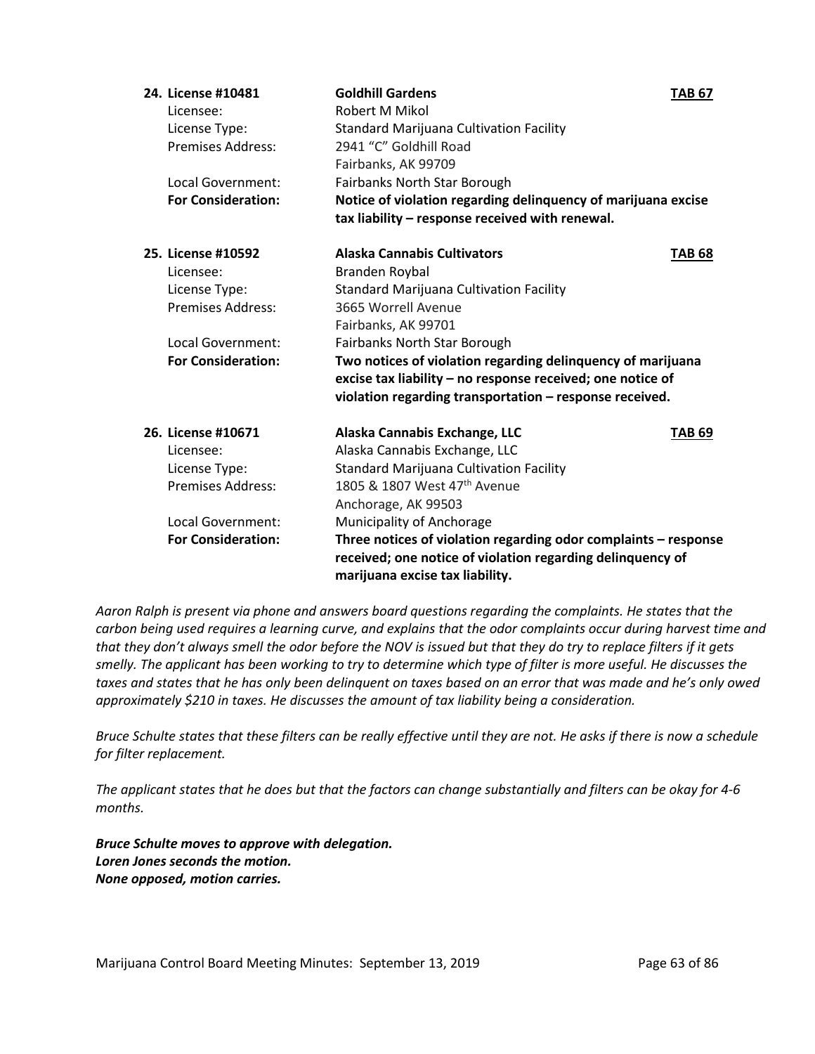**24. License #10481** | **Goldhill Gardens** | **TAB 67**

Licensee: Robert M Mikol
License Type: Standard Marijuana Cultivation Facility
Premises Address: 2941 "C" Goldhill Road
Fairbanks, AK 99709
Local Government: Fairbanks North Star Borough
**For Consideration:** **Notice of violation regarding delinquency of marijuana excise tax liability – response received with renewal.**

**25. License #10592** | **Alaska Cannabis Cultivators** | **TAB 68**

Licensee: Branden Roybal
License Type: Standard Marijuana Cultivation Facility
Premises Address: 3665 Worrell Avenue
Fairbanks, AK 99701
Local Government: Fairbanks North Star Borough
**For Consideration:** **Two notices of violation regarding delinquency of marijuana excise tax liability – no response received; one notice of violation regarding transportation – response received.**

**26. License #10671** | **Alaska Cannabis Exchange, LLC** | **TAB 69**

Licensee: Alaska Cannabis Exchange, LLC
License Type: Standard Marijuana Cultivation Facility
Premises Address: 1805 & 1807 West 47th Avenue
Anchorage, AK 99503
Local Government: Municipality of Anchorage
**For Consideration:** **Three notices of violation regarding odor complaints – response received; one notice of violation regarding delinquency of marijuana excise tax liability.**

*Aaron Ralph is present via phone and answers board questions regarding the complaints. He states that the carbon being used requires a learning curve, and explains that the odor complaints occur during harvest time and that they don't always smell the odor before the NOV is issued but that they do try to replace filters if it gets smelly. The applicant has been working to try to determine which type of filter is more useful. He discusses the taxes and states that he has only been delinquent on taxes based on an error that was made and he's only owed approximately $210 in taxes. He discusses the amount of tax liability being a consideration.*

*Bruce Schulte states that these filters can be really effective until they are not. He asks if there is now a schedule for filter replacement.*

*The applicant states that he does but that the factors can change substantially and filters can be okay for 4-6 months.*

***Bruce Schulte moves to approve with delegation.***
***Loren Jones seconds the motion.***
***None opposed, motion carries.***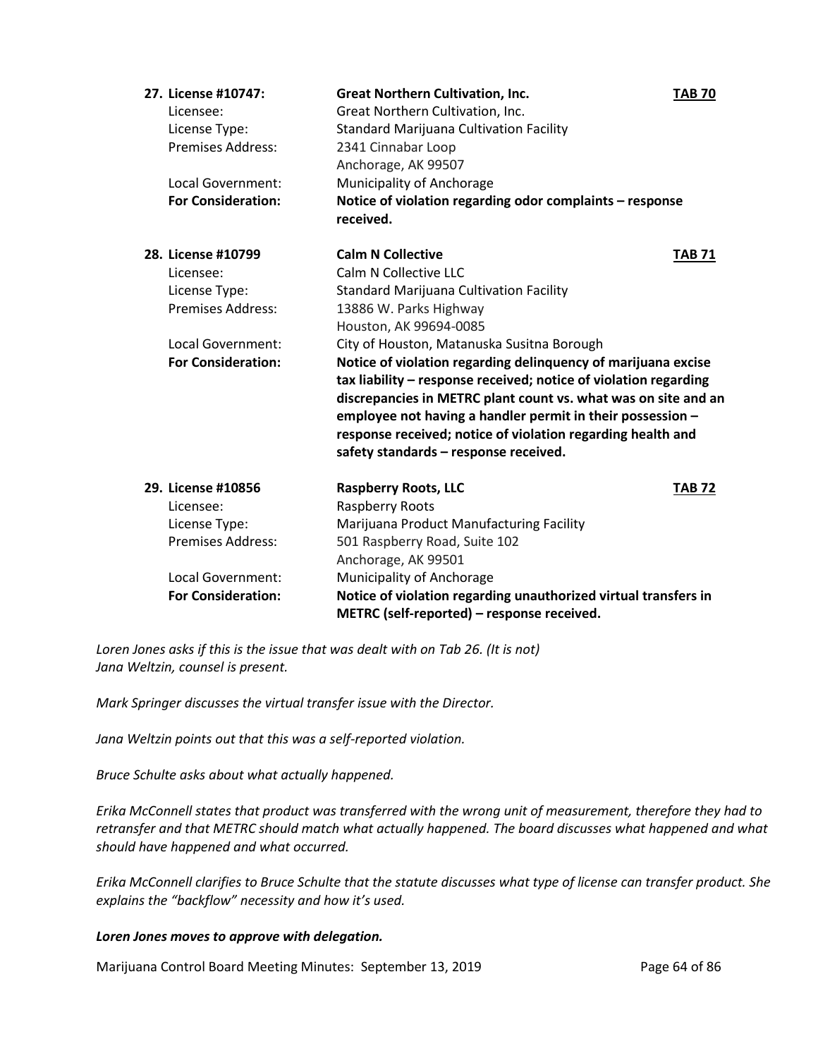**27. License #10747:** **Great Northern Cultivation, Inc.** **TAB 70**

Licensee: Great Northern Cultivation, Inc.
License Type: Standard Marijuana Cultivation Facility
Premises Address: 2341 Cinnabar Loop
Anchorage, AK 99507
Local Government: Municipality of Anchorage
**For Consideration:** **Notice of violation regarding odor complaints – response received.**

**28. License #10799** **Calm N Collective** **TAB 71**

Licensee: Calm N Collective LLC
License Type: Standard Marijuana Cultivation Facility
Premises Address: 13886 W. Parks Highway
Houston, AK 99694-0085
Local Government: City of Houston, Matanuska Susitna Borough
**For Consideration:** **Notice of violation regarding delinquency of marijuana excise tax liability – response received; notice of violation regarding discrepancies in METRC plant count vs. what was on site and an employee not having a handler permit in their possession – response received; notice of violation regarding health and safety standards – response received.**

**29. License #10856** **Raspberry Roots, LLC** **TAB 72**

Licensee: Raspberry Roots
License Type: Marijuana Product Manufacturing Facility
Premises Address: 501 Raspberry Road, Suite 102
Anchorage, AK 99501
Local Government: Municipality of Anchorage
**For Consideration:** **Notice of violation regarding unauthorized virtual transfers in METRC (self-reported) – response received.**

*Loren Jones asks if this is the issue that was dealt with on Tab 26. (It is not)*
*Jana Weltzin, counsel is present.*

*Mark Springer discusses the virtual transfer issue with the Director.*

*Jana Weltzin points out that this was a self-reported violation.*

*Bruce Schulte asks about what actually happened.*

*Erika McConnell states that product was transferred with the wrong unit of measurement, therefore they had to retransfer and that METRC should match what actually happened. The board discusses what happened and what should have happened and what occurred.*

*Erika McConnell clarifies to Bruce Schulte that the statute discusses what type of license can transfer product. She explains the "backflow" necessity and how it's used.*

***Loren Jones moves to approve with delegation.***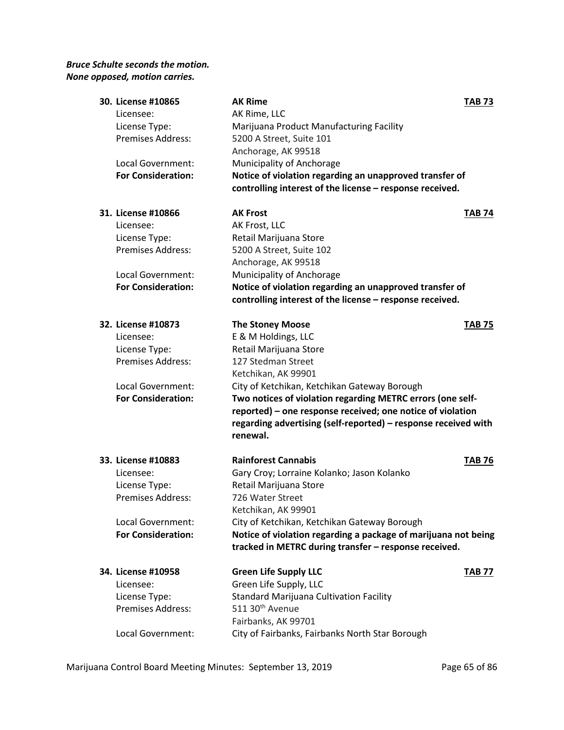***Bruce Schulte seconds the motion.***
***None opposed, motion carries.***

**30. License #10865** | **AK Rime** | **TAB 73**

| | |
|---|---|
| Licensee: | AK Rime, LLC |
| License Type: | Marijuana Product Manufacturing Facility |
| Premises Address: | 5200 A Street, Suite 101<br>Anchorage, AK 99518 |
| Local Government: | Municipality of Anchorage |
| **For Consideration:** | **Notice of violation regarding an unapproved transfer of controlling interest of the license – response received.** |

**31. License #10866** | **AK Frost** | **TAB 74**

| | |
|---|---|
| Licensee: | AK Frost, LLC |
| License Type: | Retail Marijuana Store |
| Premises Address: | 5200 A Street, Suite 102<br>Anchorage, AK 99518 |
| Local Government: | Municipality of Anchorage |
| **For Consideration:** | **Notice of violation regarding an unapproved transfer of controlling interest of the license – response received.** |

**32. License #10873** | **The Stoney Moose** | **TAB 75**

| | |
|---|---|
| Licensee: | E & M Holdings, LLC |
| License Type: | Retail Marijuana Store |
| Premises Address: | 127 Stedman Street<br>Ketchikan, AK 99901 |
| Local Government: | City of Ketchikan, Ketchikan Gateway Borough |
| **For Consideration:** | **Two notices of violation regarding METRC errors (one self-reported) – one response received; one notice of violation regarding advertising (self-reported) – response received with renewal.** |

**33. License #10883** | **Rainforest Cannabis** | **TAB 76**

| | |
|---|---|
| Licensee: | Gary Croy; Lorraine Kolanko; Jason Kolanko |
| License Type: | Retail Marijuana Store |
| Premises Address: | 726 Water Street<br>Ketchikan, AK 99901 |
| Local Government: | City of Ketchikan, Ketchikan Gateway Borough |
| **For Consideration:** | **Notice of violation regarding a package of marijuana not being tracked in METRC during transfer – response received.** |

**34. License #10958** | **Green Life Supply LLC** | **TAB 77**

| | |
|---|---|
| Licensee: | Green Life Supply, LLC |
| License Type: | Standard Marijuana Cultivation Facility |
| Premises Address: | 511 30th Avenue<br>Fairbanks, AK 99701 |
| Local Government: | City of Fairbanks, Fairbanks North Star Borough |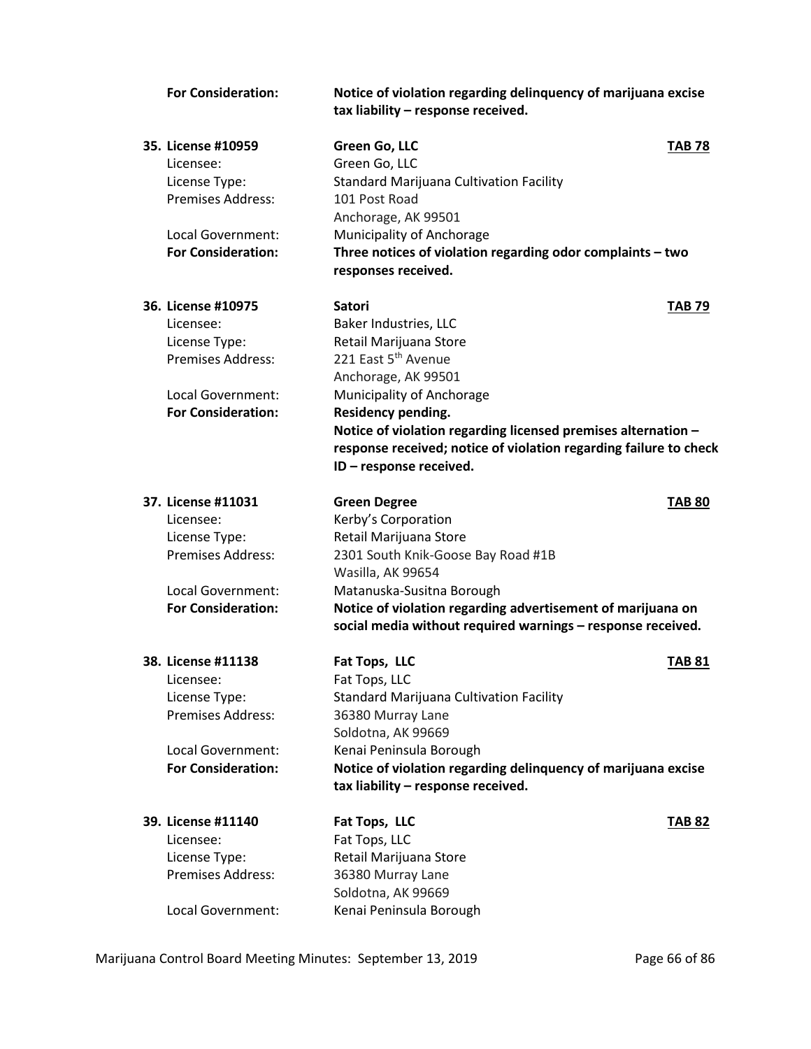**For Consideration:** **Notice of violation regarding delinquency of marijuana excise tax liability – response received.**

**35. License #10959** **Green Go, LLC** **TAB 78**

Licensee: Green Go, LLC
License Type: Standard Marijuana Cultivation Facility
Premises Address: 101 Post Road
Anchorage, AK 99501
Local Government: Municipality of Anchorage
**For Consideration:** **Three notices of violation regarding odor complaints – two responses received.**

**36. License #10975** **Satori** **TAB 79**

Licensee: Baker Industries, LLC
License Type: Retail Marijuana Store
Premises Address: 221 East 5th Avenue
Anchorage, AK 99501
Local Government: Municipality of Anchorage
**For Consideration:** **Residency pending.**
**Notice of violation regarding licensed premises alternation – response received; notice of violation regarding failure to check ID – response received.**

**37. License #11031** **Green Degree** **TAB 80**

Licensee: Kerby's Corporation
License Type: Retail Marijuana Store
Premises Address: 2301 South Knik-Goose Bay Road #1B
Wasilla, AK 99654
Local Government: Matanuska-Susitna Borough
**For Consideration:** **Notice of violation regarding advertisement of marijuana on social media without required warnings – response received.**

**38. License #11138** **Fat Tops, LLC** **TAB 81**

Licensee: Fat Tops, LLC
License Type: Standard Marijuana Cultivation Facility
Premises Address: 36380 Murray Lane
Soldotna, AK 99669
Local Government: Kenai Peninsula Borough
**For Consideration:** **Notice of violation regarding delinquency of marijuana excise tax liability – response received.**

**39. License #11140** **Fat Tops, LLC** **TAB 82**

Licensee: Fat Tops, LLC
License Type: Retail Marijuana Store
Premises Address: 36380 Murray Lane
Soldotna, AK 99669
Local Government: Kenai Peninsula Borough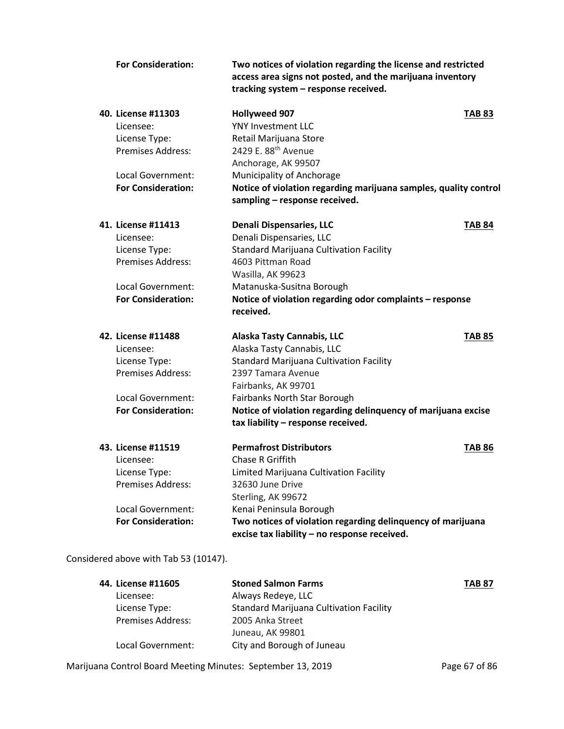**For Consideration:** **Two notices of violation regarding the license and restricted access area signs not posted, and the marijuana inventory tracking system – response received.**

**40. License #11303** **Hollyweed 907** **TAB 83**

Licensee: YNY Investment LLC
License Type: Retail Marijuana Store
Premises Address: 2429 E. 88th Avenue
Anchorage, AK 99507
Local Government: Municipality of Anchorage
**For Consideration:** **Notice of violation regarding marijuana samples, quality control sampling – response received.**

**41. License #11413** **Denali Dispensaries, LLC** **TAB 84**

Licensee: Denali Dispensaries, LLC
License Type: Standard Marijuana Cultivation Facility
Premises Address: 4603 Pittman Road
Wasilla, AK 99623
Local Government: Matanuska-Susitna Borough
**For Consideration:** **Notice of violation regarding odor complaints – response received.**

**42. License #11488** **Alaska Tasty Cannabis, LLC** **TAB 85**

Licensee: Alaska Tasty Cannabis, LLC
License Type: Standard Marijuana Cultivation Facility
Premises Address: 2397 Tamara Avenue
Fairbanks, AK 99701
Local Government: Fairbanks North Star Borough
**For Consideration:** **Notice of violation regarding delinquency of marijuana excise tax liability – response received.**

**43. License #11519** **Permafrost Distributors** **TAB 86**

Licensee: Chase R Griffith
License Type: Limited Marijuana Cultivation Facility
Premises Address: 32630 June Drive
Sterling, AK 99672
Local Government: Kenai Peninsula Borough
**For Consideration:** **Two notices of violation regarding delinquency of marijuana excise tax liability – no response received.**

Considered above with Tab 53 (10147).

**44. License #11605** **Stoned Salmon Farms** **TAB 87**

Licensee: Always Redeye, LLC
License Type: Standard Marijuana Cultivation Facility
Premises Address: 2005 Anka Street
Juneau, AK 99801
Local Government: City and Borough of Juneau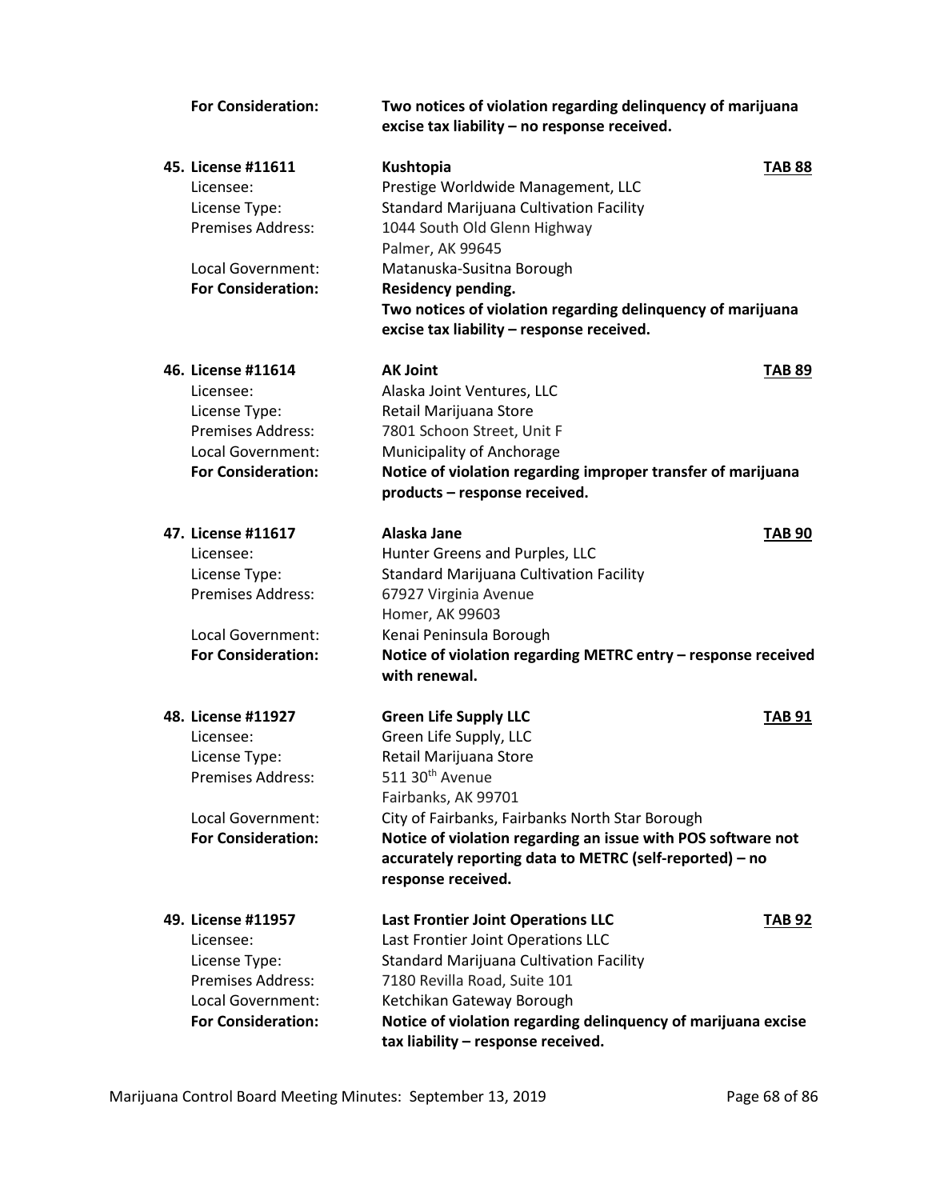**For Consideration:** **Two notices of violation regarding delinquency of marijuana excise tax liability – no response received.**

**45. License #11611** **Kushtopia** **TAB 88**

Licensee: Prestige Worldwide Management, LLC
License Type: Standard Marijuana Cultivation Facility
Premises Address: 1044 South Old Glenn Highway
Palmer, AK 99645
Local Government: Matanuska-Susitna Borough
**For Consideration:** **Residency pending.**
**Two notices of violation regarding delinquency of marijuana excise tax liability – response received.**

**46. License #11614** **AK Joint** **TAB 89**

Licensee: Alaska Joint Ventures, LLC
License Type: Retail Marijuana Store
Premises Address: 7801 Schoon Street, Unit F
Local Government: Municipality of Anchorage
**For Consideration:** **Notice of violation regarding improper transfer of marijuana products – response received.**

**47. License #11617** **Alaska Jane** **TAB 90**

Licensee: Hunter Greens and Purples, LLC
License Type: Standard Marijuana Cultivation Facility
Premises Address: 67927 Virginia Avenue
Homer, AK 99603
Local Government: Kenai Peninsula Borough
**For Consideration:** **Notice of violation regarding METRC entry – response received with renewal.**

**48. License #11927** **Green Life Supply LLC** **TAB 91**

Licensee: Green Life Supply, LLC
License Type: Retail Marijuana Store
Premises Address: 511 30th Avenue
Fairbanks, AK 99701
Local Government: City of Fairbanks, Fairbanks North Star Borough
**For Consideration:** **Notice of violation regarding an issue with POS software not accurately reporting data to METRC (self-reported) – no response received.**

**49. License #11957** **Last Frontier Joint Operations LLC** **TAB 92**

Licensee: Last Frontier Joint Operations LLC
License Type: Standard Marijuana Cultivation Facility
Premises Address: 7180 Revilla Road, Suite 101
Local Government: Ketchikan Gateway Borough
**For Consideration:** **Notice of violation regarding delinquency of marijuana excise tax liability – response received.**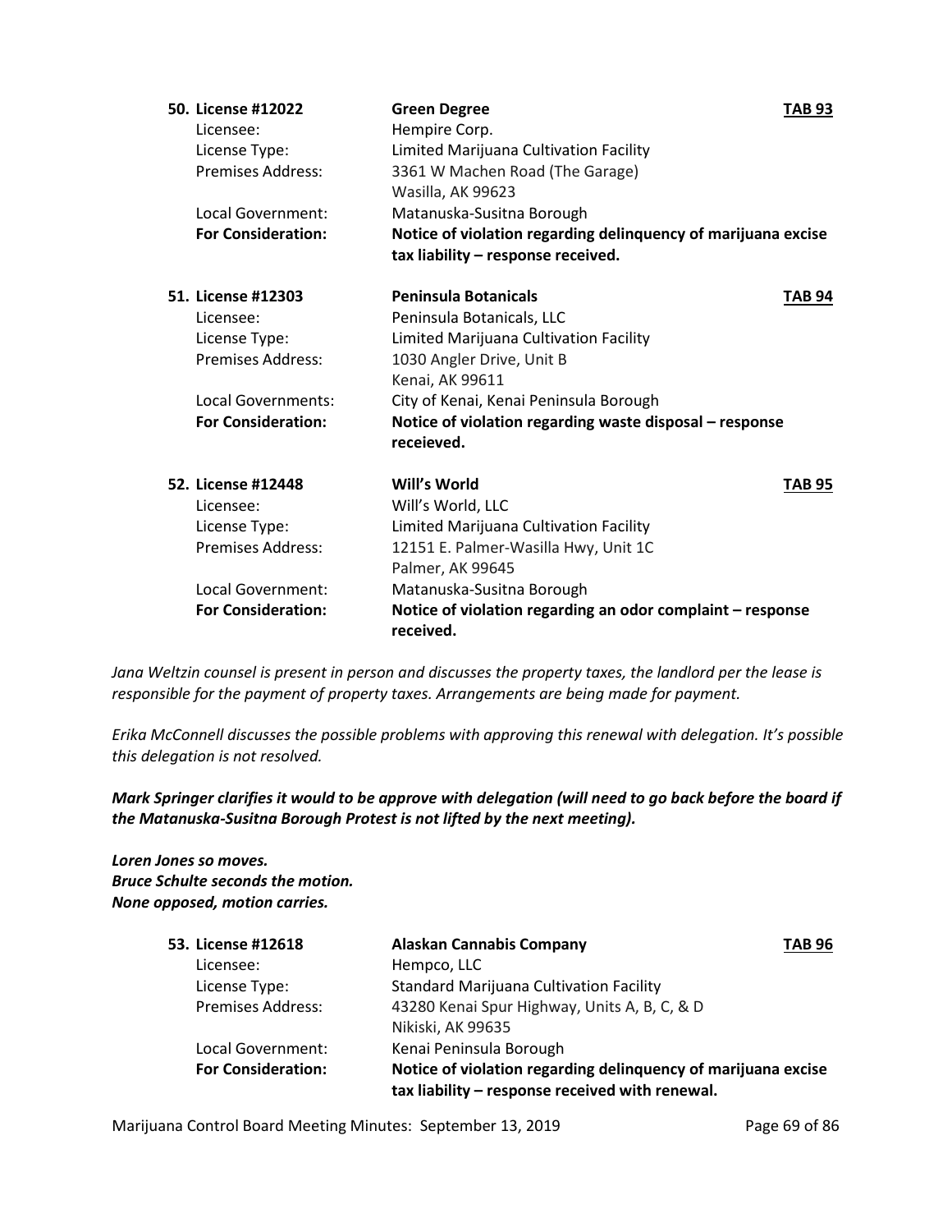**50. License #12022** **Green Degree** **TAB 93**

Licensee: Hempire Corp.
License Type: Limited Marijuana Cultivation Facility
Premises Address: 3361 W Machen Road (The Garage)
Wasilla, AK 99623
Local Government: Matanuska-Susitna Borough
**For Consideration:** **Notice of violation regarding delinquency of marijuana excise tax liability – response received.**

**51. License #12303** **Peninsula Botanicals** **TAB 94**

Licensee: Peninsula Botanicals, LLC
License Type: Limited Marijuana Cultivation Facility
Premises Address: 1030 Angler Drive, Unit B
Kenai, AK 99611
Local Governments: City of Kenai, Kenai Peninsula Borough
**For Consideration:** **Notice of violation regarding waste disposal – response receieved.**

**52. License #12448** **Will's World** **TAB 95**

Licensee: Will's World, LLC
License Type: Limited Marijuana Cultivation Facility
Premises Address: 12151 E. Palmer-Wasilla Hwy, Unit 1C
Palmer, AK 99645
Local Government: Matanuska-Susitna Borough
**For Consideration:** **Notice of violation regarding an odor complaint – response received.**

*Jana Weltzin counsel is present in person and discusses the property taxes, the landlord per the lease is responsible for the payment of property taxes. Arrangements are being made for payment.*

*Erika McConnell discusses the possible problems with approving this renewal with delegation. It's possible this delegation is not resolved.*

***Mark Springer clarifies it would to be approve with delegation (will need to go back before the board if the Matanuska-Susitna Borough Protest is not lifted by the next meeting).***

***Loren Jones so moves.***
***Bruce Schulte seconds the motion.***
***None opposed, motion carries.***

**53. License #12618** **Alaskan Cannabis Company** **TAB 96**

Licensee: Hempco, LLC
License Type: Standard Marijuana Cultivation Facility
Premises Address: 43280 Kenai Spur Highway, Units A, B, C, & D
Nikiski, AK 99635
Local Government: Kenai Peninsula Borough
**For Consideration:** **Notice of violation regarding delinquency of marijuana excise tax liability – response received with renewal.**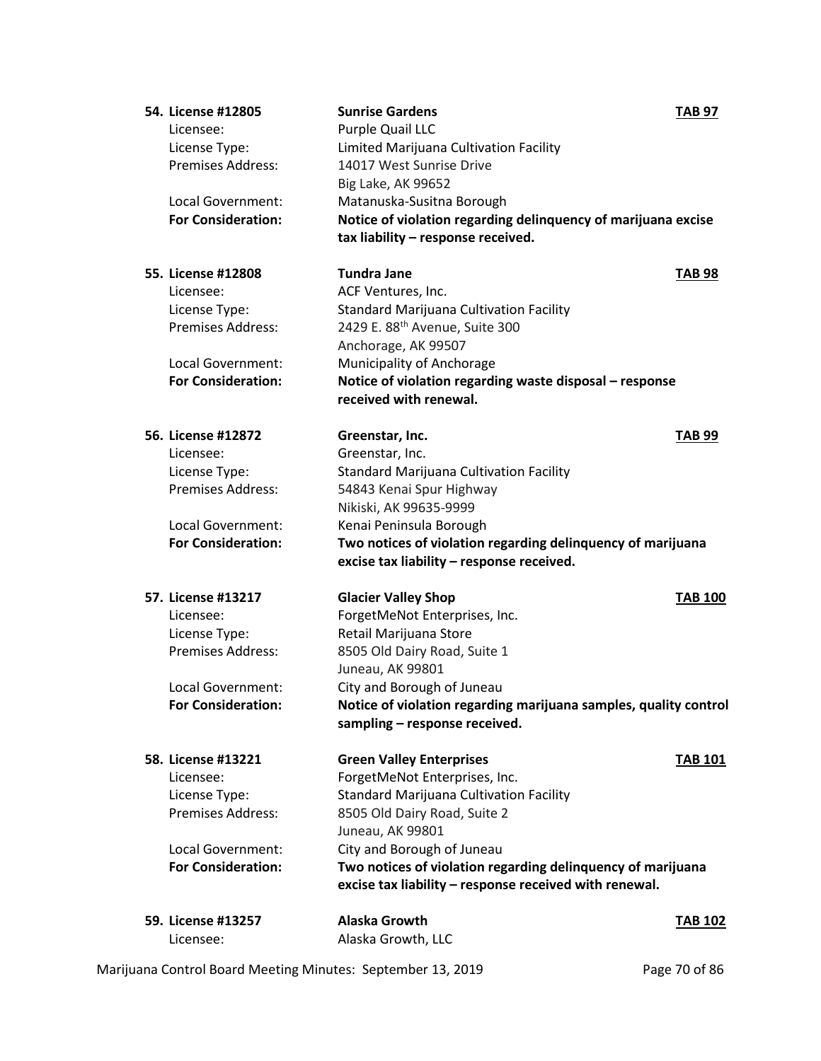**54. License #12805** | **Sunrise Gardens** | **TAB 97**

Licensee: Purple Quail LLC
License Type: Limited Marijuana Cultivation Facility
Premises Address: 14017 West Sunrise Drive
Big Lake, AK 99652
Local Government: Matanuska-Susitna Borough
**For Consideration:** **Notice of violation regarding delinquency of marijuana excise tax liability – response received.**

**55. License #12808** | **Tundra Jane** | **TAB 98**

Licensee: ACF Ventures, Inc.
License Type: Standard Marijuana Cultivation Facility
Premises Address: 2429 E. 88th Avenue, Suite 300
Anchorage, AK 99507
Local Government: Municipality of Anchorage
**For Consideration:** **Notice of violation regarding waste disposal – response received with renewal.**

**56. License #12872** | **Greenstar, Inc.** | **TAB 99**

Licensee: Greenstar, Inc.
License Type: Standard Marijuana Cultivation Facility
Premises Address: 54843 Kenai Spur Highway
Nikiski, AK 99635-9999
Local Government: Kenai Peninsula Borough
**For Consideration:** **Two notices of violation regarding delinquency of marijuana excise tax liability – response received.**

**57. License #13217** | **Glacier Valley Shop** | **TAB 100**

Licensee: ForgetMeNot Enterprises, Inc.
License Type: Retail Marijuana Store
Premises Address: 8505 Old Dairy Road, Suite 1
Juneau, AK 99801
Local Government: City and Borough of Juneau
**For Consideration:** **Notice of violation regarding marijuana samples, quality control sampling – response received.**

**58. License #13221** | **Green Valley Enterprises** | **TAB 101**

Licensee: ForgetMeNot Enterprises, Inc.
License Type: Standard Marijuana Cultivation Facility
Premises Address: 8505 Old Dairy Road, Suite 2
Juneau, AK 99801
Local Government: City and Borough of Juneau
**For Consideration:** **Two notices of violation regarding delinquency of marijuana excise tax liability – response received with renewal.**

**59. License #13257** | **Alaska Growth** | **TAB 102**

Licensee: Alaska Growth, LLC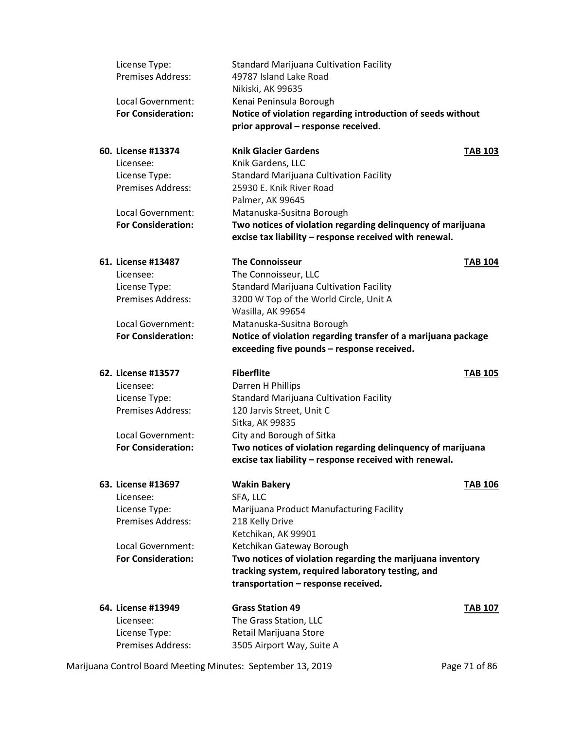License Type: Standard Marijuana Cultivation Facility
Premises Address: 49787 Island Lake Road
Nikiski, AK 99635
Local Government: Kenai Peninsula Borough
**For Consideration:** **Notice of violation regarding introduction of seeds without prior approval – response received.**

**60. License #13374** **Knik Glacier Gardens** **TAB 103**
Licensee: Knik Gardens, LLC
License Type: Standard Marijuana Cultivation Facility
Premises Address: 25930 E. Knik River Road
Palmer, AK 99645
Local Government: Matanuska-Susitna Borough
**For Consideration:** **Two notices of violation regarding delinquency of marijuana excise tax liability – response received with renewal.**

**61. License #13487** **The Connoisseur** **TAB 104**
Licensee: The Connoisseur, LLC
License Type: Standard Marijuana Cultivation Facility
Premises Address: 3200 W Top of the World Circle, Unit A
Wasilla, AK 99654
Local Government: Matanuska-Susitna Borough
**For Consideration:** **Notice of violation regarding transfer of a marijuana package exceeding five pounds – response received.**

**62. License #13577** **Fiberflite** **TAB 105**
Licensee: Darren H Phillips
License Type: Standard Marijuana Cultivation Facility
Premises Address: 120 Jarvis Street, Unit C
Sitka, AK 99835
Local Government: City and Borough of Sitka
**For Consideration:** **Two notices of violation regarding delinquency of marijuana excise tax liability – response received with renewal.**

**63. License #13697** **Wakin Bakery** **TAB 106**
Licensee: SFA, LLC
License Type: Marijuana Product Manufacturing Facility
Premises Address: 218 Kelly Drive
Ketchikan, AK 99901
Local Government: Ketchikan Gateway Borough
**For Consideration:** **Two notices of violation regarding the marijuana inventory tracking system, required laboratory testing, and transportation – response received.**

**64. License #13949** **Grass Station 49** **TAB 107**
Licensee: The Grass Station, LLC
License Type: Retail Marijuana Store
Premises Address: 3505 Airport Way, Suite A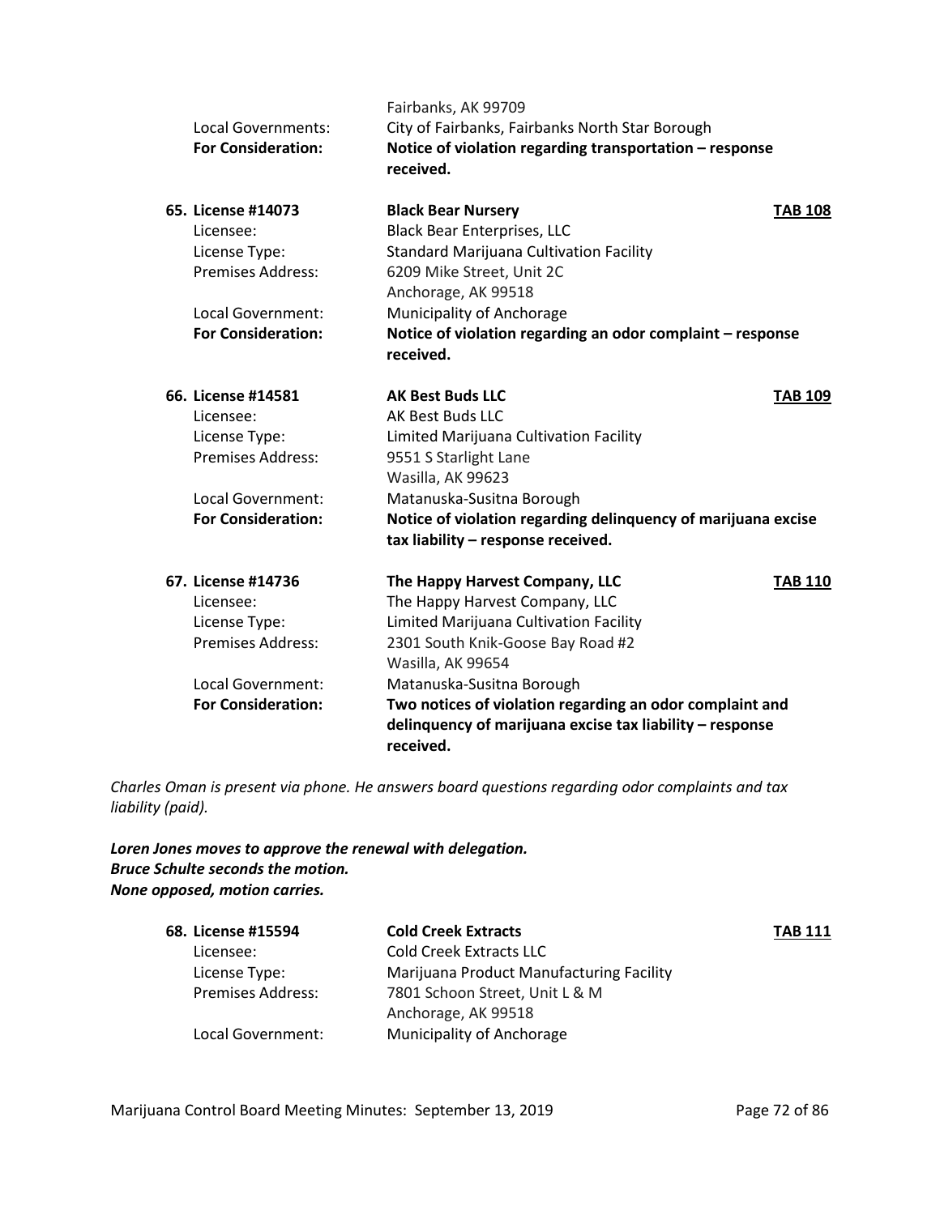| | |
|---|---|
| | Fairbanks, AK 99709 |
| Local Governments: | City of Fairbanks, Fairbanks North Star Borough |
| **For Consideration:** | **Notice of violation regarding transportation – response received.** |

| | | |
|---|---|---|
| **65. License #14073** | **Black Bear Nursery** | **TAB 108** |
| Licensee: | Black Bear Enterprises, LLC | |
| License Type: | Standard Marijuana Cultivation Facility | |
| Premises Address: | 6209 Mike Street, Unit 2C<br>Anchorage, AK 99518 | |
| Local Government: | Municipality of Anchorage | |
| **For Consideration:** | **Notice of violation regarding an odor complaint – response received.** | |

| | | |
|---|---|---|
| **66. License #14581** | **AK Best Buds LLC** | **TAB 109** |
| Licensee: | AK Best Buds LLC | |
| License Type: | Limited Marijuana Cultivation Facility | |
| Premises Address: | 9551 S Starlight Lane<br>Wasilla, AK 99623 | |
| Local Government: | Matanuska-Susitna Borough | |
| **For Consideration:** | **Notice of violation regarding delinquency of marijuana excise tax liability – response received.** | |

| | | |
|---|---|---|
| **67. License #14736** | **The Happy Harvest Company, LLC** | **TAB 110** |
| Licensee: | The Happy Harvest Company, LLC | |
| License Type: | Limited Marijuana Cultivation Facility | |
| Premises Address: | 2301 South Knik-Goose Bay Road #2<br>Wasilla, AK 99654 | |
| Local Government: | Matanuska-Susitna Borough | |
| **For Consideration:** | **Two notices of violation regarding an odor complaint and delinquency of marijuana excise tax liability – response received.** | |

*Charles Oman is present via phone. He answers board questions regarding odor complaints and tax liability (paid).*

***Loren Jones moves to approve the renewal with delegation.***
***Bruce Schulte seconds the motion.***
***None opposed, motion carries.***

| | | |
|---|---|---|
| **68. License #15594** | **Cold Creek Extracts** | **TAB 111** |
| Licensee: | Cold Creek Extracts LLC | |
| License Type: | Marijuana Product Manufacturing Facility | |
| Premises Address: | 7801 Schoon Street, Unit L & M<br>Anchorage, AK 99518 | |
| Local Government: | Municipality of Anchorage | |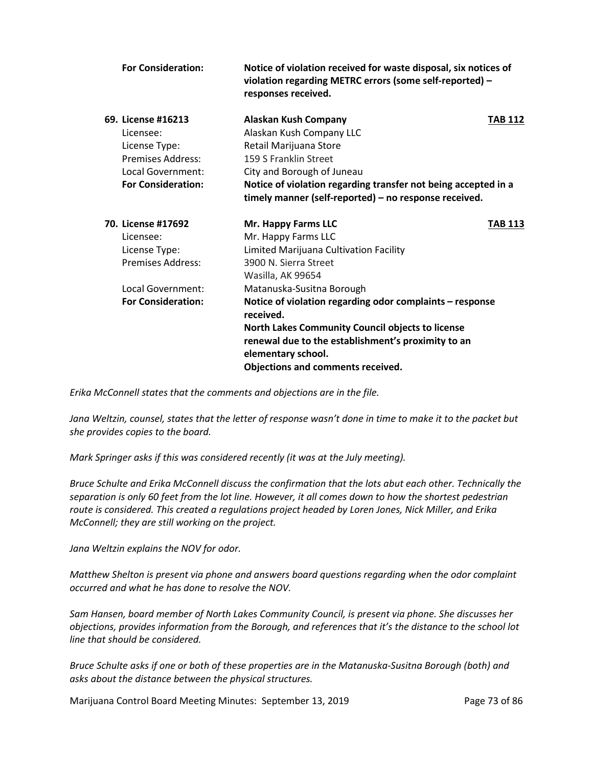| | | |
|---|---|---|
| **For Consideration:** | **Notice of violation received for waste disposal, six notices of violation regarding METRC errors (some self-reported) – responses received.** | |
| **69. License #16213** | **Alaskan Kush Company** | **TAB 112** |
| Licensee: | Alaskan Kush Company LLC | |
| License Type: | Retail Marijuana Store | |
| Premises Address: | 159 S Franklin Street | |
| Local Government: | City and Borough of Juneau | |
| **For Consideration:** | **Notice of violation regarding transfer not being accepted in a timely manner (self-reported) – no response received.** | |
| **70. License #17692** | **Mr. Happy Farms LLC** | **TAB 113** |
| Licensee: | Mr. Happy Farms LLC | |
| License Type: | Limited Marijuana Cultivation Facility | |
| Premises Address: | 3900 N. Sierra Street<br>Wasilla, AK 99654 | |
| Local Government: | Matanuska-Susitna Borough | |
| **For Consideration:** | **Notice of violation regarding odor complaints – response received.**<br>**North Lakes Community Council objects to license renewal due to the establishment's proximity to an elementary school.**<br>**Objections and comments received.** | |

*Erika McConnell states that the comments and objections are in the file.*

*Jana Weltzin, counsel, states that the letter of response wasn't done in time to make it to the packet but she provides copies to the board.*

*Mark Springer asks if this was considered recently (it was at the July meeting).*

*Bruce Schulte and Erika McConnell discuss the confirmation that the lots abut each other. Technically the separation is only 60 feet from the lot line. However, it all comes down to how the shortest pedestrian route is considered. This created a regulations project headed by Loren Jones, Nick Miller, and Erika McConnell; they are still working on the project.*

*Jana Weltzin explains the NOV for odor.*

*Matthew Shelton is present via phone and answers board questions regarding when the odor complaint occurred and what he has done to resolve the NOV.*

*Sam Hansen, board member of North Lakes Community Council, is present via phone. She discusses her objections, provides information from the Borough, and references that it's the distance to the school lot line that should be considered.*

*Bruce Schulte asks if one or both of these properties are in the Matanuska-Susitna Borough (both) and asks about the distance between the physical structures.*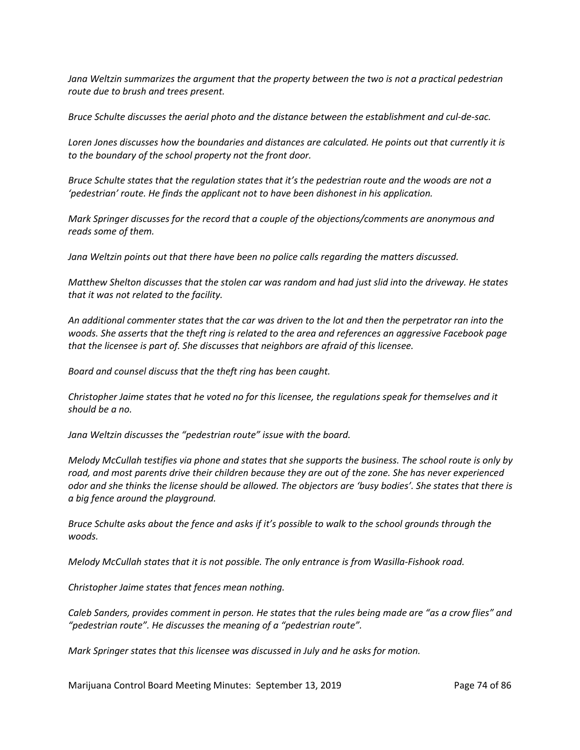*Jana Weltzin summarizes the argument that the property between the two is not a practical pedestrian route due to brush and trees present.*

*Bruce Schulte discusses the aerial photo and the distance between the establishment and cul-de-sac.*

*Loren Jones discusses how the boundaries and distances are calculated. He points out that currently it is to the boundary of the school property not the front door.*

*Bruce Schulte states that the regulation states that it's the pedestrian route and the woods are not a 'pedestrian' route. He finds the applicant not to have been dishonest in his application.*

*Mark Springer discusses for the record that a couple of the objections/comments are anonymous and reads some of them.*

*Jana Weltzin points out that there have been no police calls regarding the matters discussed.*

*Matthew Shelton discusses that the stolen car was random and had just slid into the driveway. He states that it was not related to the facility.*

*An additional commenter states that the car was driven to the lot and then the perpetrator ran into the woods. She asserts that the theft ring is related to the area and references an aggressive Facebook page that the licensee is part of. She discusses that neighbors are afraid of this licensee.*

*Board and counsel discuss that the theft ring has been caught.*

*Christopher Jaime states that he voted no for this licensee, the regulations speak for themselves and it should be a no.*

*Jana Weltzin discusses the "pedestrian route" issue with the board.*

*Melody McCullah testifies via phone and states that she supports the business. The school route is only by road, and most parents drive their children because they are out of the zone. She has never experienced odor and she thinks the license should be allowed. The objectors are 'busy bodies'. She states that there is a big fence around the playground.*

*Bruce Schulte asks about the fence and asks if it's possible to walk to the school grounds through the woods.*

*Melody McCullah states that it is not possible. The only entrance is from Wasilla-Fishook road.*

*Christopher Jaime states that fences mean nothing.*

*Caleb Sanders, provides comment in person. He states that the rules being made are "as a crow flies" and "pedestrian route". He discusses the meaning of a "pedestrian route".*

*Mark Springer states that this licensee was discussed in July and he asks for motion.*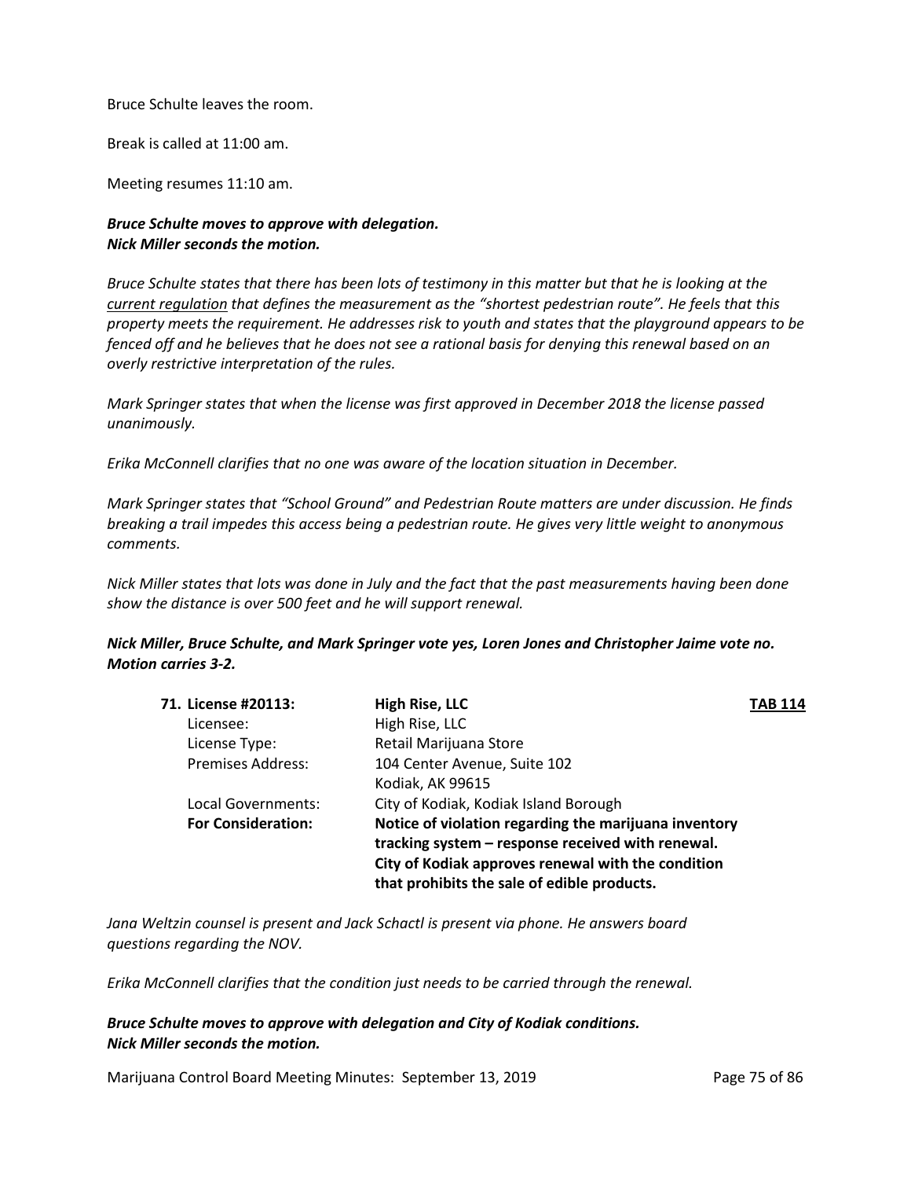Bruce Schulte leaves the room.

Break is called at 11:00 am.

Meeting resumes 11:10 am.

***Bruce Schulte moves to approve with delegation.***
***Nick Miller seconds the motion.***

*Bruce Schulte states that there has been lots of testimony in this matter but that he is looking at the <u>current regulation</u> that defines the measurement as the "shortest pedestrian route". He feels that this property meets the requirement. He addresses risk to youth and states that the playground appears to be fenced off and he believes that he does not see a rational basis for denying this renewal based on an overly restrictive interpretation of the rules.*

*Mark Springer states that when the license was first approved in December 2018 the license passed unanimously.*

*Erika McConnell clarifies that no one was aware of the location situation in December.*

*Mark Springer states that "School Ground" and Pedestrian Route matters are under discussion. He finds breaking a trail impedes this access being a pedestrian route. He gives very little weight to anonymous comments.*

*Nick Miller states that lots was done in July and the fact that the past measurements having been done show the distance is over 500 feet and he will support renewal.*

***Nick Miller, Bruce Schulte, and Mark Springer vote yes, Loren Jones and Christopher Jaime vote no. Motion carries 3-2.***

| **71. License #20113:** | **High Rise, LLC** | **<u>TAB 114</u>** |
|---|---|---|
| Licensee: | High Rise, LLC | |
| License Type: | Retail Marijuana Store | |
| Premises Address: | 104 Center Avenue, Suite 102<br>Kodiak, AK 99615 | |
| Local Governments: | City of Kodiak, Kodiak Island Borough | |
| **For Consideration:** | **Notice of violation regarding the marijuana inventory tracking system – response received with renewal. City of Kodiak approves renewal with the condition that prohibits the sale of edible products.** | |

*Jana Weltzin counsel is present and Jack Schactl is present via phone. He answers board questions regarding the NOV.*

*Erika McConnell clarifies that the condition just needs to be carried through the renewal.*

***Bruce Schulte moves to approve with delegation and City of Kodiak conditions.***
***Nick Miller seconds the motion.***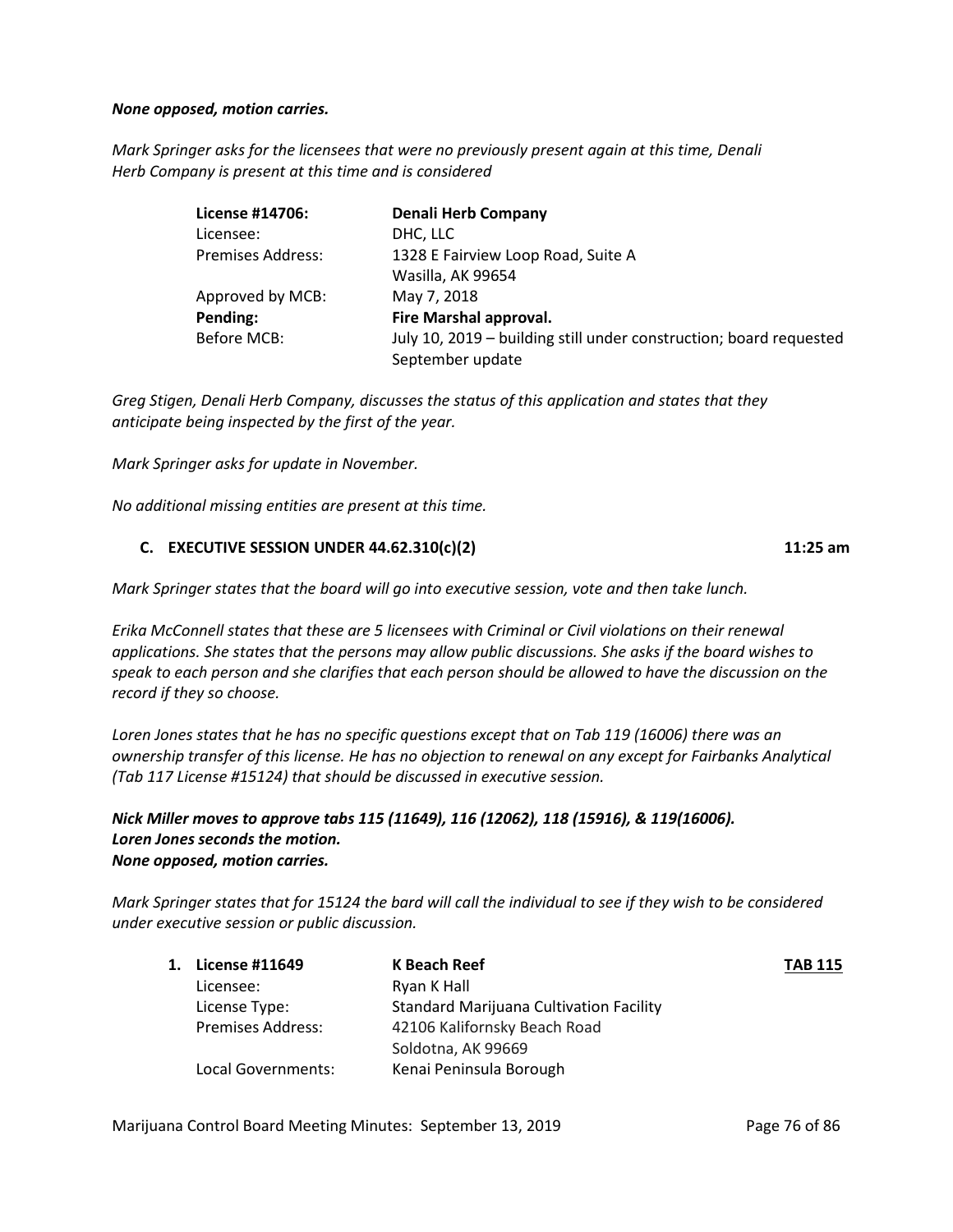***None opposed, motion carries.***

*Mark Springer asks for the licensees that were no previously present again at this time, Denali Herb Company is present at this time and is considered*

| **License #14706:** | **Denali Herb Company** |
|---|---|
| Licensee: | DHC, LLC |
| Premises Address: | 1328 E Fairview Loop Road, Suite A<br>Wasilla, AK 99654 |
| Approved by MCB: | May 7, 2018 |
| **Pending:** | **Fire Marshal approval.** |
| Before MCB: | July 10, 2019 – building still under construction; board requested September update |

*Greg Stigen, Denali Herb Company, discusses the status of this application and states that they anticipate being inspected by the first of the year.*

*Mark Springer asks for update in November.*

*No additional missing entities are present at this time.*

### C. EXECUTIVE SESSION UNDER 44.62.310(c)(2) — 11:25 am

*Mark Springer states that the board will go into executive session, vote and then take lunch.*

*Erika McConnell states that these are 5 licensees with Criminal or Civil violations on their renewal applications. She states that the persons may allow public discussions. She asks if the board wishes to speak to each person and she clarifies that each person should be allowed to have the discussion on the record if they so choose.*

*Loren Jones states that he has no specific questions except that on Tab 119 (16006) there was an ownership transfer of this license. He has no objection to renewal on any except for Fairbanks Analytical (Tab 117 License #15124) that should be discussed in executive session.*

***Nick Miller moves to approve tabs 115 (11649), 116 (12062), 118 (15916), & 119(16006).***
***Loren Jones seconds the motion.***
***None opposed, motion carries.***

*Mark Springer states that for 15124 the bard will call the individual to see if they wish to be considered under executive session or public discussion.*

| **1. License #11649** | **K Beach Reef** | **TAB 115** |
|---|---|---|
| Licensee: | Ryan K Hall | |
| License Type: | Standard Marijuana Cultivation Facility | |
| Premises Address: | 42106 Kalifornsky Beach Road<br>Soldotna, AK 99669 | |
| Local Governments: | Kenai Peninsula Borough | |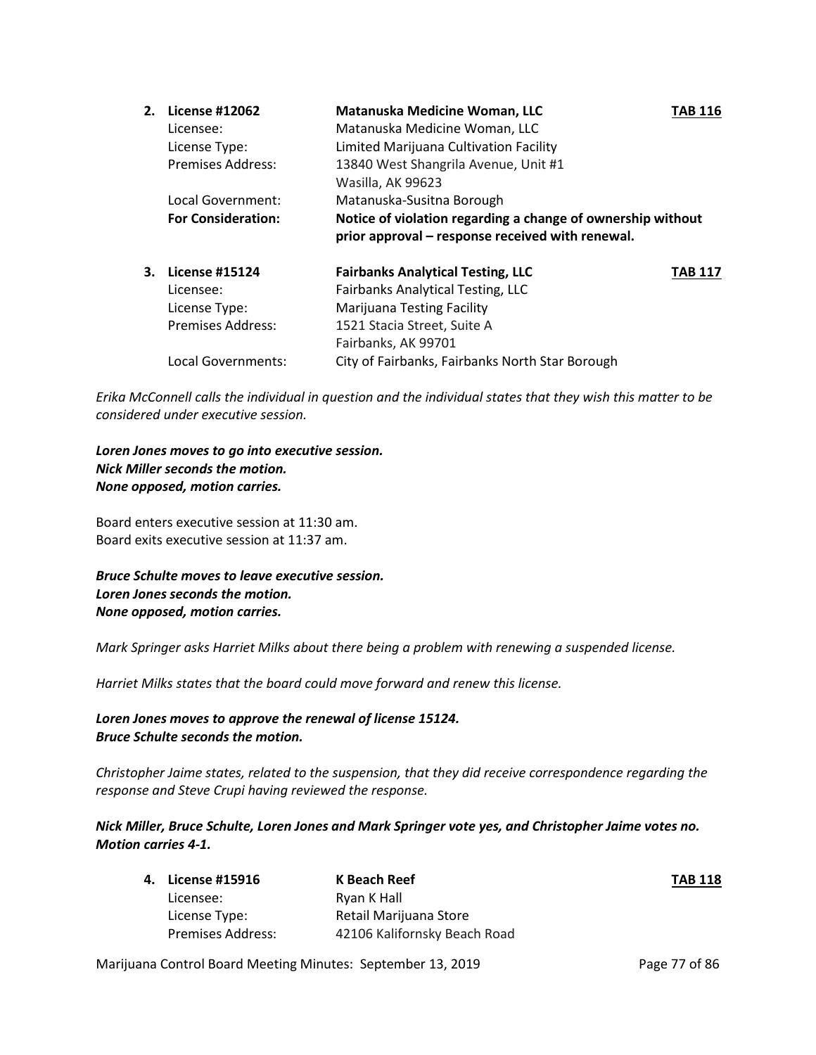2. **License #12062** — **Matanuska Medicine Woman, LLC** — **TAB 116**

   Licensee: Matanuska Medicine Woman, LLC
   License Type: Limited Marijuana Cultivation Facility
   Premises Address: 13840 West Shangrila Avenue, Unit #1, Wasilla, AK 99623
   Local Government: Matanuska-Susitna Borough
   **For Consideration: Notice of violation regarding a change of ownership without prior approval – response received with renewal.**

3. **License #15124** — **Fairbanks Analytical Testing, LLC** — **TAB 117**

   Licensee: Fairbanks Analytical Testing, LLC
   License Type: Marijuana Testing Facility
   Premises Address: 1521 Stacia Street, Suite A, Fairbanks, AK 99701
   Local Governments: City of Fairbanks, Fairbanks North Star Borough

*Erika McConnell calls the individual in question and the individual states that they wish this matter to be considered under executive session.*

***Loren Jones moves to go into executive session.***
***Nick Miller seconds the motion.***
***None opposed, motion carries.***

Board enters executive session at 11:30 am.
Board exits executive session at 11:37 am.

***Bruce Schulte moves to leave executive session.***
***Loren Jones seconds the motion.***
***None opposed, motion carries.***

*Mark Springer asks Harriet Milks about there being a problem with renewing a suspended license.*

*Harriet Milks states that the board could move forward and renew this license.*

***Loren Jones moves to approve the renewal of license 15124.***
***Bruce Schulte seconds the motion.***

*Christopher Jaime states, related to the suspension, that they did receive correspondence regarding the response and Steve Crupi having reviewed the response.*

***Nick Miller, Bruce Schulte, Loren Jones and Mark Springer vote yes, and Christopher Jaime votes no. Motion carries 4-1.***

4. **License #15916** — **K Beach Reef** — **TAB 118**

   Licensee: Ryan K Hall
   License Type: Retail Marijuana Store
   Premises Address: 42106 Kalifornsky Beach Road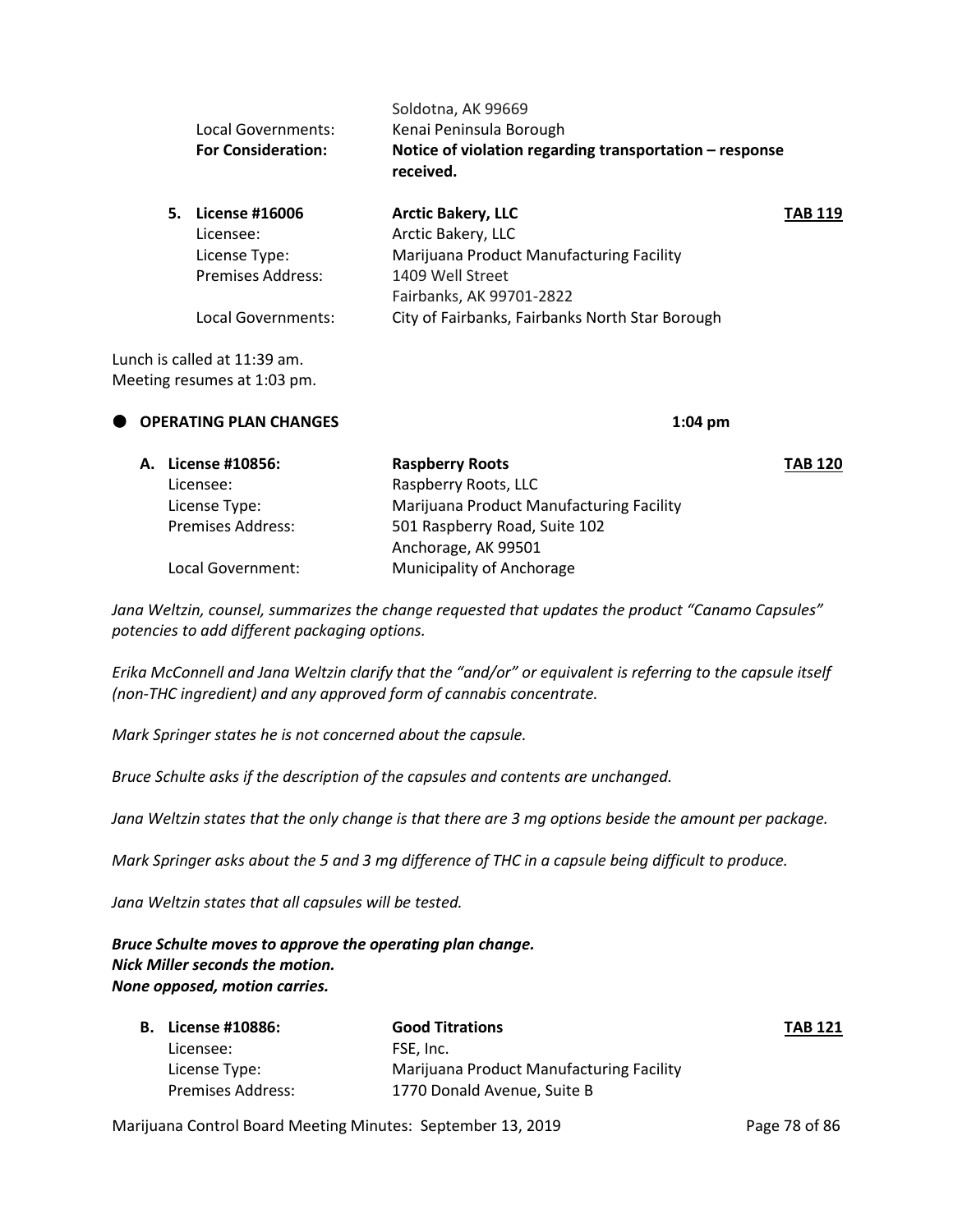| | |
|---|---|
| | Soldotna, AK 99669 |
| Local Governments: | Kenai Peninsula Borough |
| **For Consideration:** | **Notice of violation regarding transportation – response received.** |

**5. License #16006** — **Arctic Bakery, LLC** — **TAB 119**

| | |
|---|---|
| Licensee: | Arctic Bakery, LLC |
| License Type: | Marijuana Product Manufacturing Facility |
| Premises Address: | 1409 Well Street<br>Fairbanks, AK 99701-2822 |
| Local Governments: | City of Fairbanks, Fairbanks North Star Borough |

Lunch is called at 11:39 am.
Meeting resumes at 1:03 pm.

## OPERATING PLAN CHANGES — 1:04 pm

**A. License #10856:** — **Raspberry Roots** — **TAB 120**

| | |
|---|---|
| Licensee: | Raspberry Roots, LLC |
| License Type: | Marijuana Product Manufacturing Facility |
| Premises Address: | 501 Raspberry Road, Suite 102<br>Anchorage, AK 99501 |
| Local Government: | Municipality of Anchorage |

*Jana Weltzin, counsel, summarizes the change requested that updates the product "Canamo Capsules" potencies to add different packaging options.*

*Erika McConnell and Jana Weltzin clarify that the "and/or" or equivalent is referring to the capsule itself (non-THC ingredient) and any approved form of cannabis concentrate.*

*Mark Springer states he is not concerned about the capsule.*

*Bruce Schulte asks if the description of the capsules and contents are unchanged.*

*Jana Weltzin states that the only change is that there are 3 mg options beside the amount per package.*

*Mark Springer asks about the 5 and 3 mg difference of THC in a capsule being difficult to produce.*

*Jana Weltzin states that all capsules will be tested.*

***Bruce Schulte moves to approve the operating plan change.***
***Nick Miller seconds the motion.***
***None opposed, motion carries.***

**B. License #10886:** — **Good Titrations** — **TAB 121**

| | |
|---|---|
| Licensee: | FSE, Inc. |
| License Type: | Marijuana Product Manufacturing Facility |
| Premises Address: | 1770 Donald Avenue, Suite B |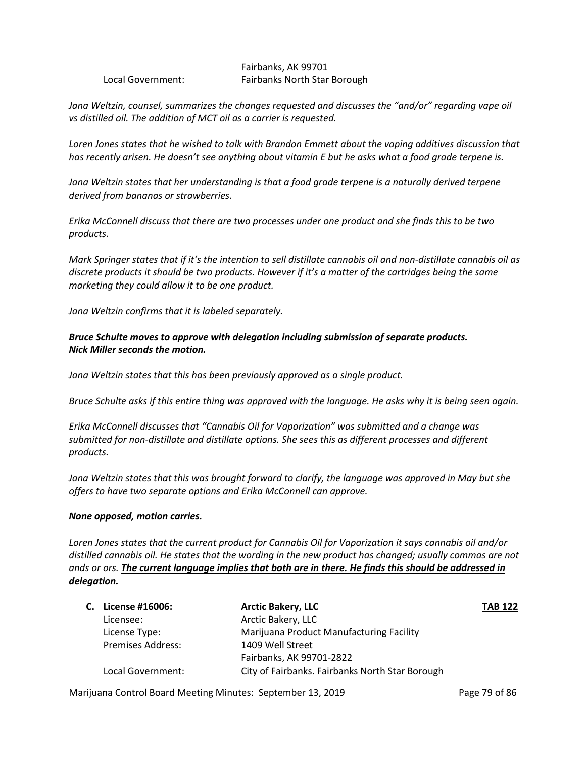| | |
|---|---|
| | Fairbanks, AK 99701 |
| Local Government: | Fairbanks North Star Borough |

*Jana Weltzin, counsel, summarizes the changes requested and discusses the "and/or" regarding vape oil vs distilled oil. The addition of MCT oil as a carrier is requested.*

*Loren Jones states that he wished to talk with Brandon Emmett about the vaping additives discussion that has recently arisen. He doesn't see anything about vitamin E but he asks what a food grade terpene is.*

*Jana Weltzin states that her understanding is that a food grade terpene is a naturally derived terpene derived from bananas or strawberries.*

*Erika McConnell discuss that there are two processes under one product and she finds this to be two products.*

*Mark Springer states that if it's the intention to sell distillate cannabis oil and non-distillate cannabis oil as discrete products it should be two products. However if it's a matter of the cartridges being the same marketing they could allow it to be one product.*

*Jana Weltzin confirms that it is labeled separately.*

***Bruce Schulte moves to approve with delegation including submission of separate products.***
***Nick Miller seconds the motion.***

*Jana Weltzin states that this has been previously approved as a single product.*

*Bruce Schulte asks if this entire thing was approved with the language. He asks why it is being seen again.*

*Erika McConnell discusses that "Cannabis Oil for Vaporization" was submitted and a change was submitted for non-distillate and distillate options. She sees this as different processes and different products.*

*Jana Weltzin states that this was brought forward to clarify, the language was approved in May but she offers to have two separate options and Erika McConnell can approve.*

***None opposed, motion carries.***

*Loren Jones states that the current product for Cannabis Oil for Vaporization it says cannabis oil and/or distilled cannabis oil. He states that the wording in the new product has changed; usually commas are not ands or ors. **<u>The current language implies that both are in there. He finds this should be addressed in delegation.</u>***

| | | |
|---|---|---|
| **C. License #16006:** | **Arctic Bakery, LLC** | **<u>TAB 122</u>** |
| Licensee: | Arctic Bakery, LLC | |
| License Type: | Marijuana Product Manufacturing Facility | |
| Premises Address: | 1409 Well Street | |
| | Fairbanks, AK 99701-2822 | |
| Local Government: | City of Fairbanks. Fairbanks North Star Borough | |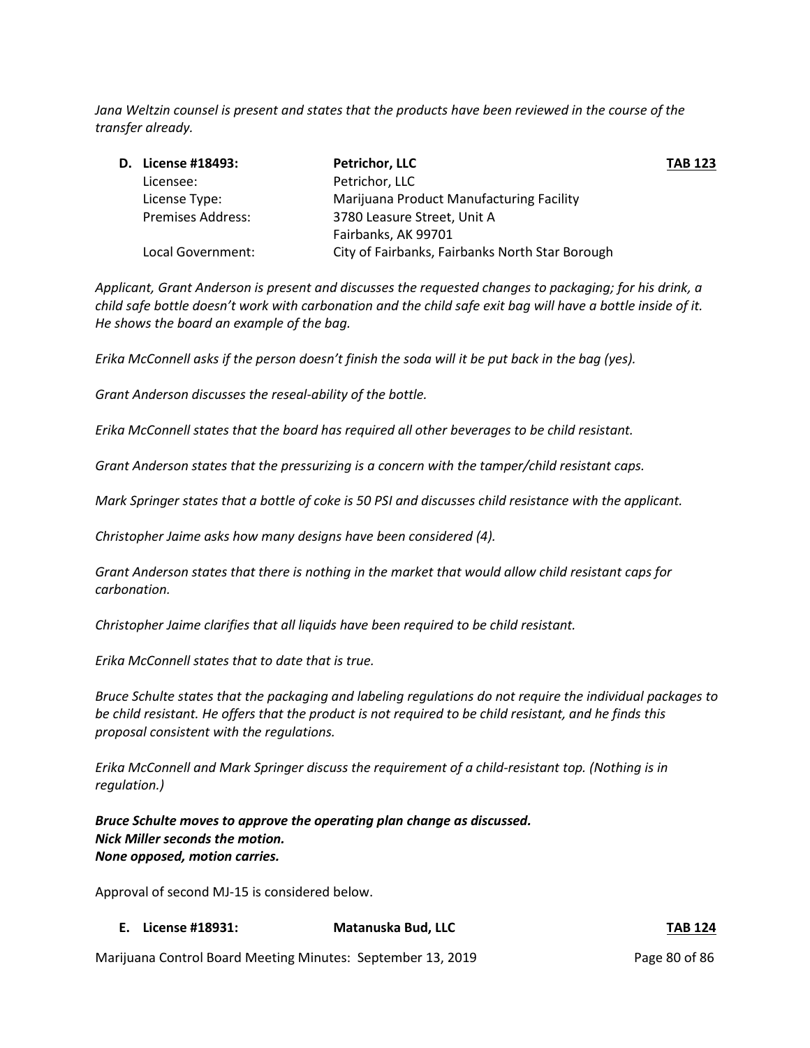*Jana Weltzin counsel is present and states that the products have been reviewed in the course of the transfer already.*

| **D. License #18493:** | **Petrichor, LLC** | **TAB 123** |
|---|---|---|
| Licensee: | Petrichor, LLC | |
| License Type: | Marijuana Product Manufacturing Facility | |
| Premises Address: | 3780 Leasure Street, Unit A<br>Fairbanks, AK 99701 | |
| Local Government: | City of Fairbanks, Fairbanks North Star Borough | |

*Applicant, Grant Anderson is present and discusses the requested changes to packaging; for his drink, a child safe bottle doesn't work with carbonation and the child safe exit bag will have a bottle inside of it. He shows the board an example of the bag.*

*Erika McConnell asks if the person doesn't finish the soda will it be put back in the bag (yes).*

*Grant Anderson discusses the reseal-ability of the bottle.*

*Erika McConnell states that the board has required all other beverages to be child resistant.*

*Grant Anderson states that the pressurizing is a concern with the tamper/child resistant caps.*

*Mark Springer states that a bottle of coke is 50 PSI and discusses child resistance with the applicant.*

*Christopher Jaime asks how many designs have been considered (4).*

*Grant Anderson states that there is nothing in the market that would allow child resistant caps for carbonation.*

*Christopher Jaime clarifies that all liquids have been required to be child resistant.*

*Erika McConnell states that to date that is true.*

*Bruce Schulte states that the packaging and labeling regulations do not require the individual packages to be child resistant. He offers that the product is not required to be child resistant, and he finds this proposal consistent with the regulations.*

*Erika McConnell and Mark Springer discuss the requirement of a child-resistant top. (Nothing is in regulation.)*

***Bruce Schulte moves to approve the operating plan change as discussed.***
***Nick Miller seconds the motion.***
***None opposed, motion carries.***

Approval of second MJ-15 is considered below.

| **E. License #18931:** | **Matanuska Bud, LLC** | **TAB 124** |
|---|---|---|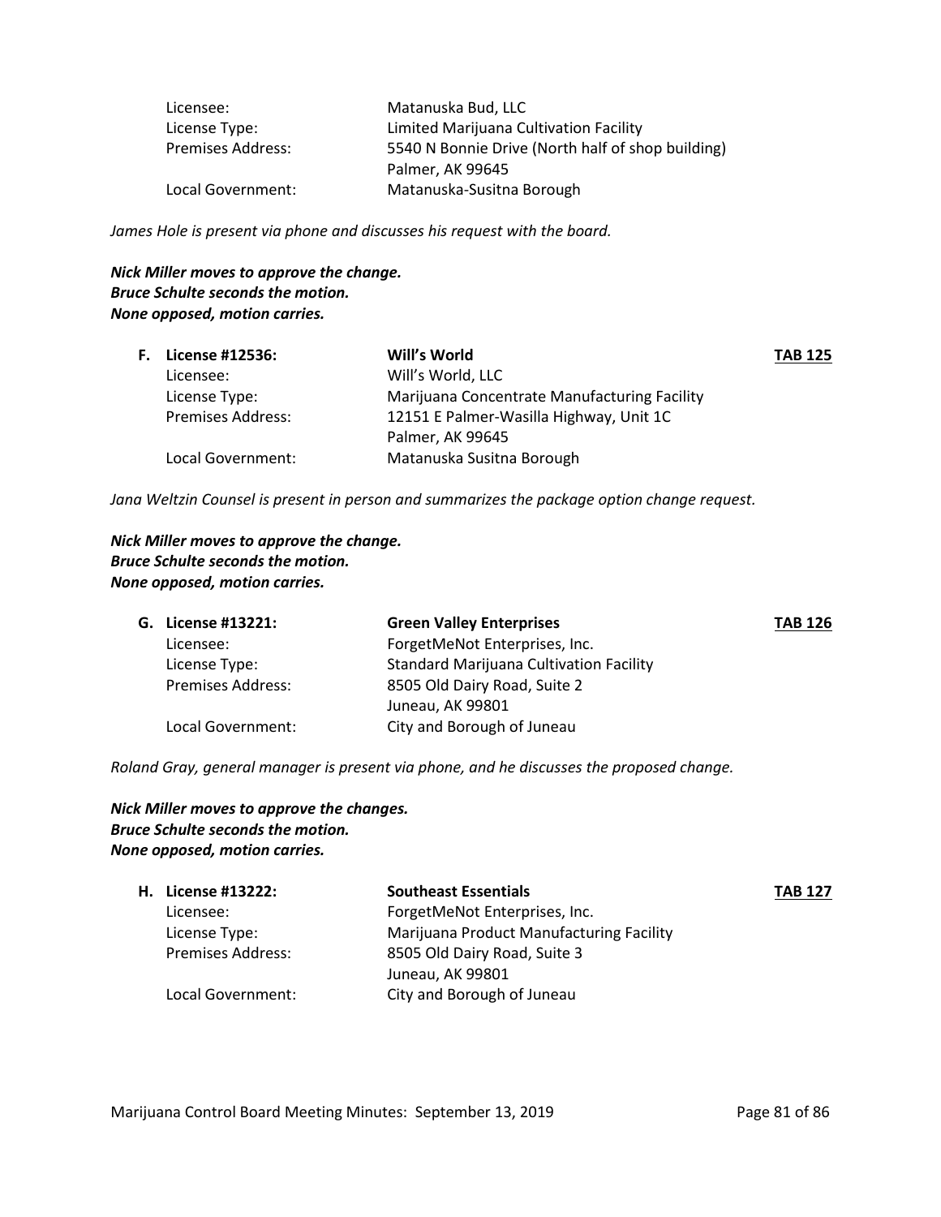| | | |
|---|---|---|
| Licensee: | Matanuska Bud, LLC | |
| License Type: | Limited Marijuana Cultivation Facility | |
| Premises Address: | 5540 N Bonnie Drive (North half of shop building) Palmer, AK 99645 | |
| Local Government: | Matanuska-Susitna Borough | |

*James Hole is present via phone and discusses his request with the board.*

***Nick Miller moves to approve the change.***
***Bruce Schulte seconds the motion.***
***None opposed, motion carries.***

| | | |
|---|---|---|
| **F. License #12536:** | **Will's World** | **TAB 125** |
| Licensee: | Will's World, LLC | |
| License Type: | Marijuana Concentrate Manufacturing Facility | |
| Premises Address: | 12151 E Palmer-Wasilla Highway, Unit 1C Palmer, AK 99645 | |
| Local Government: | Matanuska Susitna Borough | |

*Jana Weltzin Counsel is present in person and summarizes the package option change request.*

***Nick Miller moves to approve the change.***
***Bruce Schulte seconds the motion.***
***None opposed, motion carries.***

| | | |
|---|---|---|
| **G. License #13221:** | **Green Valley Enterprises** | **TAB 126** |
| Licensee: | ForgetMeNot Enterprises, Inc. | |
| License Type: | Standard Marijuana Cultivation Facility | |
| Premises Address: | 8505 Old Dairy Road, Suite 2 Juneau, AK 99801 | |
| Local Government: | City and Borough of Juneau | |

*Roland Gray, general manager is present via phone, and he discusses the proposed change.*

***Nick Miller moves to approve the changes.***
***Bruce Schulte seconds the motion.***
***None opposed, motion carries.***

| | | |
|---|---|---|
| **H. License #13222:** | **Southeast Essentials** | **TAB 127** |
| Licensee: | ForgetMeNot Enterprises, Inc. | |
| License Type: | Marijuana Product Manufacturing Facility | |
| Premises Address: | 8505 Old Dairy Road, Suite 3 Juneau, AK 99801 | |
| Local Government: | City and Borough of Juneau | |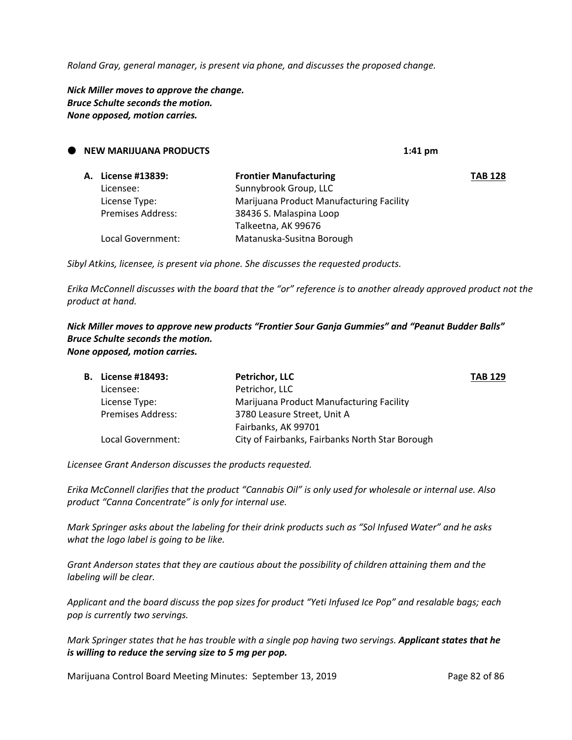*Roland Gray, general manager, is present via phone, and discusses the proposed change.*

***Nick Miller moves to approve the change.***
***Bruce Schulte seconds the motion.***
***None opposed, motion carries.***

- **NEW MARIJUANA PRODUCTS** **1:41 pm**

| **A. License #13839:** | **Frontier Manufacturing** | **TAB 128** |
|---|---|---|
| Licensee: | Sunnybrook Group, LLC | |
| License Type: | Marijuana Product Manufacturing Facility | |
| Premises Address: | 38436 S. Malaspina Loop<br>Talkeetna, AK 99676 | |
| Local Government: | Matanuska-Susitna Borough | |

*Sibyl Atkins, licensee, is present via phone. She discusses the requested products.*

*Erika McConnell discusses with the board that the "or" reference is to another already approved product not the product at hand.*

***Nick Miller moves to approve new products "Frontier Sour Ganja Gummies" and "Peanut Budder Balls"***
***Bruce Schulte seconds the motion.***
***None opposed, motion carries.***

| **B. License #18493:** | **Petrichor, LLC** | **TAB 129** |
|---|---|---|
| Licensee: | Petrichor, LLC | |
| License Type: | Marijuana Product Manufacturing Facility | |
| Premises Address: | 3780 Leasure Street, Unit A<br>Fairbanks, AK 99701 | |
| Local Government: | City of Fairbanks, Fairbanks North Star Borough | |

*Licensee Grant Anderson discusses the products requested.*

*Erika McConnell clarifies that the product "Cannabis Oil" is only used for wholesale or internal use. Also product "Canna Concentrate" is only for internal use.*

*Mark Springer asks about the labeling for their drink products such as "Sol Infused Water" and he asks what the logo label is going to be like.*

*Grant Anderson states that they are cautious about the possibility of children attaining them and the labeling will be clear.*

*Applicant and the board discuss the pop sizes for product "Yeti Infused Ice Pop" and resalable bags; each pop is currently two servings.*

*Mark Springer states that he has trouble with a single pop having two servings.* ***Applicant states that he is willing to reduce the serving size to 5 mg per pop.***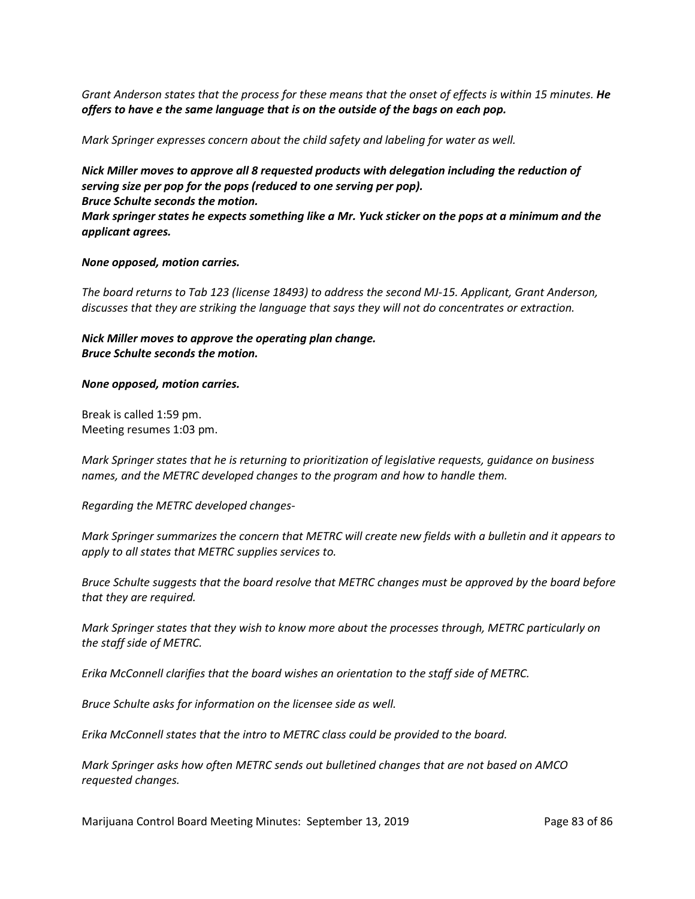*Grant Anderson states that the process for these means that the onset of effects is within 15 minutes.* ***He offers to have e the same language that is on the outside of the bags on each pop.***

*Mark Springer expresses concern about the child safety and labeling for water as well.*

***Nick Miller moves to approve all 8 requested products with delegation including the reduction of serving size per pop for the pops (reduced to one serving per pop).***
***Bruce Schulte seconds the motion.***
***Mark springer states he expects something like a Mr. Yuck sticker on the pops at a minimum and the applicant agrees.***

***None opposed, motion carries.***

*The board returns to Tab 123 (license 18493) to address the second MJ-15. Applicant, Grant Anderson, discusses that they are striking the language that says they will not do concentrates or extraction.*

***Nick Miller moves to approve the operating plan change.***
***Bruce Schulte seconds the motion.***

***None opposed, motion carries.***

Break is called 1:59 pm.
Meeting resumes 1:03 pm.

*Mark Springer states that he is returning to prioritization of legislative requests, guidance on business names, and the METRC developed changes to the program and how to handle them.*

*Regarding the METRC developed changes-*

*Mark Springer summarizes the concern that METRC will create new fields with a bulletin and it appears to apply to all states that METRC supplies services to.*

*Bruce Schulte suggests that the board resolve that METRC changes must be approved by the board before that they are required.*

*Mark Springer states that they wish to know more about the processes through, METRC particularly on the staff side of METRC.*

*Erika McConnell clarifies that the board wishes an orientation to the staff side of METRC.*

*Bruce Schulte asks for information on the licensee side as well.*

*Erika McConnell states that the intro to METRC class could be provided to the board.*

*Mark Springer asks how often METRC sends out bulletined changes that are not based on AMCO requested changes.*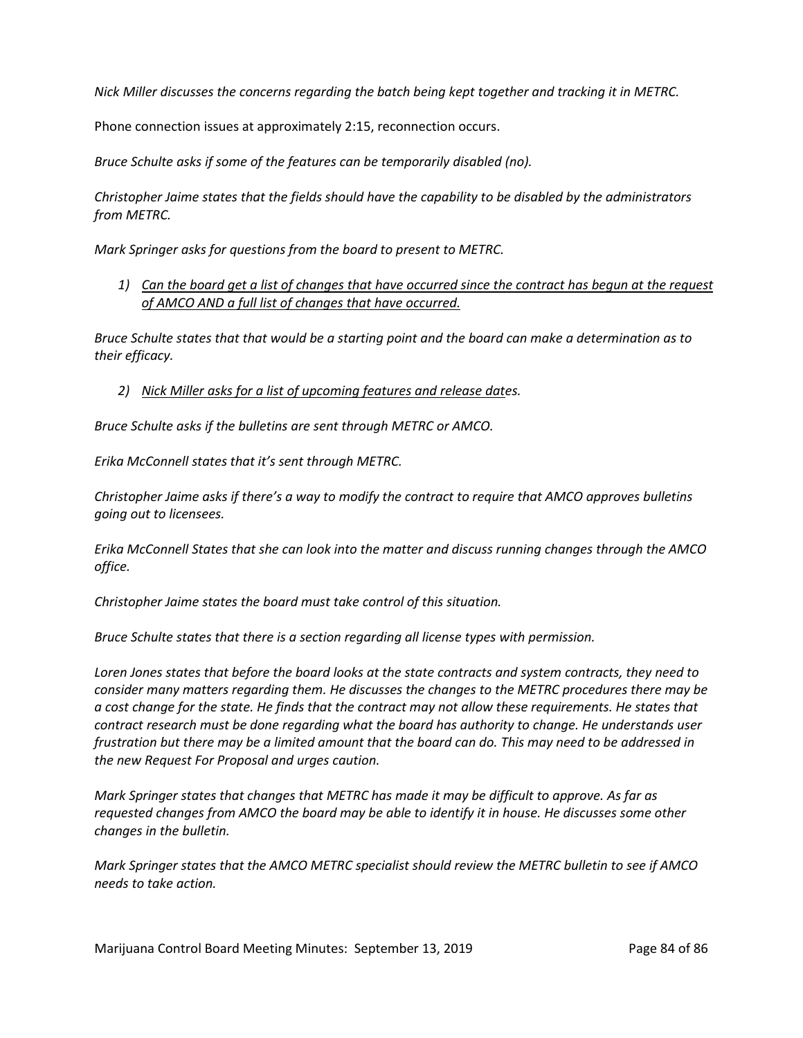*Nick Miller discusses the concerns regarding the batch being kept together and tracking it in METRC.*

Phone connection issues at approximately 2:15, reconnection occurs.

*Bruce Schulte asks if some of the features can be temporarily disabled (no).*

*Christopher Jaime states that the fields should have the capability to be disabled by the administrators from METRC.*

*Mark Springer asks for questions from the board to present to METRC.*

1) *Can the board get a list of changes that have occurred since the contract has begun at the request of AMCO AND a full list of changes that have occurred.*

*Bruce Schulte states that that would be a starting point and the board can make a determination as to their efficacy.*

2) *Nick Miller asks for a list of upcoming features and release dates.*

*Bruce Schulte asks if the bulletins are sent through METRC or AMCO.*

*Erika McConnell states that it's sent through METRC.*

*Christopher Jaime asks if there's a way to modify the contract to require that AMCO approves bulletins going out to licensees.*

*Erika McConnell States that she can look into the matter and discuss running changes through the AMCO office.*

*Christopher Jaime states the board must take control of this situation.*

*Bruce Schulte states that there is a section regarding all license types with permission.*

*Loren Jones states that before the board looks at the state contracts and system contracts, they need to consider many matters regarding them. He discusses the changes to the METRC procedures there may be a cost change for the state. He finds that the contract may not allow these requirements. He states that contract research must be done regarding what the board has authority to change. He understands user frustration but there may be a limited amount that the board can do. This may need to be addressed in the new Request For Proposal and urges caution.*

*Mark Springer states that changes that METRC has made it may be difficult to approve. As far as requested changes from AMCO the board may be able to identify it in house. He discusses some other changes in the bulletin.*

*Mark Springer states that the AMCO METRC specialist should review the METRC bulletin to see if AMCO needs to take action.*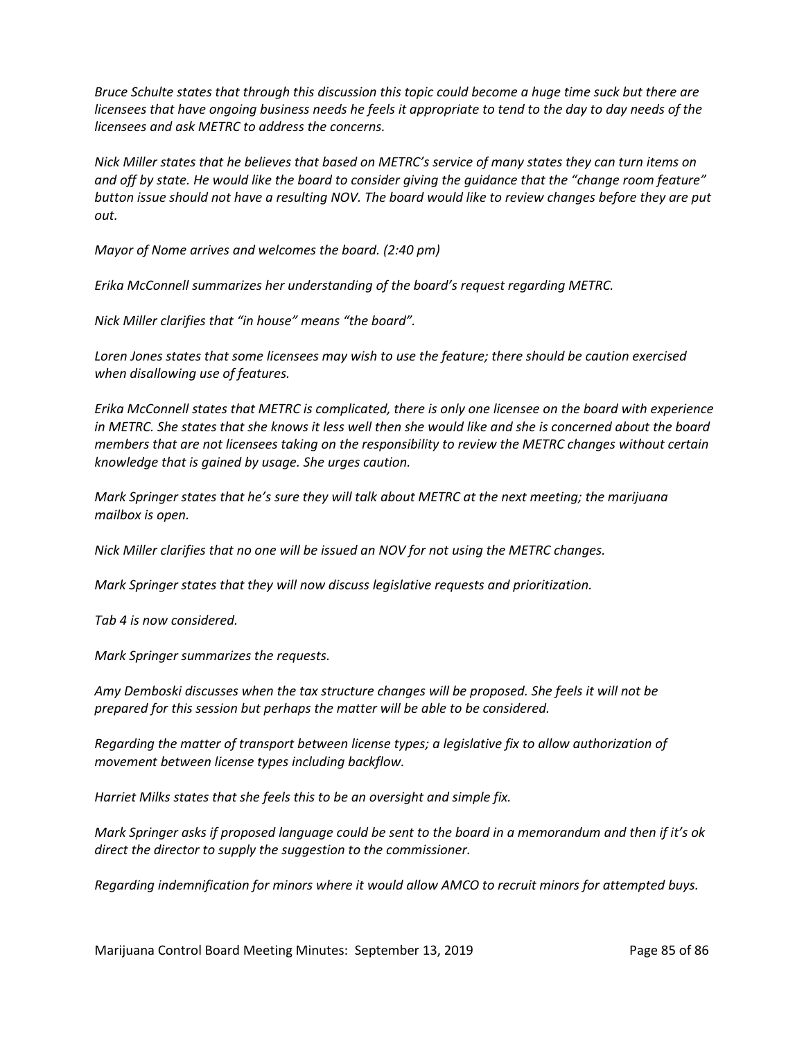*Bruce Schulte states that through this discussion this topic could become a huge time suck but there are licensees that have ongoing business needs he feels it appropriate to tend to the day to day needs of the licensees and ask METRC to address the concerns.*

*Nick Miller states that he believes that based on METRC's service of many states they can turn items on and off by state. He would like the board to consider giving the guidance that the "change room feature" button issue should not have a resulting NOV. The board would like to review changes before they are put out.*

*Mayor of Nome arrives and welcomes the board. (2:40 pm)*

*Erika McConnell summarizes her understanding of the board's request regarding METRC.*

*Nick Miller clarifies that "in house" means "the board".*

*Loren Jones states that some licensees may wish to use the feature; there should be caution exercised when disallowing use of features.*

*Erika McConnell states that METRC is complicated, there is only one licensee on the board with experience in METRC. She states that she knows it less well then she would like and she is concerned about the board members that are not licensees taking on the responsibility to review the METRC changes without certain knowledge that is gained by usage. She urges caution.*

*Mark Springer states that he's sure they will talk about METRC at the next meeting; the marijuana mailbox is open.*

*Nick Miller clarifies that no one will be issued an NOV for not using the METRC changes.*

*Mark Springer states that they will now discuss legislative requests and prioritization.*

*Tab 4 is now considered.*

*Mark Springer summarizes the requests.*

*Amy Demboski discusses when the tax structure changes will be proposed. She feels it will not be prepared for this session but perhaps the matter will be able to be considered.*

*Regarding the matter of transport between license types; a legislative fix to allow authorization of movement between license types including backflow.*

*Harriet Milks states that she feels this to be an oversight and simple fix.*

*Mark Springer asks if proposed language could be sent to the board in a memorandum and then if it's ok direct the director to supply the suggestion to the commissioner.*

*Regarding indemnification for minors where it would allow AMCO to recruit minors for attempted buys.*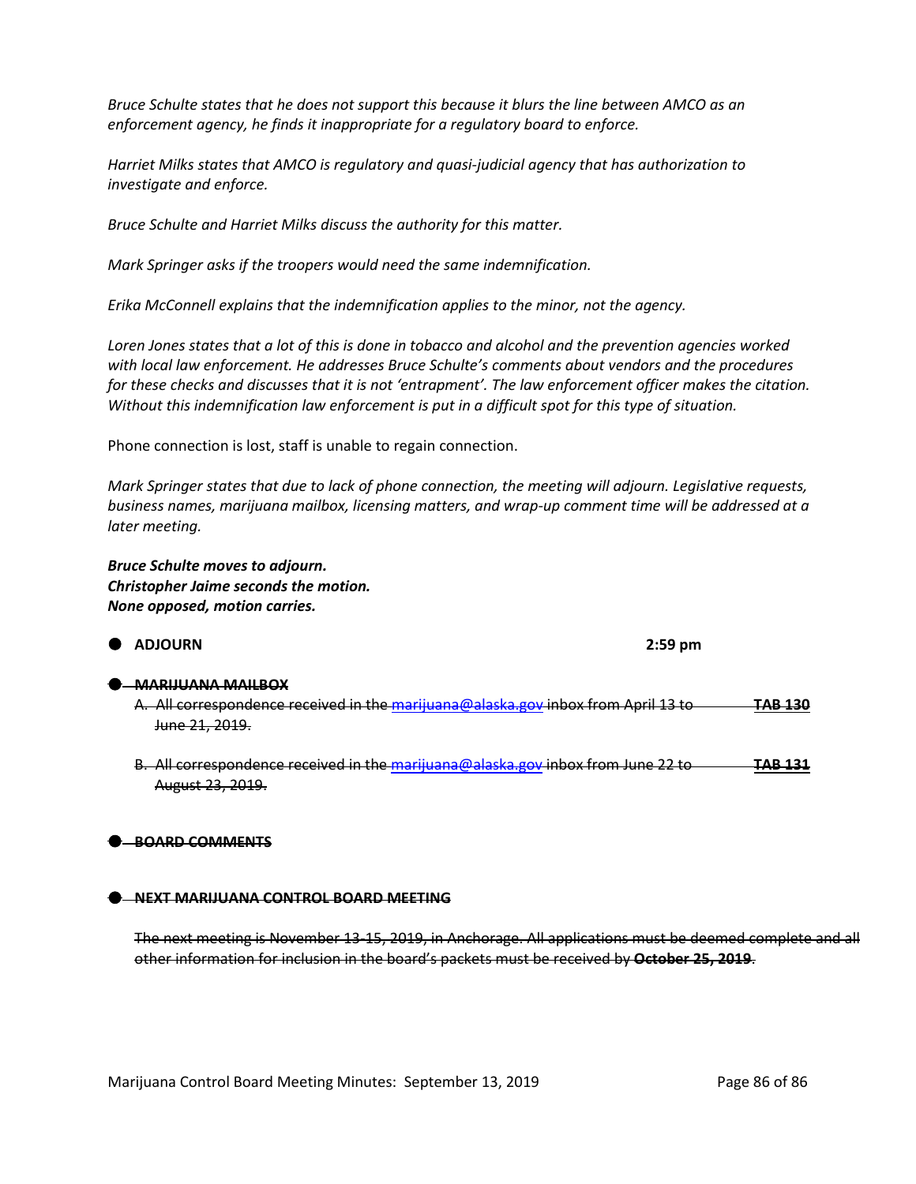*Bruce Schulte states that he does not support this because it blurs the line between AMCO as an enforcement agency, he finds it inappropriate for a regulatory board to enforce.*

*Harriet Milks states that AMCO is regulatory and quasi-judicial agency that has authorization to investigate and enforce.*

*Bruce Schulte and Harriet Milks discuss the authority for this matter.*

*Mark Springer asks if the troopers would need the same indemnification.*

*Erika McConnell explains that the indemnification applies to the minor, not the agency.*

*Loren Jones states that a lot of this is done in tobacco and alcohol and the prevention agencies worked with local law enforcement. He addresses Bruce Schulte's comments about vendors and the procedures for these checks and discusses that it is not 'entrapment'. The law enforcement officer makes the citation. Without this indemnification law enforcement is put in a difficult spot for this type of situation.*

Phone connection is lost, staff is unable to regain connection.

*Mark Springer states that due to lack of phone connection, the meeting will adjourn. Legislative requests, business names, marijuana mailbox, licensing matters, and wrap-up comment time will be addressed at a later meeting.*

***Bruce Schulte moves to adjourn.***
***Christopher Jaime seconds the motion.***
***None opposed, motion carries.***

- **ADJOURN** **2:59 pm**

- ~~**MARIJUANA MAILBOX**~~
  - ~~A. All correspondence received in the marijuana@alaska.gov inbox from April 13 to June 21, 2019.~~ ~~**TAB 130**~~
  - ~~B. All correspondence received in the marijuana@alaska.gov inbox from June 22 to August 23, 2019.~~ ~~**TAB 131**~~

- ~~**BOARD COMMENTS**~~

- ~~**NEXT MARIJUANA CONTROL BOARD MEETING**~~

  ~~The next meeting is November 13-15, 2019, in Anchorage. All applications must be deemed complete and all other information for inclusion in the board's packets must be received by **October 25, 2019**.~~